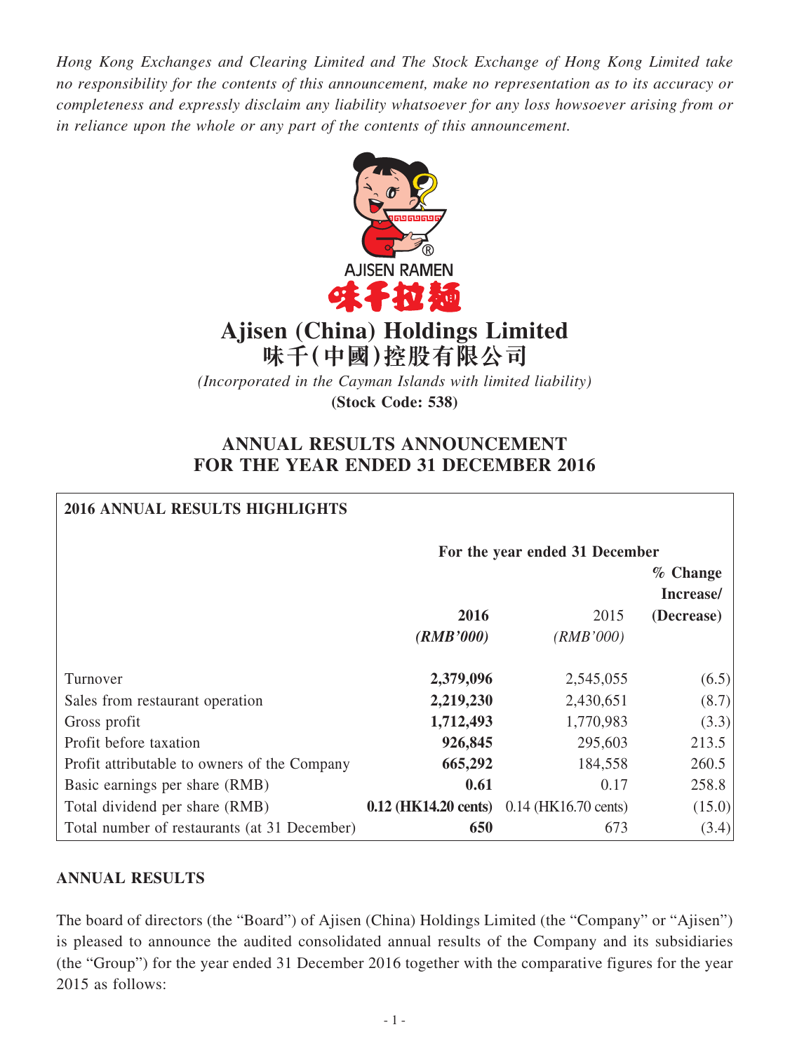*Hong Kong Exchanges and Clearing Limited and The Stock Exchange of Hong Kong Limited take no responsibility for the contents of this announcement, make no representation as to its accuracy or completeness and expressly disclaim any liability whatsoever for any loss howsoever arising from or in reliance upon the whole or any part of the contents of this announcement.*

AJISEN RAMEN
味千拉麵

# Ajisen (China) Holdings Limited
# 味千(中國)控股有限公司

*(Incorporated in the Cayman Islands with limited liability)*
**(Stock Code: 538)**

## ANNUAL RESULTS ANNOUNCEMENT FOR THE YEAR ENDED 31 DECEMBER 2016

**2016 ANNUAL RESULTS HIGHLIGHTS**

| | For the year ended 31 December | | |
|---|---|---|---|
| | **2016** | 2015 | % Change Increase/ (Decrease) |
| | ***(RMB'000)*** | *(RMB'000)* | |
| Turnover | **2,379,096** | 2,545,055 | (6.5) |
| Sales from restaurant operation | **2,219,230** | 2,430,651 | (8.7) |
| Gross profit | **1,712,493** | 1,770,983 | (3.3) |
| Profit before taxation | **926,845** | 295,603 | 213.5 |
| Profit attributable to owners of the Company | **665,292** | 184,558 | 260.5 |
| Basic earnings per share (RMB) | **0.61** | 0.17 | 258.8 |
| Total dividend per share (RMB) | **0.12 (HK14.20 cents)** | 0.14 (HK16.70 cents) | (15.0) |
| Total number of restaurants (at 31 December) | **650** | 673 | (3.4) |

**ANNUAL RESULTS**

The board of directors (the "Board") of Ajisen (China) Holdings Limited (the "Company" or "Ajisen") is pleased to announce the audited consolidated annual results of the Company and its subsidiaries (the "Group") for the year ended 31 December 2016 together with the comparative figures for the year 2015 as follows: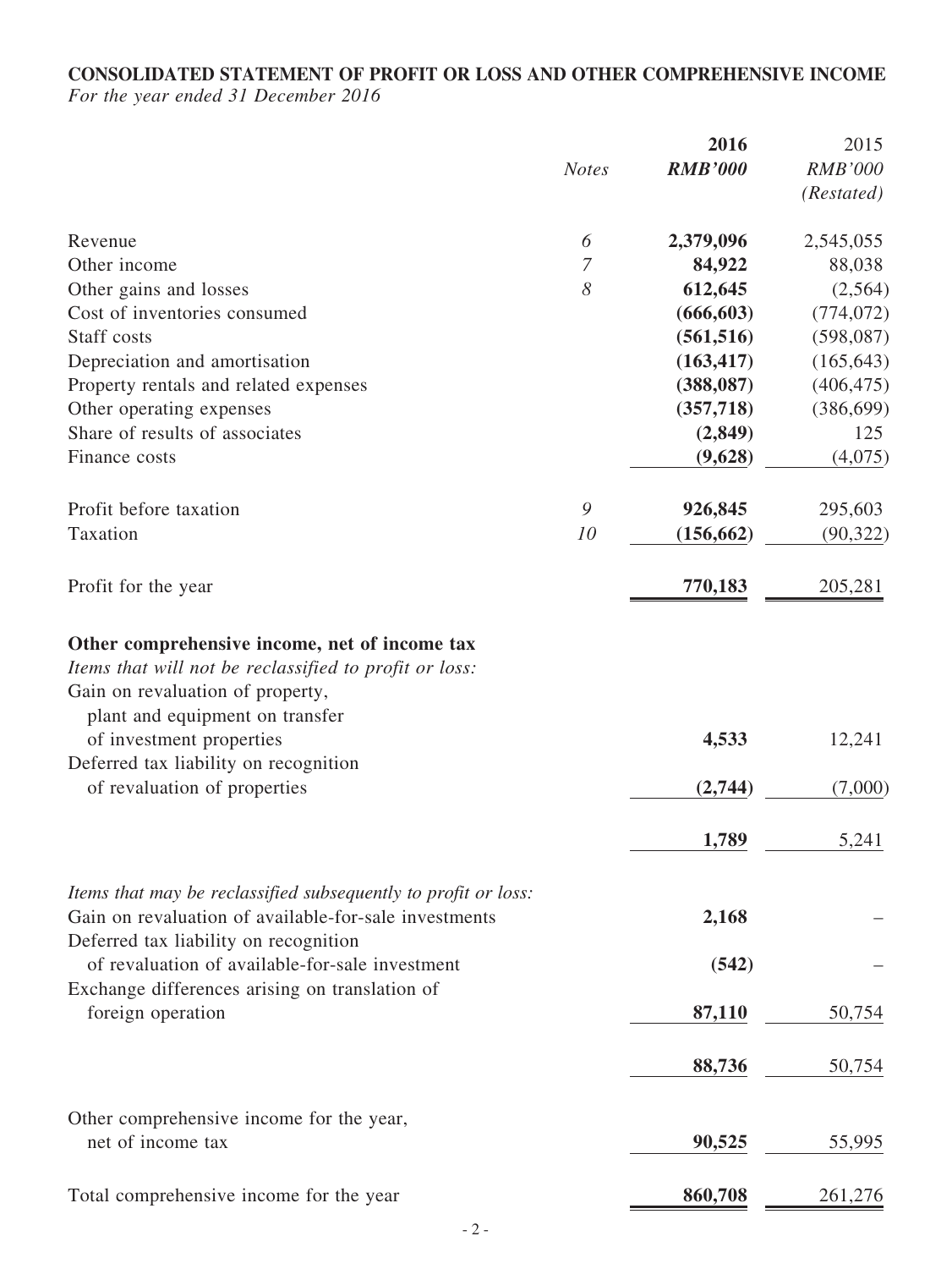**CONSOLIDATED STATEMENT OF PROFIT OR LOSS AND OTHER COMPREHENSIVE INCOME**

*For the year ended 31 December 2016*

| | *Notes* | **2016** | 2015 |
|---|---|---|---|
| | | ***RMB'000*** | *RMB'000* |
| | | | *(Restated)* |
| Revenue | *6* | **2,379,096** | 2,545,055 |
| Other income | *7* | **84,922** | 88,038 |
| Other gains and losses | *8* | **612,645** | (2,564) |
| Cost of inventories consumed | | **(666,603)** | (774,072) |
| Staff costs | | **(561,516)** | (598,087) |
| Depreciation and amortisation | | **(163,417)** | (165,643) |
| Property rentals and related expenses | | **(388,087)** | (406,475) |
| Other operating expenses | | **(357,718)** | (386,699) |
| Share of results of associates | | **(2,849)** | 125 |
| Finance costs | | **(9,628)** | (4,075) |
| Profit before taxation | *9* | **926,845** | 295,603 |
| Taxation | *10* | **(156,662)** | (90,322) |
| Profit for the year | | **770,183** | 205,281 |
| **Other comprehensive income, net of income tax** | | | |
| *Items that will not be reclassified to profit or loss:* | | | |
| Gain on revaluation of property, plant and equipment on transfer of investment properties | | **4,533** | 12,241 |
| Deferred tax liability on recognition of revaluation of properties | | **(2,744)** | (7,000) |
| | | **1,789** | 5,241 |
| *Items that may be reclassified subsequently to profit or loss:* | | | |
| Gain on revaluation of available-for-sale investments | | **2,168** | – |
| Deferred tax liability on recognition of revaluation of available-for-sale investment | | **(542)** | – |
| Exchange differences arising on translation of foreign operation | | **87,110** | 50,754 |
| | | **88,736** | 50,754 |
| Other comprehensive income for the year, net of income tax | | **90,525** | 55,995 |
| Total comprehensive income for the year | | **860,708** | 261,276 |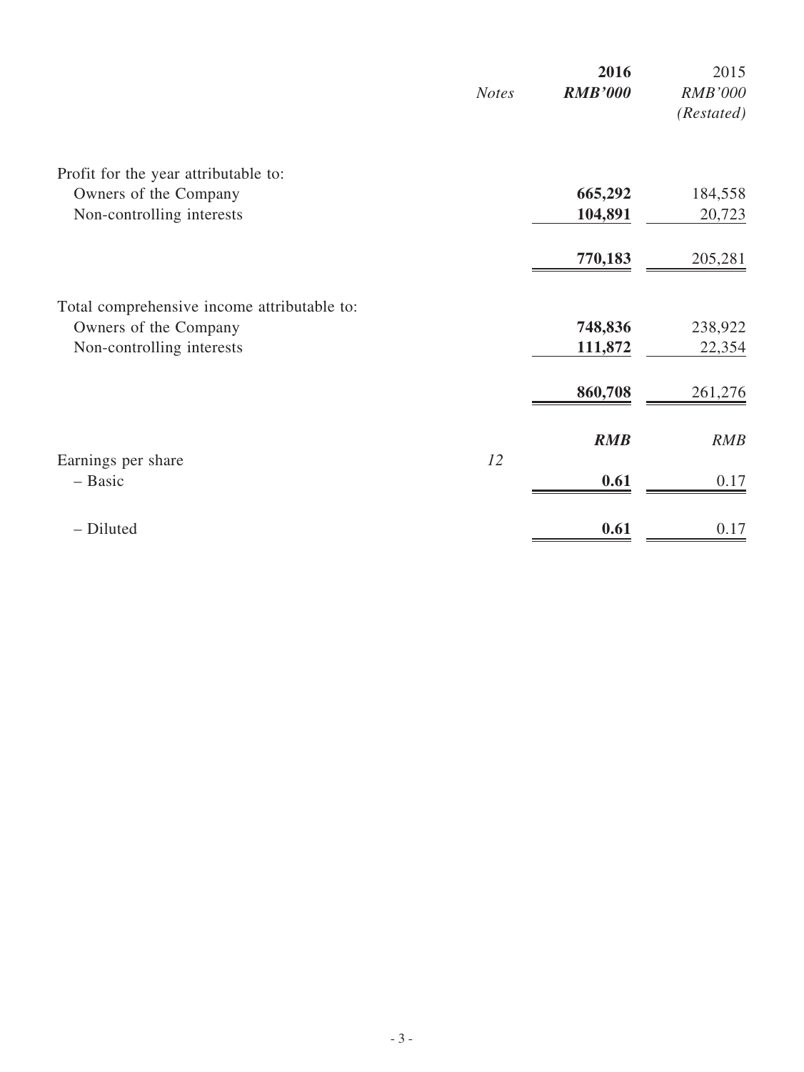| | Notes | 2016<br>RMB'000 | 2015<br>RMB'000<br>(Restated) |
|---|---|---|---|
| Profit for the year attributable to: | | | |
| Owners of the Company | | **665,292** | 184,558 |
| Non-controlling interests | | **104,891** | 20,723 |
| | | **770,183** | 205,281 |
| Total comprehensive income attributable to: | | | |
| Owners of the Company | | **748,836** | 238,922 |
| Non-controlling interests | | **111,872** | 22,354 |
| | | **860,708** | 261,276 |
| | | ***RMB*** | *RMB* |
| Earnings per share | *12* | | |
| – Basic | | **0.61** | 0.17 |
| – Diluted | | **0.61** | 0.17 |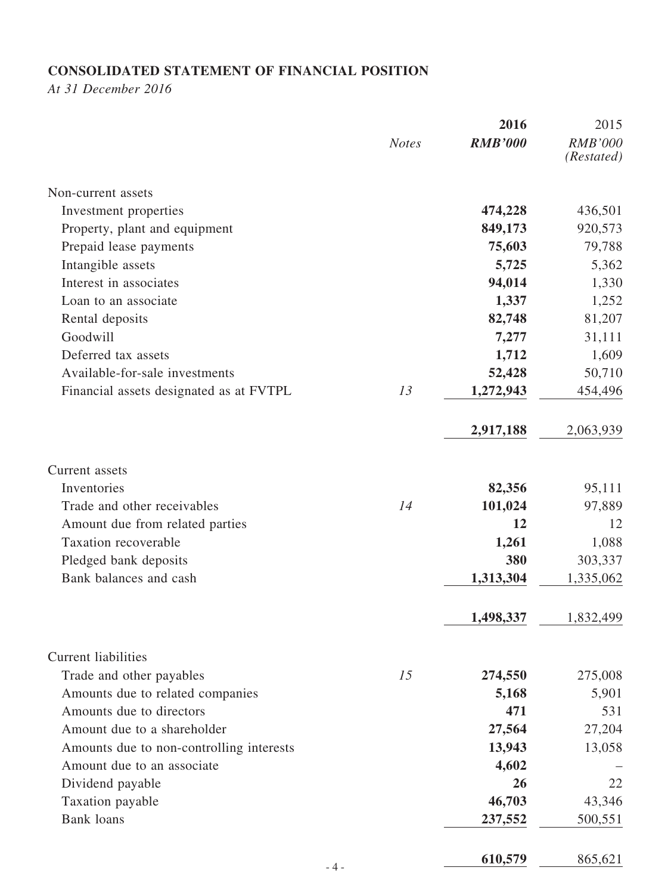## CONSOLIDATED STATEMENT OF FINANCIAL POSITION

*At 31 December 2016*

| | Notes | 2016 | 2015 |
|---|---|---|---|
| | | ***RMB'000*** | *RMB'000* *(Restated)* |
| Non-current assets | | | |
| Investment properties | | **474,228** | 436,501 |
| Property, plant and equipment | | **849,173** | 920,573 |
| Prepaid lease payments | | **75,603** | 79,788 |
| Intangible assets | | **5,725** | 5,362 |
| Interest in associates | | **94,014** | 1,330 |
| Loan to an associate | | **1,337** | 1,252 |
| Rental deposits | | **82,748** | 81,207 |
| Goodwill | | **7,277** | 31,111 |
| Deferred tax assets | | **1,712** | 1,609 |
| Available-for-sale investments | | **52,428** | 50,710 |
| Financial assets designated as at FVTPL | 13 | **1,272,943** | 454,496 |
| | | **2,917,188** | 2,063,939 |
| Current assets | | | |
| Inventories | | **82,356** | 95,111 |
| Trade and other receivables | 14 | **101,024** | 97,889 |
| Amount due from related parties | | **12** | 12 |
| Taxation recoverable | | **1,261** | 1,088 |
| Pledged bank deposits | | **380** | 303,337 |
| Bank balances and cash | | **1,313,304** | 1,335,062 |
| | | **1,498,337** | 1,832,499 |
| Current liabilities | | | |
| Trade and other payables | 15 | **274,550** | 275,008 |
| Amounts due to related companies | | **5,168** | 5,901 |
| Amounts due to directors | | **471** | 531 |
| Amount due to a shareholder | | **27,564** | 27,204 |
| Amounts due to non-controlling interests | | **13,943** | 13,058 |
| Amount due to an associate | | **4,602** | – |
| Dividend payable | | **26** | 22 |
| Taxation payable | | **46,703** | 43,346 |
| Bank loans | | **237,552** | 500,551 |
| | | **610,579** | 865,621 |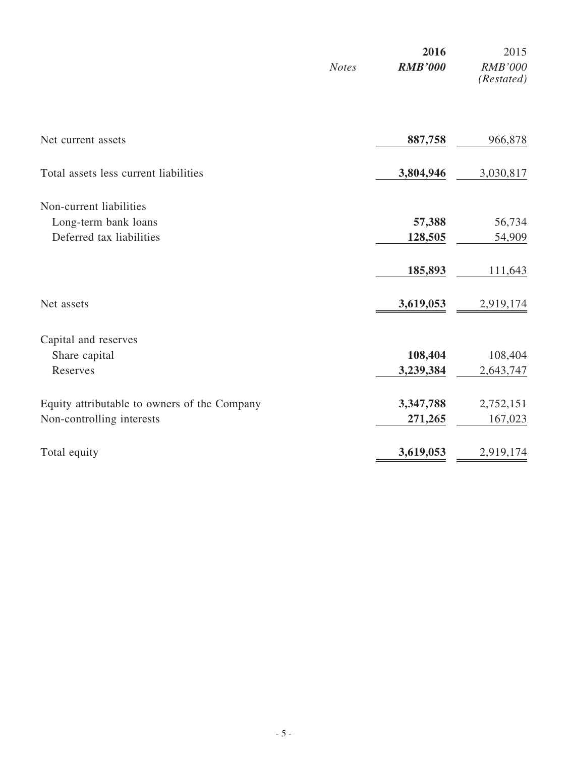| | Notes | 2016<br>RMB'000 | 2015<br>RMB'000<br>(Restated) |
|---|---|---|---|
| Net current assets | | **887,758** | 966,878 |
| Total assets less current liabilities | | **3,804,946** | 3,030,817 |
| Non-current liabilities | | | |
| Long-term bank loans | | **57,388** | 56,734 |
| Deferred tax liabilities | | **128,505** | 54,909 |
| | | **185,893** | 111,643 |
| Net assets | | **3,619,053** | 2,919,174 |
| Capital and reserves | | | |
| Share capital | | **108,404** | 108,404 |
| Reserves | | **3,239,384** | 2,643,747 |
| Equity attributable to owners of the Company | | **3,347,788** | 2,752,151 |
| Non-controlling interests | | **271,265** | 167,023 |
| Total equity | | **3,619,053** | 2,919,174 |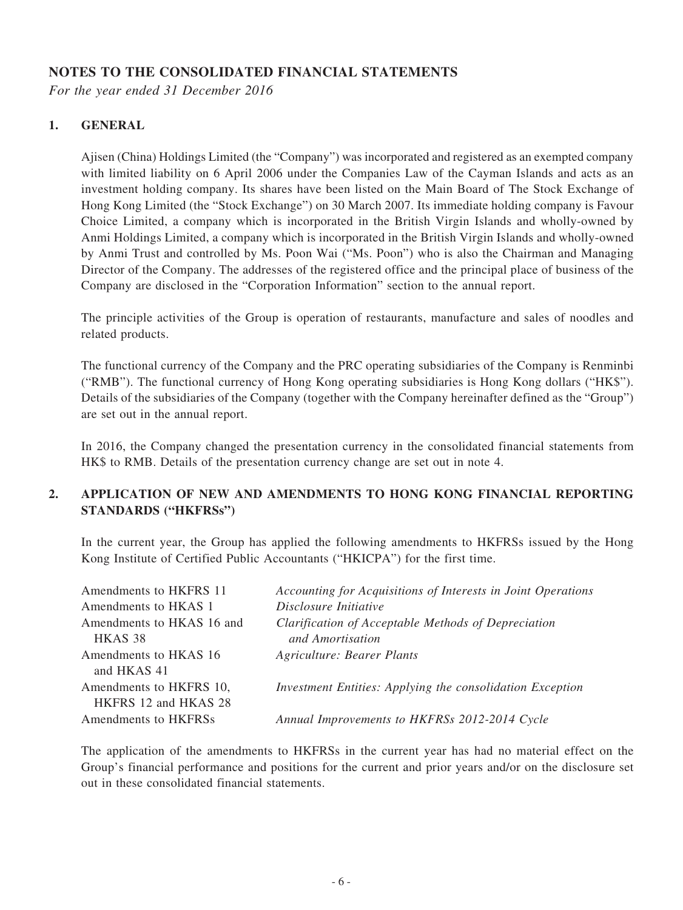# NOTES TO THE CONSOLIDATED FINANCIAL STATEMENTS

*For the year ended 31 December 2016*

## 1. GENERAL

Ajisen (China) Holdings Limited (the "Company") was incorporated and registered as an exempted company with limited liability on 6 April 2006 under the Companies Law of the Cayman Islands and acts as an investment holding company. Its shares have been listed on the Main Board of The Stock Exchange of Hong Kong Limited (the "Stock Exchange") on 30 March 2007. Its immediate holding company is Favour Choice Limited, a company which is incorporated in the British Virgin Islands and wholly-owned by Anmi Holdings Limited, a company which is incorporated in the British Virgin Islands and wholly-owned by Anmi Trust and controlled by Ms. Poon Wai ("Ms. Poon") who is also the Chairman and Managing Director of the Company. The addresses of the registered office and the principal place of business of the Company are disclosed in the "Corporation Information" section to the annual report.

The principle activities of the Group is operation of restaurants, manufacture and sales of noodles and related products.

The functional currency of the Company and the PRC operating subsidiaries of the Company is Renminbi ("RMB"). The functional currency of Hong Kong operating subsidiaries is Hong Kong dollars ("HK$"). Details of the subsidiaries of the Company (together with the Company hereinafter defined as the "Group") are set out in the annual report.

In 2016, the Company changed the presentation currency in the consolidated financial statements from HK$ to RMB. Details of the presentation currency change are set out in note 4.

## 2. APPLICATION OF NEW AND AMENDMENTS TO HONG KONG FINANCIAL REPORTING STANDARDS ("HKFRSs")

In the current year, the Group has applied the following amendments to HKFRSs issued by the Hong Kong Institute of Certified Public Accountants ("HKICPA") for the first time.

| | |
|---|---|
| Amendments to HKFRS 11 | *Accounting for Acquisitions of Interests in Joint Operations* |
| Amendments to HKAS 1 | *Disclosure Initiative* |
| Amendments to HKAS 16 and HKAS 38 | *Clarification of Acceptable Methods of Depreciation and Amortisation* |
| Amendments to HKAS 16 and HKAS 41 | *Agriculture: Bearer Plants* |
| Amendments to HKFRS 10, HKFRS 12 and HKAS 28 | *Investment Entities: Applying the consolidation Exception* |
| Amendments to HKFRSs | *Annual Improvements to HKFRSs 2012-2014 Cycle* |

The application of the amendments to HKFRSs in the current year has had no material effect on the Group's financial performance and positions for the current and prior years and/or on the disclosure set out in these consolidated financial statements.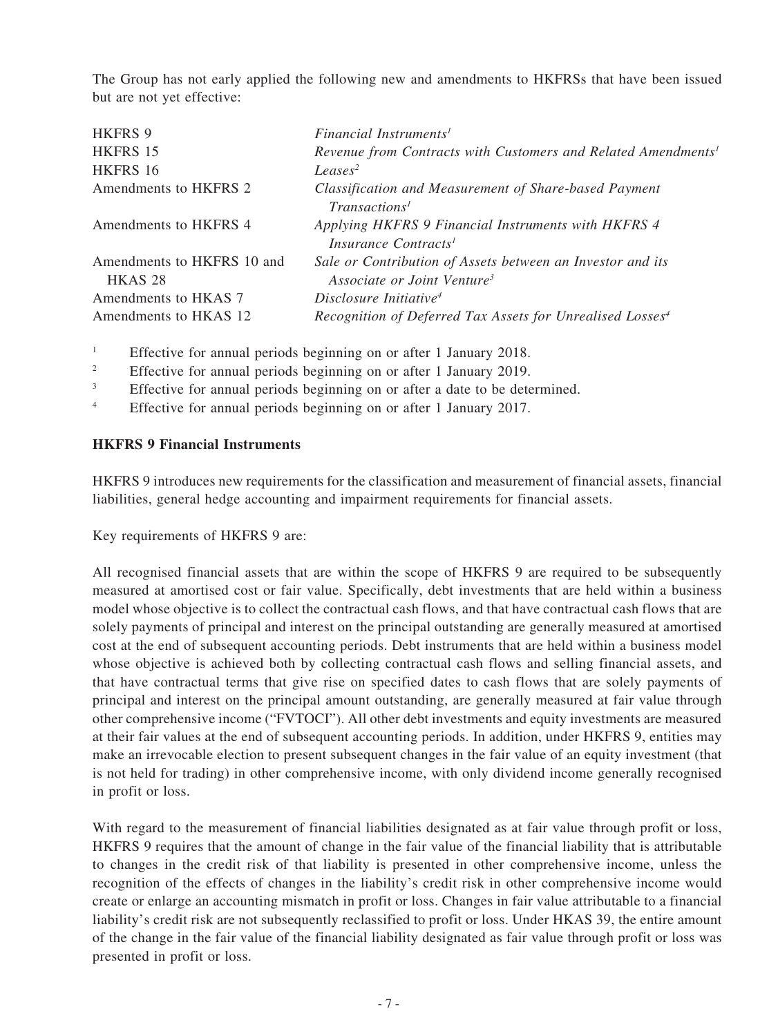The Group has not early applied the following new and amendments to HKFRSs that have been issued but are not yet effective:

| | |
|---|---|
| HKFRS 9 | *Financial Instruments*[1] |
| HKFRS 15 | *Revenue from Contracts with Customers and Related Amendments*[1] |
| HKFRS 16 | *Leases*[2] |
| Amendments to HKFRS 2 | *Classification and Measurement of Share-based Payment Transactions*[1] |
| Amendments to HKFRS 4 | *Applying HKFRS 9 Financial Instruments with HKFRS 4 Insurance Contracts*[1] |
| Amendments to HKFRS 10 and HKAS 28 | *Sale or Contribution of Assets between an Investor and its Associate or Joint Venture*[3] |
| Amendments to HKAS 7 | *Disclosure Initiative*[4] |
| Amendments to HKAS 12 | *Recognition of Deferred Tax Assets for Unrealised Losses*[4] |

[1] Effective for annual periods beginning on or after 1 January 2018.

[2] Effective for annual periods beginning on or after 1 January 2019.

[3] Effective for annual periods beginning on or after a date to be determined.

[4] Effective for annual periods beginning on or after 1 January 2017.

**HKFRS 9 Financial Instruments**

HKFRS 9 introduces new requirements for the classification and measurement of financial assets, financial liabilities, general hedge accounting and impairment requirements for financial assets.

Key requirements of HKFRS 9 are:

All recognised financial assets that are within the scope of HKFRS 9 are required to be subsequently measured at amortised cost or fair value. Specifically, debt investments that are held within a business model whose objective is to collect the contractual cash flows, and that have contractual cash flows that are solely payments of principal and interest on the principal outstanding are generally measured at amortised cost at the end of subsequent accounting periods. Debt instruments that are held within a business model whose objective is achieved both by collecting contractual cash flows and selling financial assets, and that have contractual terms that give rise on specified dates to cash flows that are solely payments of principal and interest on the principal amount outstanding, are generally measured at fair value through other comprehensive income ("FVTOCI"). All other debt investments and equity investments are measured at their fair values at the end of subsequent accounting periods. In addition, under HKFRS 9, entities may make an irrevocable election to present subsequent changes in the fair value of an equity investment (that is not held for trading) in other comprehensive income, with only dividend income generally recognised in profit or loss.

With regard to the measurement of financial liabilities designated as at fair value through profit or loss, HKFRS 9 requires that the amount of change in the fair value of the financial liability that is attributable to changes in the credit risk of that liability is presented in other comprehensive income, unless the recognition of the effects of changes in the liability's credit risk in other comprehensive income would create or enlarge an accounting mismatch in profit or loss. Changes in fair value attributable to a financial liability's credit risk are not subsequently reclassified to profit or loss. Under HKAS 39, the entire amount of the change in the fair value of the financial liability designated as fair value through profit or loss was presented in profit or loss.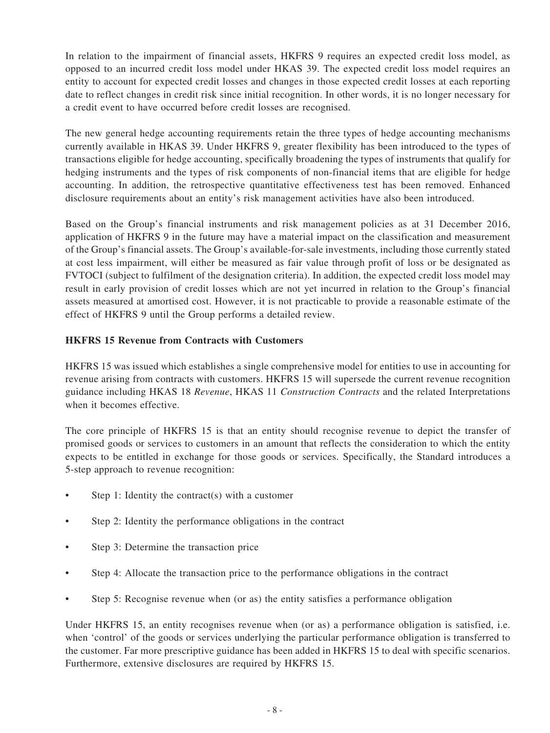In relation to the impairment of financial assets, HKFRS 9 requires an expected credit loss model, as opposed to an incurred credit loss model under HKAS 39. The expected credit loss model requires an entity to account for expected credit losses and changes in those expected credit losses at each reporting date to reflect changes in credit risk since initial recognition. In other words, it is no longer necessary for a credit event to have occurred before credit losses are recognised.

The new general hedge accounting requirements retain the three types of hedge accounting mechanisms currently available in HKAS 39. Under HKFRS 9, greater flexibility has been introduced to the types of transactions eligible for hedge accounting, specifically broadening the types of instruments that qualify for hedging instruments and the types of risk components of non-financial items that are eligible for hedge accounting. In addition, the retrospective quantitative effectiveness test has been removed. Enhanced disclosure requirements about an entity's risk management activities have also been introduced.

Based on the Group's financial instruments and risk management policies as at 31 December 2016, application of HKFRS 9 in the future may have a material impact on the classification and measurement of the Group's financial assets. The Group's available-for-sale investments, including those currently stated at cost less impairment, will either be measured as fair value through profit of loss or be designated as FVTOCI (subject to fulfilment of the designation criteria). In addition, the expected credit loss model may result in early provision of credit losses which are not yet incurred in relation to the Group's financial assets measured at amortised cost. However, it is not practicable to provide a reasonable estimate of the effect of HKFRS 9 until the Group performs a detailed review.

**HKFRS 15 Revenue from Contracts with Customers**

HKFRS 15 was issued which establishes a single comprehensive model for entities to use in accounting for revenue arising from contracts with customers. HKFRS 15 will supersede the current revenue recognition guidance including HKAS 18 *Revenue*, HKAS 11 *Construction Contracts* and the related Interpretations when it becomes effective.

The core principle of HKFRS 15 is that an entity should recognise revenue to depict the transfer of promised goods or services to customers in an amount that reflects the consideration to which the entity expects to be entitled in exchange for those goods or services. Specifically, the Standard introduces a 5-step approach to revenue recognition:

- Step 1: Identity the contract(s) with a customer
- Step 2: Identity the performance obligations in the contract
- Step 3: Determine the transaction price
- Step 4: Allocate the transaction price to the performance obligations in the contract
- Step 5: Recognise revenue when (or as) the entity satisfies a performance obligation

Under HKFRS 15, an entity recognises revenue when (or as) a performance obligation is satisfied, i.e. when 'control' of the goods or services underlying the particular performance obligation is transferred to the customer. Far more prescriptive guidance has been added in HKFRS 15 to deal with specific scenarios. Furthermore, extensive disclosures are required by HKFRS 15.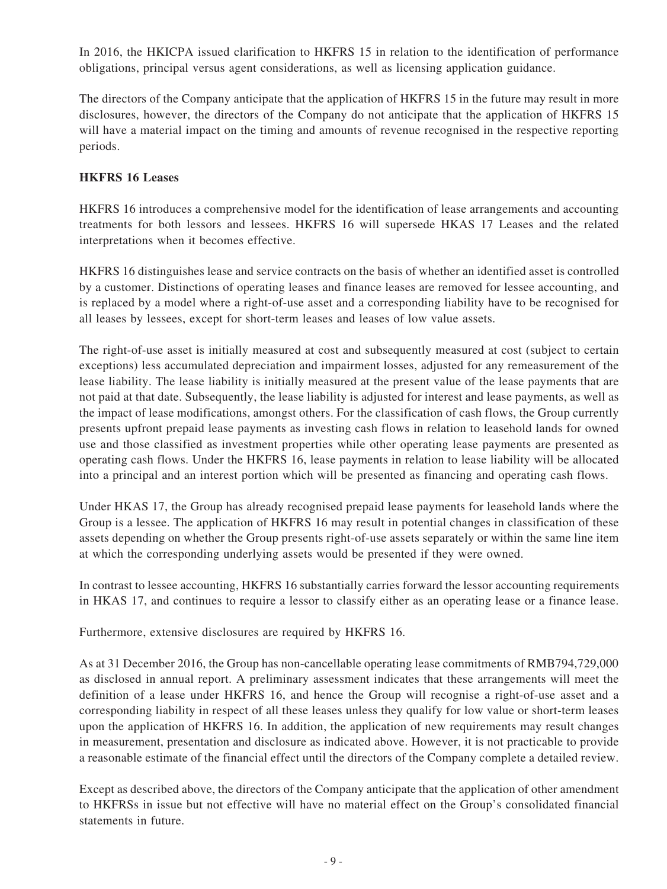In 2016, the HKICPA issued clarification to HKFRS 15 in relation to the identification of performance obligations, principal versus agent considerations, as well as licensing application guidance.

The directors of the Company anticipate that the application of HKFRS 15 in the future may result in more disclosures, however, the directors of the Company do not anticipate that the application of HKFRS 15 will have a material impact on the timing and amounts of revenue recognised in the respective reporting periods.

**HKFRS 16 Leases**

HKFRS 16 introduces a comprehensive model for the identification of lease arrangements and accounting treatments for both lessors and lessees. HKFRS 16 will supersede HKAS 17 Leases and the related interpretations when it becomes effective.

HKFRS 16 distinguishes lease and service contracts on the basis of whether an identified asset is controlled by a customer. Distinctions of operating leases and finance leases are removed for lessee accounting, and is replaced by a model where a right-of-use asset and a corresponding liability have to be recognised for all leases by lessees, except for short-term leases and leases of low value assets.

The right-of-use asset is initially measured at cost and subsequently measured at cost (subject to certain exceptions) less accumulated depreciation and impairment losses, adjusted for any remeasurement of the lease liability. The lease liability is initially measured at the present value of the lease payments that are not paid at that date. Subsequently, the lease liability is adjusted for interest and lease payments, as well as the impact of lease modifications, amongst others. For the classification of cash flows, the Group currently presents upfront prepaid lease payments as investing cash flows in relation to leasehold lands for owned use and those classified as investment properties while other operating lease payments are presented as operating cash flows. Under the HKFRS 16, lease payments in relation to lease liability will be allocated into a principal and an interest portion which will be presented as financing and operating cash flows.

Under HKAS 17, the Group has already recognised prepaid lease payments for leasehold lands where the Group is a lessee. The application of HKFRS 16 may result in potential changes in classification of these assets depending on whether the Group presents right-of-use assets separately or within the same line item at which the corresponding underlying assets would be presented if they were owned.

In contrast to lessee accounting, HKFRS 16 substantially carries forward the lessor accounting requirements in HKAS 17, and continues to require a lessor to classify either as an operating lease or a finance lease.

Furthermore, extensive disclosures are required by HKFRS 16.

As at 31 December 2016, the Group has non-cancellable operating lease commitments of RMB794,729,000 as disclosed in annual report. A preliminary assessment indicates that these arrangements will meet the definition of a lease under HKFRS 16, and hence the Group will recognise a right-of-use asset and a corresponding liability in respect of all these leases unless they qualify for low value or short-term leases upon the application of HKFRS 16. In addition, the application of new requirements may result changes in measurement, presentation and disclosure as indicated above. However, it is not practicable to provide a reasonable estimate of the financial effect until the directors of the Company complete a detailed review.

Except as described above, the directors of the Company anticipate that the application of other amendment to HKFRSs in issue but not effective will have no material effect on the Group's consolidated financial statements in future.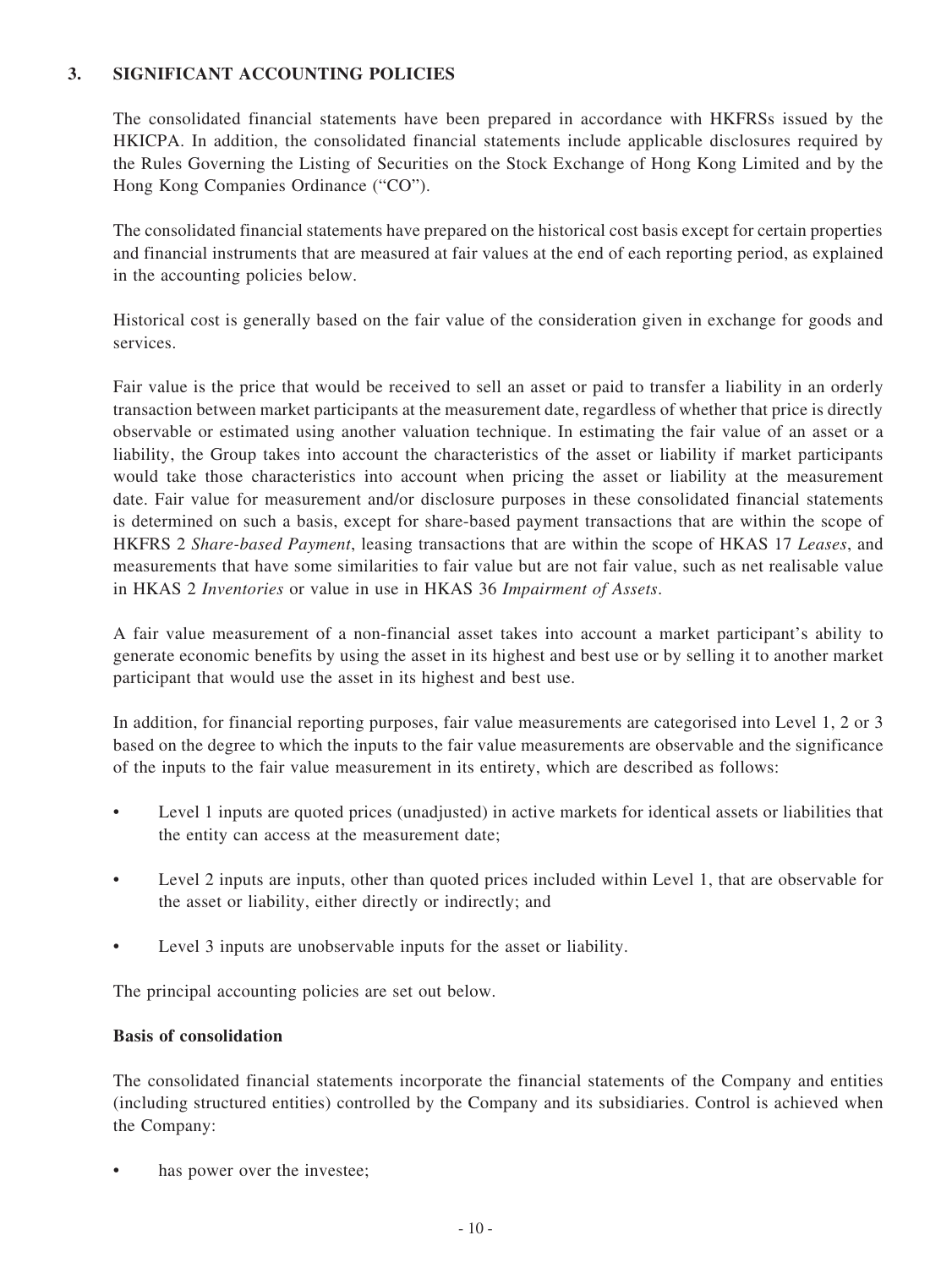## 3. SIGNIFICANT ACCOUNTING POLICIES

The consolidated financial statements have been prepared in accordance with HKFRSs issued by the HKICPA. In addition, the consolidated financial statements include applicable disclosures required by the Rules Governing the Listing of Securities on the Stock Exchange of Hong Kong Limited and by the Hong Kong Companies Ordinance ("CO").

The consolidated financial statements have prepared on the historical cost basis except for certain properties and financial instruments that are measured at fair values at the end of each reporting period, as explained in the accounting policies below.

Historical cost is generally based on the fair value of the consideration given in exchange for goods and services.

Fair value is the price that would be received to sell an asset or paid to transfer a liability in an orderly transaction between market participants at the measurement date, regardless of whether that price is directly observable or estimated using another valuation technique. In estimating the fair value of an asset or a liability, the Group takes into account the characteristics of the asset or liability if market participants would take those characteristics into account when pricing the asset or liability at the measurement date. Fair value for measurement and/or disclosure purposes in these consolidated financial statements is determined on such a basis, except for share-based payment transactions that are within the scope of HKFRS 2 *Share-based Payment*, leasing transactions that are within the scope of HKAS 17 *Leases*, and measurements that have some similarities to fair value but are not fair value, such as net realisable value in HKAS 2 *Inventories* or value in use in HKAS 36 *Impairment of Assets*.

A fair value measurement of a non-financial asset takes into account a market participant's ability to generate economic benefits by using the asset in its highest and best use or by selling it to another market participant that would use the asset in its highest and best use.

In addition, for financial reporting purposes, fair value measurements are categorised into Level 1, 2 or 3 based on the degree to which the inputs to the fair value measurements are observable and the significance of the inputs to the fair value measurement in its entirety, which are described as follows:

- Level 1 inputs are quoted prices (unadjusted) in active markets for identical assets or liabilities that the entity can access at the measurement date;
- Level 2 inputs are inputs, other than quoted prices included within Level 1, that are observable for the asset or liability, either directly or indirectly; and
- Level 3 inputs are unobservable inputs for the asset or liability.

The principal accounting policies are set out below.

**Basis of consolidation**

The consolidated financial statements incorporate the financial statements of the Company and entities (including structured entities) controlled by the Company and its subsidiaries. Control is achieved when the Company:

- has power over the investee;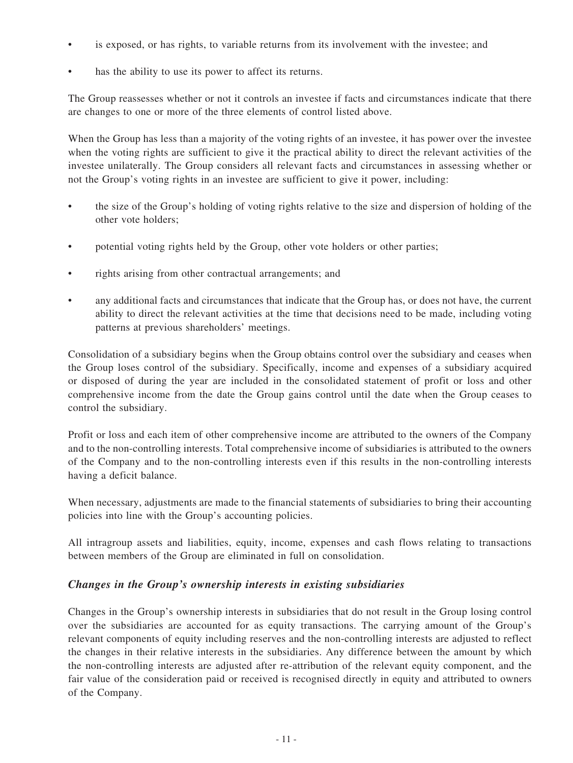- is exposed, or has rights, to variable returns from its involvement with the investee; and
- has the ability to use its power to affect its returns.

The Group reassesses whether or not it controls an investee if facts and circumstances indicate that there are changes to one or more of the three elements of control listed above.

When the Group has less than a majority of the voting rights of an investee, it has power over the investee when the voting rights are sufficient to give it the practical ability to direct the relevant activities of the investee unilaterally. The Group considers all relevant facts and circumstances in assessing whether or not the Group's voting rights in an investee are sufficient to give it power, including:

- the size of the Group's holding of voting rights relative to the size and dispersion of holding of the other vote holders;
- potential voting rights held by the Group, other vote holders or other parties;
- rights arising from other contractual arrangements; and
- any additional facts and circumstances that indicate that the Group has, or does not have, the current ability to direct the relevant activities at the time that decisions need to be made, including voting patterns at previous shareholders' meetings.

Consolidation of a subsidiary begins when the Group obtains control over the subsidiary and ceases when the Group loses control of the subsidiary. Specifically, income and expenses of a subsidiary acquired or disposed of during the year are included in the consolidated statement of profit or loss and other comprehensive income from the date the Group gains control until the date when the Group ceases to control the subsidiary.

Profit or loss and each item of other comprehensive income are attributed to the owners of the Company and to the non-controlling interests. Total comprehensive income of subsidiaries is attributed to the owners of the Company and to the non-controlling interests even if this results in the non-controlling interests having a deficit balance.

When necessary, adjustments are made to the financial statements of subsidiaries to bring their accounting policies into line with the Group's accounting policies.

All intragroup assets and liabilities, equity, income, expenses and cash flows relating to transactions between members of the Group are eliminated in full on consolidation.

### *Changes in the Group's ownership interests in existing subsidiaries*

Changes in the Group's ownership interests in subsidiaries that do not result in the Group losing control over the subsidiaries are accounted for as equity transactions. The carrying amount of the Group's relevant components of equity including reserves and the non-controlling interests are adjusted to reflect the changes in their relative interests in the subsidiaries. Any difference between the amount by which the non-controlling interests are adjusted after re-attribution of the relevant equity component, and the fair value of the consideration paid or received is recognised directly in equity and attributed to owners of the Company.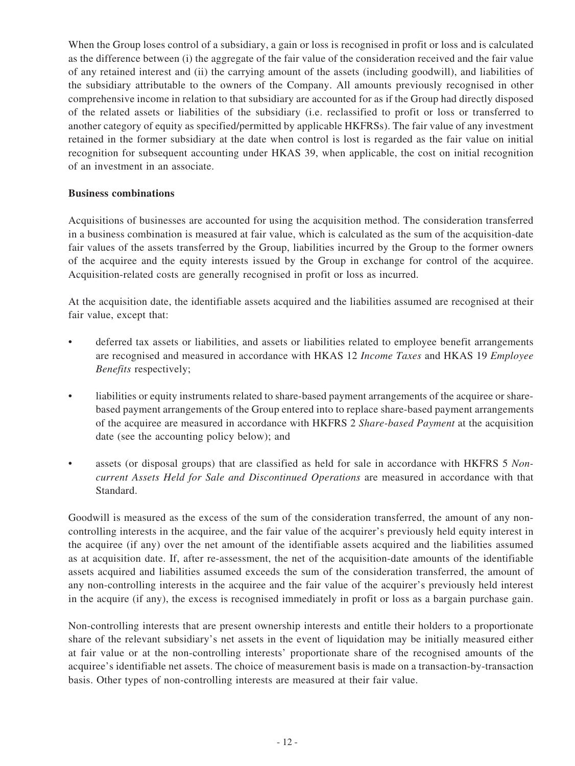When the Group loses control of a subsidiary, a gain or loss is recognised in profit or loss and is calculated as the difference between (i) the aggregate of the fair value of the consideration received and the fair value of any retained interest and (ii) the carrying amount of the assets (including goodwill), and liabilities of the subsidiary attributable to the owners of the Company. All amounts previously recognised in other comprehensive income in relation to that subsidiary are accounted for as if the Group had directly disposed of the related assets or liabilities of the subsidiary (i.e. reclassified to profit or loss or transferred to another category of equity as specified/permitted by applicable HKFRSs). The fair value of any investment retained in the former subsidiary at the date when control is lost is regarded as the fair value on initial recognition for subsequent accounting under HKAS 39, when applicable, the cost on initial recognition of an investment in an associate.

**Business combinations**

Acquisitions of businesses are accounted for using the acquisition method. The consideration transferred in a business combination is measured at fair value, which is calculated as the sum of the acquisition-date fair values of the assets transferred by the Group, liabilities incurred by the Group to the former owners of the acquiree and the equity interests issued by the Group in exchange for control of the acquiree. Acquisition-related costs are generally recognised in profit or loss as incurred.

At the acquisition date, the identifiable assets acquired and the liabilities assumed are recognised at their fair value, except that:

- deferred tax assets or liabilities, and assets or liabilities related to employee benefit arrangements are recognised and measured in accordance with HKAS 12 *Income Taxes* and HKAS 19 *Employee Benefits* respectively;
- liabilities or equity instruments related to share-based payment arrangements of the acquiree or share-based payment arrangements of the Group entered into to replace share-based payment arrangements of the acquiree are measured in accordance with HKFRS 2 *Share-based Payment* at the acquisition date (see the accounting policy below); and
- assets (or disposal groups) that are classified as held for sale in accordance with HKFRS 5 *Non-current Assets Held for Sale and Discontinued Operations* are measured in accordance with that Standard.

Goodwill is measured as the excess of the sum of the consideration transferred, the amount of any non-controlling interests in the acquiree, and the fair value of the acquirer's previously held equity interest in the acquiree (if any) over the net amount of the identifiable assets acquired and the liabilities assumed as at acquisition date. If, after re-assessment, the net of the acquisition-date amounts of the identifiable assets acquired and liabilities assumed exceeds the sum of the consideration transferred, the amount of any non-controlling interests in the acquiree and the fair value of the acquirer's previously held interest in the acquire (if any), the excess is recognised immediately in profit or loss as a bargain purchase gain.

Non-controlling interests that are present ownership interests and entitle their holders to a proportionate share of the relevant subsidiary's net assets in the event of liquidation may be initially measured either at fair value or at the non-controlling interests' proportionate share of the recognised amounts of the acquiree's identifiable net assets. The choice of measurement basis is made on a transaction-by-transaction basis. Other types of non-controlling interests are measured at their fair value.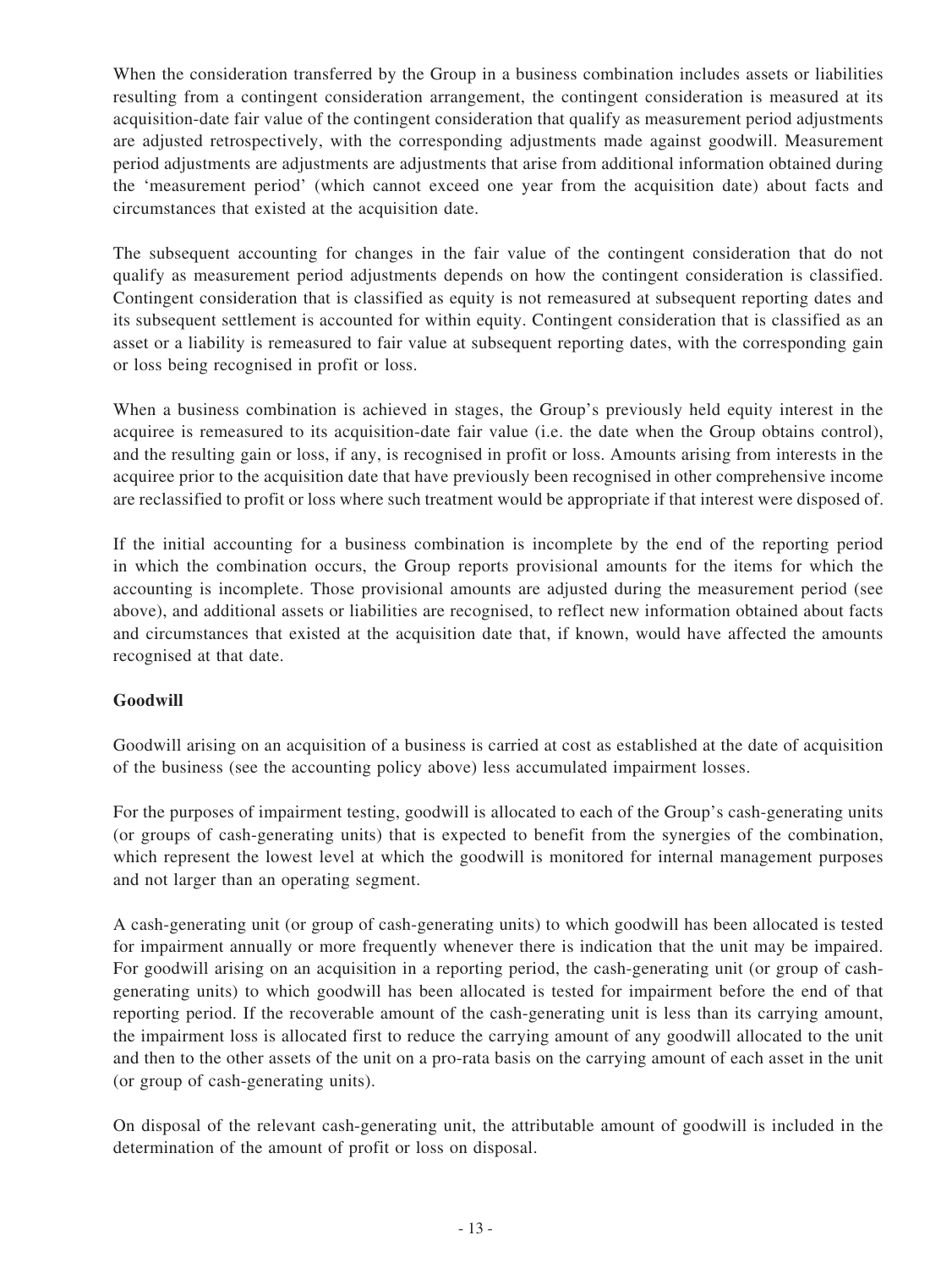When the consideration transferred by the Group in a business combination includes assets or liabilities resulting from a contingent consideration arrangement, the contingent consideration is measured at its acquisition-date fair value of the contingent consideration that qualify as measurement period adjustments are adjusted retrospectively, with the corresponding adjustments made against goodwill. Measurement period adjustments are adjustments are adjustments that arise from additional information obtained during the 'measurement period' (which cannot exceed one year from the acquisition date) about facts and circumstances that existed at the acquisition date.

The subsequent accounting for changes in the fair value of the contingent consideration that do not qualify as measurement period adjustments depends on how the contingent consideration is classified. Contingent consideration that is classified as equity is not remeasured at subsequent reporting dates and its subsequent settlement is accounted for within equity. Contingent consideration that is classified as an asset or a liability is remeasured to fair value at subsequent reporting dates, with the corresponding gain or loss being recognised in profit or loss.

When a business combination is achieved in stages, the Group's previously held equity interest in the acquiree is remeasured to its acquisition-date fair value (i.e. the date when the Group obtains control), and the resulting gain or loss, if any, is recognised in profit or loss. Amounts arising from interests in the acquiree prior to the acquisition date that have previously been recognised in other comprehensive income are reclassified to profit or loss where such treatment would be appropriate if that interest were disposed of.

If the initial accounting for a business combination is incomplete by the end of the reporting period in which the combination occurs, the Group reports provisional amounts for the items for which the accounting is incomplete. Those provisional amounts are adjusted during the measurement period (see above), and additional assets or liabilities are recognised, to reflect new information obtained about facts and circumstances that existed at the acquisition date that, if known, would have affected the amounts recognised at that date.

**Goodwill**

Goodwill arising on an acquisition of a business is carried at cost as established at the date of acquisition of the business (see the accounting policy above) less accumulated impairment losses.

For the purposes of impairment testing, goodwill is allocated to each of the Group's cash-generating units (or groups of cash-generating units) that is expected to benefit from the synergies of the combination, which represent the lowest level at which the goodwill is monitored for internal management purposes and not larger than an operating segment.

A cash-generating unit (or group of cash-generating units) to which goodwill has been allocated is tested for impairment annually or more frequently whenever there is indication that the unit may be impaired. For goodwill arising on an acquisition in a reporting period, the cash-generating unit (or group of cash-generating units) to which goodwill has been allocated is tested for impairment before the end of that reporting period. If the recoverable amount of the cash-generating unit is less than its carrying amount, the impairment loss is allocated first to reduce the carrying amount of any goodwill allocated to the unit and then to the other assets of the unit on a pro-rata basis on the carrying amount of each asset in the unit (or group of cash-generating units).

On disposal of the relevant cash-generating unit, the attributable amount of goodwill is included in the determination of the amount of profit or loss on disposal.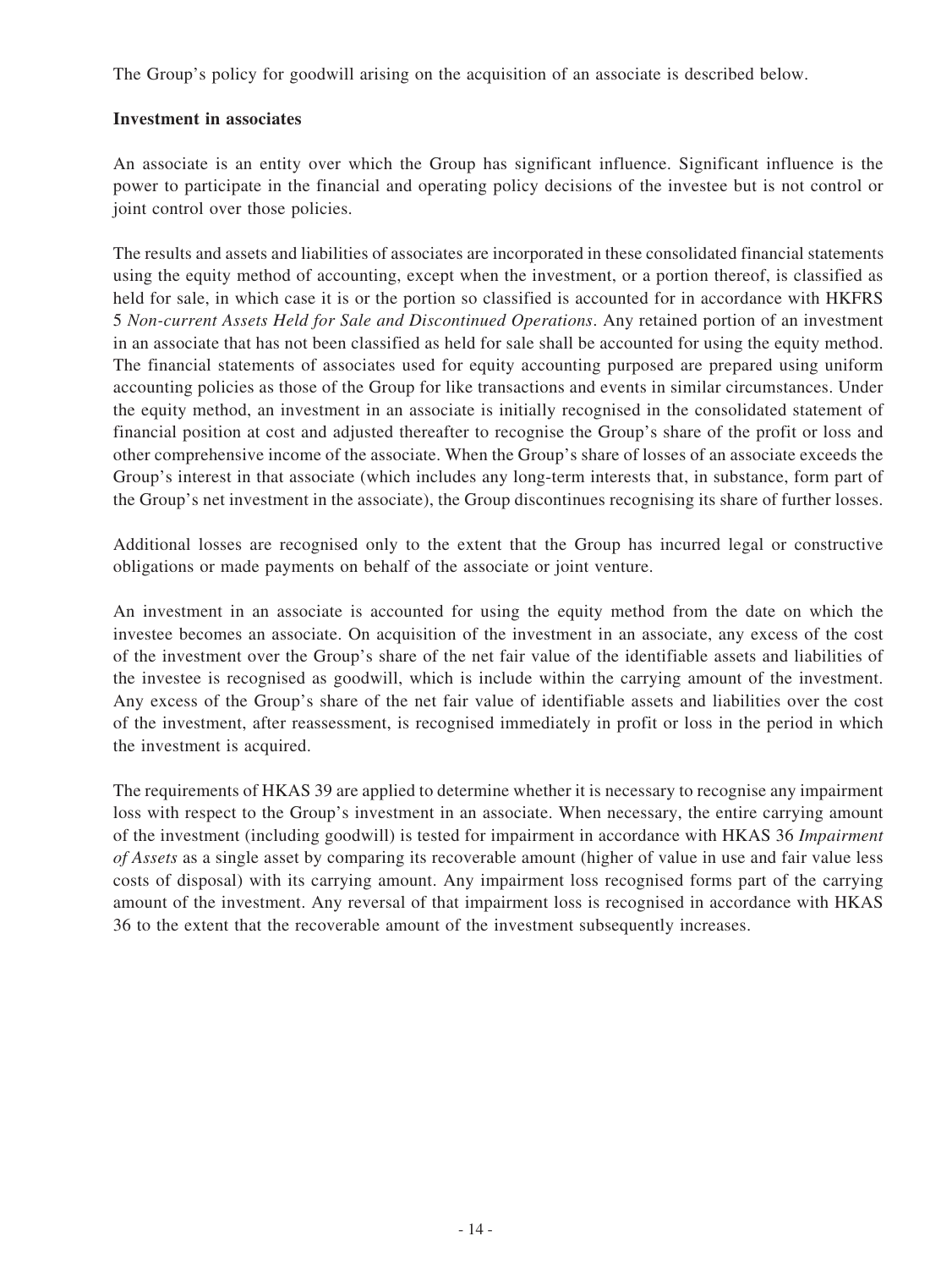The Group's policy for goodwill arising on the acquisition of an associate is described below.

**Investment in associates**

An associate is an entity over which the Group has significant influence. Significant influence is the power to participate in the financial and operating policy decisions of the investee but is not control or joint control over those policies.

The results and assets and liabilities of associates are incorporated in these consolidated financial statements using the equity method of accounting, except when the investment, or a portion thereof, is classified as held for sale, in which case it is or the portion so classified is accounted for in accordance with HKFRS 5 *Non-current Assets Held for Sale and Discontinued Operations*. Any retained portion of an investment in an associate that has not been classified as held for sale shall be accounted for using the equity method. The financial statements of associates used for equity accounting purposed are prepared using uniform accounting policies as those of the Group for like transactions and events in similar circumstances. Under the equity method, an investment in an associate is initially recognised in the consolidated statement of financial position at cost and adjusted thereafter to recognise the Group's share of the profit or loss and other comprehensive income of the associate. When the Group's share of losses of an associate exceeds the Group's interest in that associate (which includes any long-term interests that, in substance, form part of the Group's net investment in the associate), the Group discontinues recognising its share of further losses.

Additional losses are recognised only to the extent that the Group has incurred legal or constructive obligations or made payments on behalf of the associate or joint venture.

An investment in an associate is accounted for using the equity method from the date on which the investee becomes an associate. On acquisition of the investment in an associate, any excess of the cost of the investment over the Group's share of the net fair value of the identifiable assets and liabilities of the investee is recognised as goodwill, which is include within the carrying amount of the investment. Any excess of the Group's share of the net fair value of identifiable assets and liabilities over the cost of the investment, after reassessment, is recognised immediately in profit or loss in the period in which the investment is acquired.

The requirements of HKAS 39 are applied to determine whether it is necessary to recognise any impairment loss with respect to the Group's investment in an associate. When necessary, the entire carrying amount of the investment (including goodwill) is tested for impairment in accordance with HKAS 36 *Impairment of Assets* as a single asset by comparing its recoverable amount (higher of value in use and fair value less costs of disposal) with its carrying amount. Any impairment loss recognised forms part of the carrying amount of the investment. Any reversal of that impairment loss is recognised in accordance with HKAS 36 to the extent that the recoverable amount of the investment subsequently increases.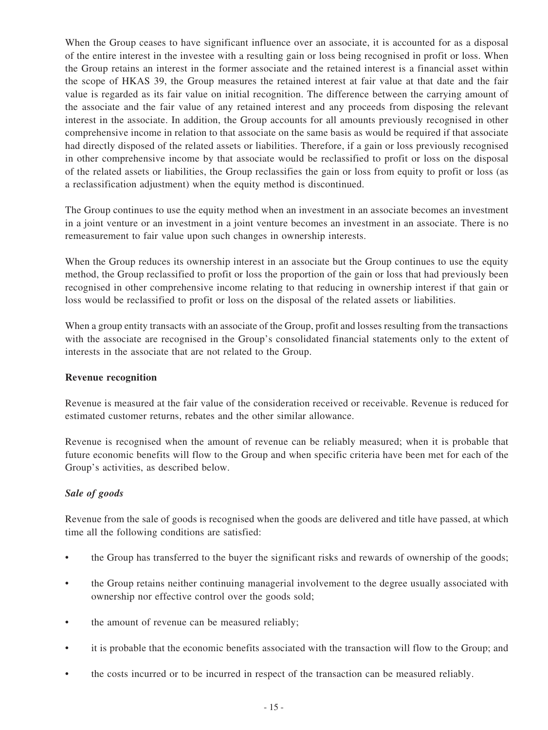When the Group ceases to have significant influence over an associate, it is accounted for as a disposal of the entire interest in the investee with a resulting gain or loss being recognised in profit or loss. When the Group retains an interest in the former associate and the retained interest is a financial asset within the scope of HKAS 39, the Group measures the retained interest at fair value at that date and the fair value is regarded as its fair value on initial recognition. The difference between the carrying amount of the associate and the fair value of any retained interest and any proceeds from disposing the relevant interest in the associate. In addition, the Group accounts for all amounts previously recognised in other comprehensive income in relation to that associate on the same basis as would be required if that associate had directly disposed of the related assets or liabilities. Therefore, if a gain or loss previously recognised in other comprehensive income by that associate would be reclassified to profit or loss on the disposal of the related assets or liabilities, the Group reclassifies the gain or loss from equity to profit or loss (as a reclassification adjustment) when the equity method is discontinued.

The Group continues to use the equity method when an investment in an associate becomes an investment in a joint venture or an investment in a joint venture becomes an investment in an associate. There is no remeasurement to fair value upon such changes in ownership interests.

When the Group reduces its ownership interest in an associate but the Group continues to use the equity method, the Group reclassified to profit or loss the proportion of the gain or loss that had previously been recognised in other comprehensive income relating to that reducing in ownership interest if that gain or loss would be reclassified to profit or loss on the disposal of the related assets or liabilities.

When a group entity transacts with an associate of the Group, profit and losses resulting from the transactions with the associate are recognised in the Group's consolidated financial statements only to the extent of interests in the associate that are not related to the Group.

**Revenue recognition**

Revenue is measured at the fair value of the consideration received or receivable. Revenue is reduced for estimated customer returns, rebates and the other similar allowance.

Revenue is recognised when the amount of revenue can be reliably measured; when it is probable that future economic benefits will flow to the Group and when specific criteria have been met for each of the Group's activities, as described below.

***Sale of goods***

Revenue from the sale of goods is recognised when the goods are delivered and title have passed, at which time all the following conditions are satisfied:

- the Group has transferred to the buyer the significant risks and rewards of ownership of the goods;
- the Group retains neither continuing managerial involvement to the degree usually associated with ownership nor effective control over the goods sold;
- the amount of revenue can be measured reliably;
- it is probable that the economic benefits associated with the transaction will flow to the Group; and
- the costs incurred or to be incurred in respect of the transaction can be measured reliably.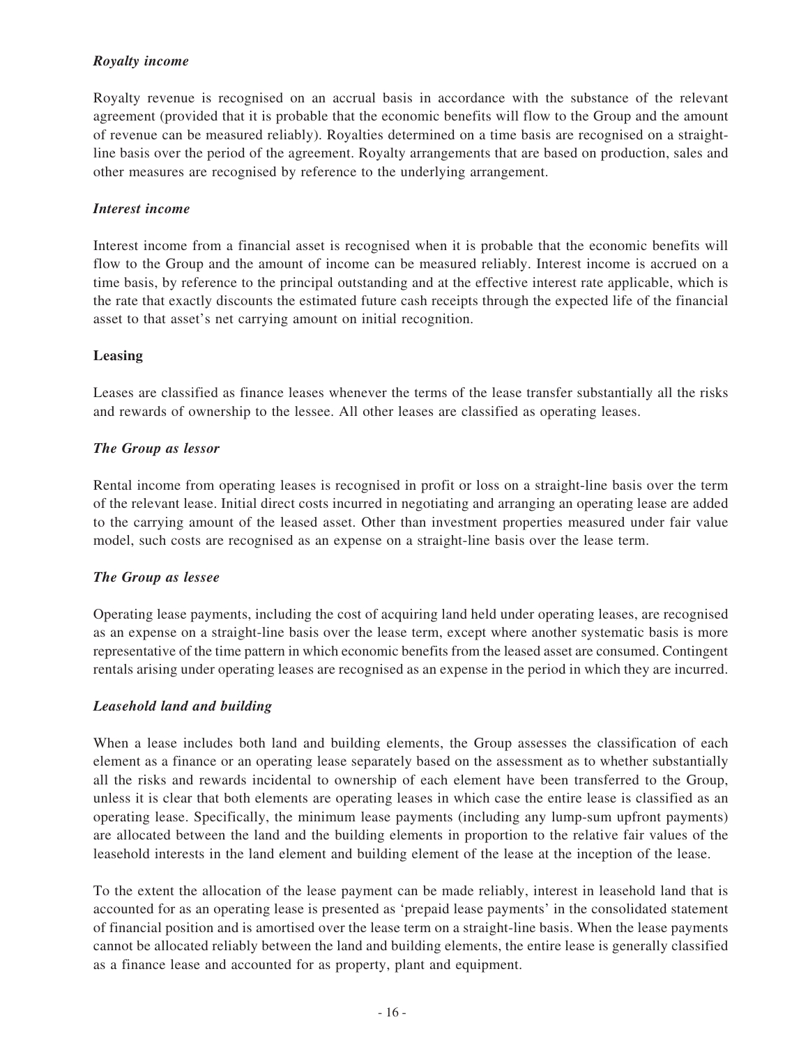### *Royalty income*

Royalty revenue is recognised on an accrual basis in accordance with the substance of the relevant agreement (provided that it is probable that the economic benefits will flow to the Group and the amount of revenue can be measured reliably). Royalties determined on a time basis are recognised on a straight-line basis over the period of the agreement. Royalty arrangements that are based on production, sales and other measures are recognised by reference to the underlying arrangement.

### *Interest income*

Interest income from a financial asset is recognised when it is probable that the economic benefits will flow to the Group and the amount of income can be measured reliably. Interest income is accrued on a time basis, by reference to the principal outstanding and at the effective interest rate applicable, which is the rate that exactly discounts the estimated future cash receipts through the expected life of the financial asset to that asset's net carrying amount on initial recognition.

## **Leasing**

Leases are classified as finance leases whenever the terms of the lease transfer substantially all the risks and rewards of ownership to the lessee. All other leases are classified as operating leases.

### *The Group as lessor*

Rental income from operating leases is recognised in profit or loss on a straight-line basis over the term of the relevant lease. Initial direct costs incurred in negotiating and arranging an operating lease are added to the carrying amount of the leased asset. Other than investment properties measured under fair value model, such costs are recognised as an expense on a straight-line basis over the lease term.

### *The Group as lessee*

Operating lease payments, including the cost of acquiring land held under operating leases, are recognised as an expense on a straight-line basis over the lease term, except where another systematic basis is more representative of the time pattern in which economic benefits from the leased asset are consumed. Contingent rentals arising under operating leases are recognised as an expense in the period in which they are incurred.

### *Leasehold land and building*

When a lease includes both land and building elements, the Group assesses the classification of each element as a finance or an operating lease separately based on the assessment as to whether substantially all the risks and rewards incidental to ownership of each element have been transferred to the Group, unless it is clear that both elements are operating leases in which case the entire lease is classified as an operating lease. Specifically, the minimum lease payments (including any lump-sum upfront payments) are allocated between the land and the building elements in proportion to the relative fair values of the leasehold interests in the land element and building element of the lease at the inception of the lease.

To the extent the allocation of the lease payment can be made reliably, interest in leasehold land that is accounted for as an operating lease is presented as 'prepaid lease payments' in the consolidated statement of financial position and is amortised over the lease term on a straight-line basis. When the lease payments cannot be allocated reliably between the land and building elements, the entire lease is generally classified as a finance lease and accounted for as property, plant and equipment.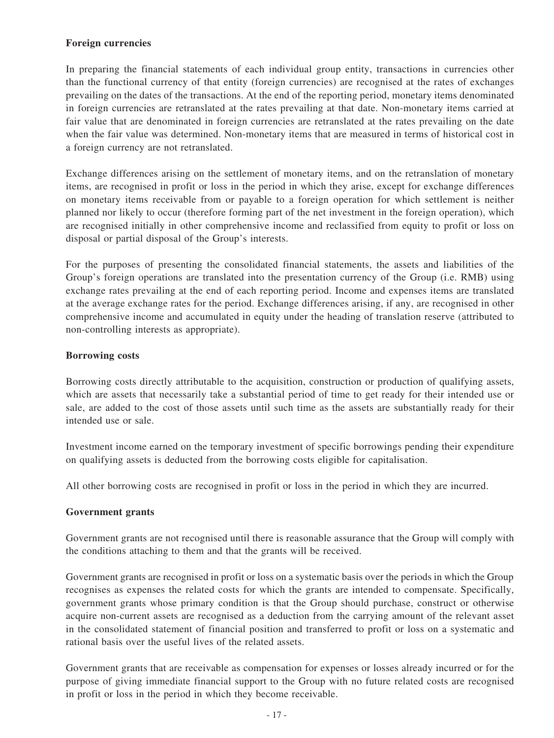**Foreign currencies**

In preparing the financial statements of each individual group entity, transactions in currencies other than the functional currency of that entity (foreign currencies) are recognised at the rates of exchanges prevailing on the dates of the transactions. At the end of the reporting period, monetary items denominated in foreign currencies are retranslated at the rates prevailing at that date. Non-monetary items carried at fair value that are denominated in foreign currencies are retranslated at the rates prevailing on the date when the fair value was determined. Non-monetary items that are measured in terms of historical cost in a foreign currency are not retranslated.

Exchange differences arising on the settlement of monetary items, and on the retranslation of monetary items, are recognised in profit or loss in the period in which they arise, except for exchange differences on monetary items receivable from or payable to a foreign operation for which settlement is neither planned nor likely to occur (therefore forming part of the net investment in the foreign operation), which are recognised initially in other comprehensive income and reclassified from equity to profit or loss on disposal or partial disposal of the Group's interests.

For the purposes of presenting the consolidated financial statements, the assets and liabilities of the Group's foreign operations are translated into the presentation currency of the Group (i.e. RMB) using exchange rates prevailing at the end of each reporting period. Income and expenses items are translated at the average exchange rates for the period. Exchange differences arising, if any, are recognised in other comprehensive income and accumulated in equity under the heading of translation reserve (attributed to non-controlling interests as appropriate).

**Borrowing costs**

Borrowing costs directly attributable to the acquisition, construction or production of qualifying assets, which are assets that necessarily take a substantial period of time to get ready for their intended use or sale, are added to the cost of those assets until such time as the assets are substantially ready for their intended use or sale.

Investment income earned on the temporary investment of specific borrowings pending their expenditure on qualifying assets is deducted from the borrowing costs eligible for capitalisation.

All other borrowing costs are recognised in profit or loss in the period in which they are incurred.

**Government grants**

Government grants are not recognised until there is reasonable assurance that the Group will comply with the conditions attaching to them and that the grants will be received.

Government grants are recognised in profit or loss on a systematic basis over the periods in which the Group recognises as expenses the related costs for which the grants are intended to compensate. Specifically, government grants whose primary condition is that the Group should purchase, construct or otherwise acquire non-current assets are recognised as a deduction from the carrying amount of the relevant asset in the consolidated statement of financial position and transferred to profit or loss on a systematic and rational basis over the useful lives of the related assets.

Government grants that are receivable as compensation for expenses or losses already incurred or for the purpose of giving immediate financial support to the Group with no future related costs are recognised in profit or loss in the period in which they become receivable.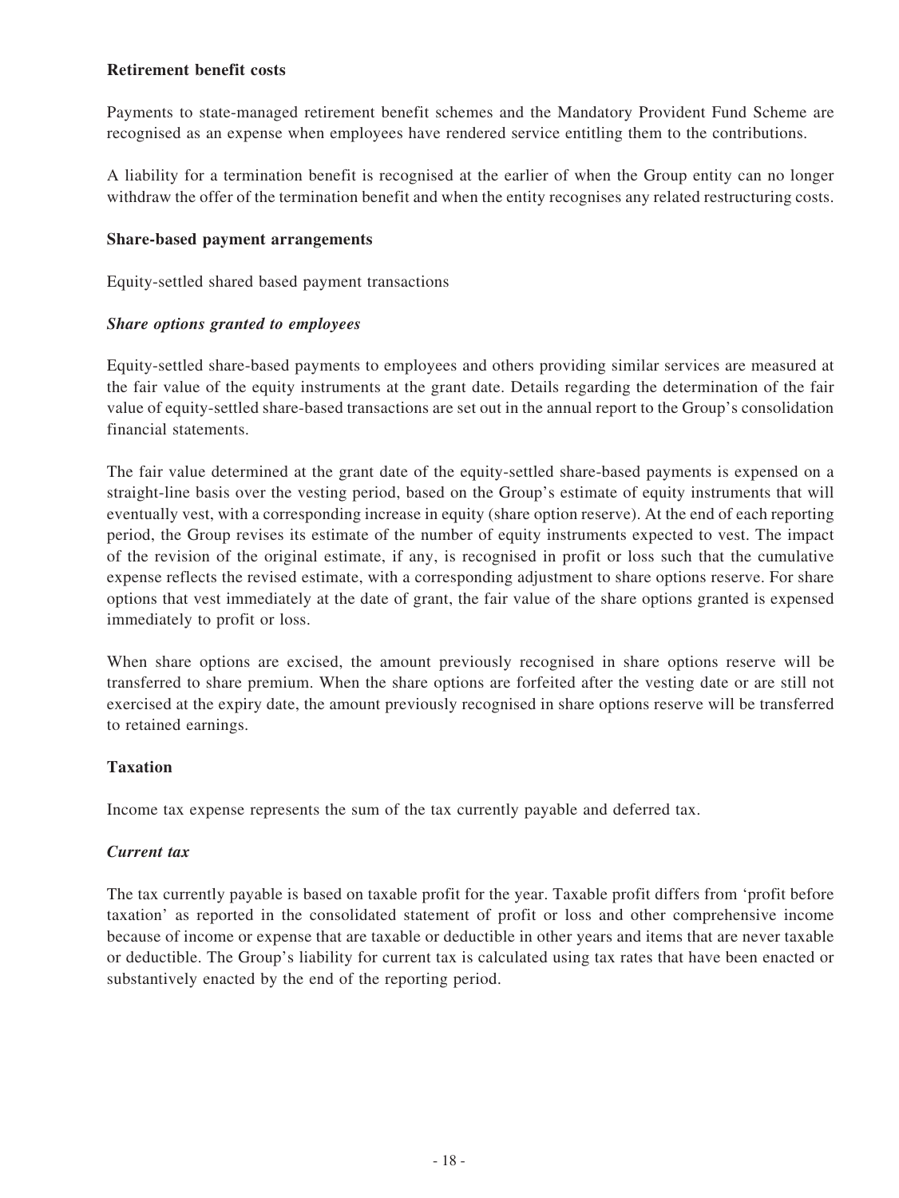**Retirement benefit costs**

Payments to state-managed retirement benefit schemes and the Mandatory Provident Fund Scheme are recognised as an expense when employees have rendered service entitling them to the contributions.

A liability for a termination benefit is recognised at the earlier of when the Group entity can no longer withdraw the offer of the termination benefit and when the entity recognises any related restructuring costs.

**Share-based payment arrangements**

Equity-settled shared based payment transactions

***Share options granted to employees***

Equity-settled share-based payments to employees and others providing similar services are measured at the fair value of the equity instruments at the grant date. Details regarding the determination of the fair value of equity-settled share-based transactions are set out in the annual report to the Group's consolidation financial statements.

The fair value determined at the grant date of the equity-settled share-based payments is expensed on a straight-line basis over the vesting period, based on the Group's estimate of equity instruments that will eventually vest, with a corresponding increase in equity (share option reserve). At the end of each reporting period, the Group revises its estimate of the number of equity instruments expected to vest. The impact of the revision of the original estimate, if any, is recognised in profit or loss such that the cumulative expense reflects the revised estimate, with a corresponding adjustment to share options reserve. For share options that vest immediately at the date of grant, the fair value of the share options granted is expensed immediately to profit or loss.

When share options are excised, the amount previously recognised in share options reserve will be transferred to share premium. When the share options are forfeited after the vesting date or are still not exercised at the expiry date, the amount previously recognised in share options reserve will be transferred to retained earnings.

**Taxation**

Income tax expense represents the sum of the tax currently payable and deferred tax.

***Current tax***

The tax currently payable is based on taxable profit for the year. Taxable profit differs from 'profit before taxation' as reported in the consolidated statement of profit or loss and other comprehensive income because of income or expense that are taxable or deductible in other years and items that are never taxable or deductible. The Group's liability for current tax is calculated using tax rates that have been enacted or substantively enacted by the end of the reporting period.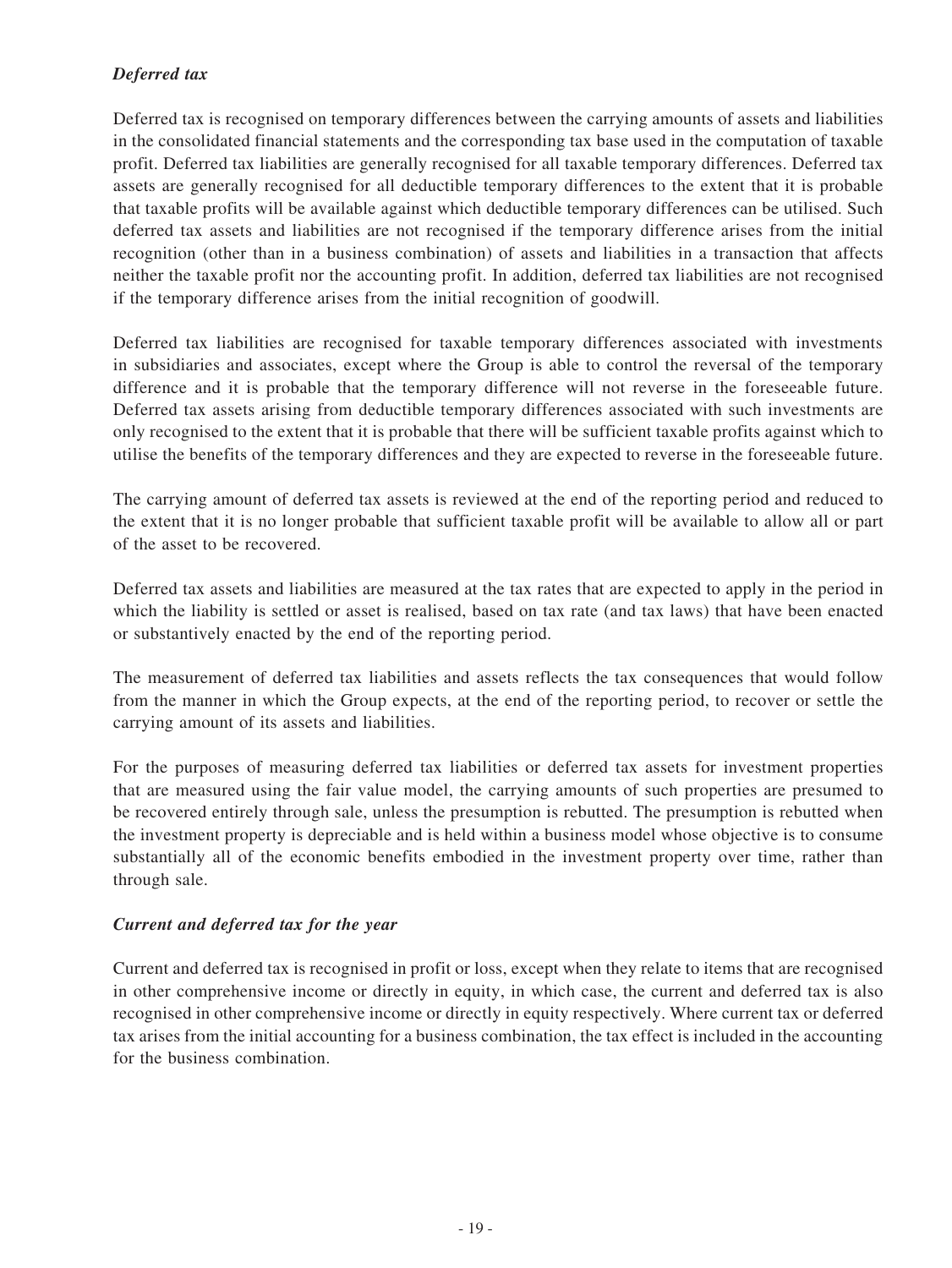*Deferred tax*

Deferred tax is recognised on temporary differences between the carrying amounts of assets and liabilities in the consolidated financial statements and the corresponding tax base used in the computation of taxable profit. Deferred tax liabilities are generally recognised for all taxable temporary differences. Deferred tax assets are generally recognised for all deductible temporary differences to the extent that it is probable that taxable profits will be available against which deductible temporary differences can be utilised. Such deferred tax assets and liabilities are not recognised if the temporary difference arises from the initial recognition (other than in a business combination) of assets and liabilities in a transaction that affects neither the taxable profit nor the accounting profit. In addition, deferred tax liabilities are not recognised if the temporary difference arises from the initial recognition of goodwill.

Deferred tax liabilities are recognised for taxable temporary differences associated with investments in subsidiaries and associates, except where the Group is able to control the reversal of the temporary difference and it is probable that the temporary difference will not reverse in the foreseeable future. Deferred tax assets arising from deductible temporary differences associated with such investments are only recognised to the extent that it is probable that there will be sufficient taxable profits against which to utilise the benefits of the temporary differences and they are expected to reverse in the foreseeable future.

The carrying amount of deferred tax assets is reviewed at the end of the reporting period and reduced to the extent that it is no longer probable that sufficient taxable profit will be available to allow all or part of the asset to be recovered.

Deferred tax assets and liabilities are measured at the tax rates that are expected to apply in the period in which the liability is settled or asset is realised, based on tax rate (and tax laws) that have been enacted or substantively enacted by the end of the reporting period.

The measurement of deferred tax liabilities and assets reflects the tax consequences that would follow from the manner in which the Group expects, at the end of the reporting period, to recover or settle the carrying amount of its assets and liabilities.

For the purposes of measuring deferred tax liabilities or deferred tax assets for investment properties that are measured using the fair value model, the carrying amounts of such properties are presumed to be recovered entirely through sale, unless the presumption is rebutted. The presumption is rebutted when the investment property is depreciable and is held within a business model whose objective is to consume substantially all of the economic benefits embodied in the investment property over time, rather than through sale.

*Current and deferred tax for the year*

Current and deferred tax is recognised in profit or loss, except when they relate to items that are recognised in other comprehensive income or directly in equity, in which case, the current and deferred tax is also recognised in other comprehensive income or directly in equity respectively. Where current tax or deferred tax arises from the initial accounting for a business combination, the tax effect is included in the accounting for the business combination.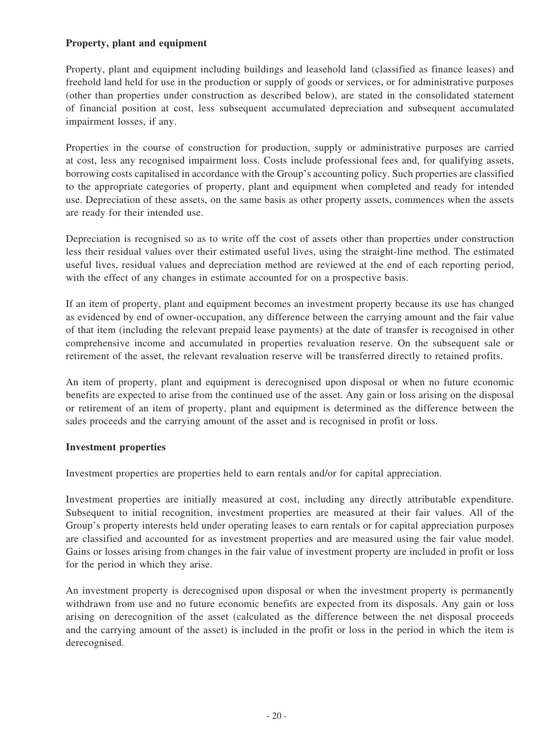**Property, plant and equipment**

Property, plant and equipment including buildings and leasehold land (classified as finance leases) and freehold land held for use in the production or supply of goods or services, or for administrative purposes (other than properties under construction as described below), are stated in the consolidated statement of financial position at cost, less subsequent accumulated depreciation and subsequent accumulated impairment losses, if any.

Properties in the course of construction for production, supply or administrative purposes are carried at cost, less any recognised impairment loss. Costs include professional fees and, for qualifying assets, borrowing costs capitalised in accordance with the Group's accounting policy. Such properties are classified to the appropriate categories of property, plant and equipment when completed and ready for intended use. Depreciation of these assets, on the same basis as other property assets, commences when the assets are ready for their intended use.

Depreciation is recognised so as to write off the cost of assets other than properties under construction less their residual values over their estimated useful lives, using the straight-line method. The estimated useful lives, residual values and depreciation method are reviewed at the end of each reporting period, with the effect of any changes in estimate accounted for on a prospective basis.

If an item of property, plant and equipment becomes an investment property because its use has changed as evidenced by end of owner-occupation, any difference between the carrying amount and the fair value of that item (including the relevant prepaid lease payments) at the date of transfer is recognised in other comprehensive income and accumulated in properties revaluation reserve. On the subsequent sale or retirement of the asset, the relevant revaluation reserve will be transferred directly to retained profits.

An item of property, plant and equipment is derecognised upon disposal or when no future economic benefits are expected to arise from the continued use of the asset. Any gain or loss arising on the disposal or retirement of an item of property, plant and equipment is determined as the difference between the sales proceeds and the carrying amount of the asset and is recognised in profit or loss.

**Investment properties**

Investment properties are properties held to earn rentals and/or for capital appreciation.

Investment properties are initially measured at cost, including any directly attributable expenditure. Subsequent to initial recognition, investment properties are measured at their fair values. All of the Group's property interests held under operating leases to earn rentals or for capital appreciation purposes are classified and accounted for as investment properties and are measured using the fair value model. Gains or losses arising from changes in the fair value of investment property are included in profit or loss for the period in which they arise.

An investment property is derecognised upon disposal or when the investment property is permanently withdrawn from use and no future economic benefits are expected from its disposals. Any gain or loss arising on derecognition of the asset (calculated as the difference between the net disposal proceeds and the carrying amount of the asset) is included in the profit or loss in the period in which the item is derecognised.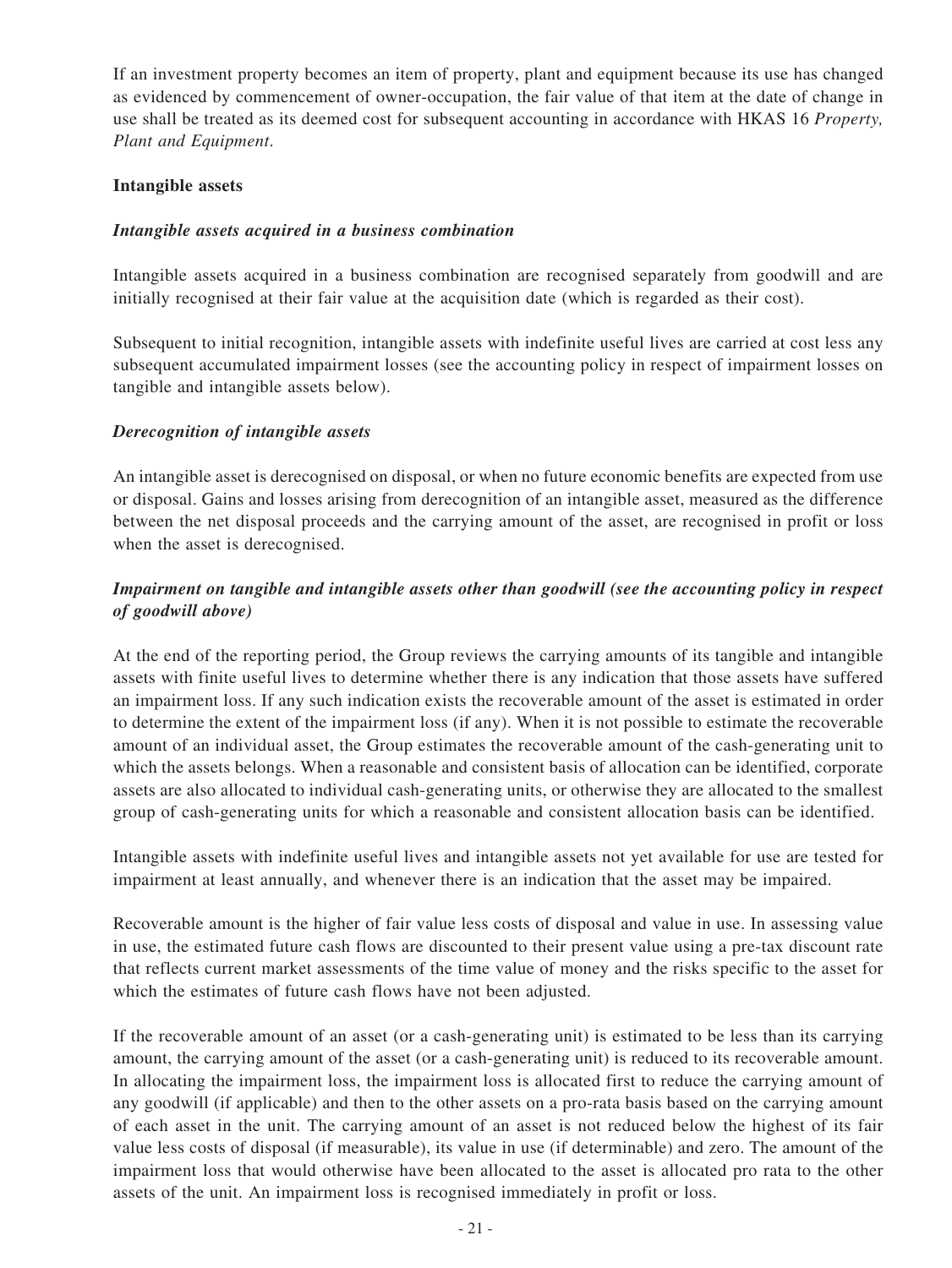If an investment property becomes an item of property, plant and equipment because its use has changed as evidenced by commencement of owner-occupation, the fair value of that item at the date of change in use shall be treated as its deemed cost for subsequent accounting in accordance with HKAS 16 *Property, Plant and Equipment*.

**Intangible assets**

***Intangible assets acquired in a business combination***

Intangible assets acquired in a business combination are recognised separately from goodwill and are initially recognised at their fair value at the acquisition date (which is regarded as their cost).

Subsequent to initial recognition, intangible assets with indefinite useful lives are carried at cost less any subsequent accumulated impairment losses (see the accounting policy in respect of impairment losses on tangible and intangible assets below).

***Derecognition of intangible assets***

An intangible asset is derecognised on disposal, or when no future economic benefits are expected from use or disposal. Gains and losses arising from derecognition of an intangible asset, measured as the difference between the net disposal proceeds and the carrying amount of the asset, are recognised in profit or loss when the asset is derecognised.

***Impairment on tangible and intangible assets other than goodwill (see the accounting policy in respect of goodwill above)***

At the end of the reporting period, the Group reviews the carrying amounts of its tangible and intangible assets with finite useful lives to determine whether there is any indication that those assets have suffered an impairment loss. If any such indication exists the recoverable amount of the asset is estimated in order to determine the extent of the impairment loss (if any). When it is not possible to estimate the recoverable amount of an individual asset, the Group estimates the recoverable amount of the cash-generating unit to which the assets belongs. When a reasonable and consistent basis of allocation can be identified, corporate assets are also allocated to individual cash-generating units, or otherwise they are allocated to the smallest group of cash-generating units for which a reasonable and consistent allocation basis can be identified.

Intangible assets with indefinite useful lives and intangible assets not yet available for use are tested for impairment at least annually, and whenever there is an indication that the asset may be impaired.

Recoverable amount is the higher of fair value less costs of disposal and value in use. In assessing value in use, the estimated future cash flows are discounted to their present value using a pre-tax discount rate that reflects current market assessments of the time value of money and the risks specific to the asset for which the estimates of future cash flows have not been adjusted.

If the recoverable amount of an asset (or a cash-generating unit) is estimated to be less than its carrying amount, the carrying amount of the asset (or a cash-generating unit) is reduced to its recoverable amount. In allocating the impairment loss, the impairment loss is allocated first to reduce the carrying amount of any goodwill (if applicable) and then to the other assets on a pro-rata basis based on the carrying amount of each asset in the unit. The carrying amount of an asset is not reduced below the highest of its fair value less costs of disposal (if measurable), its value in use (if determinable) and zero. The amount of the impairment loss that would otherwise have been allocated to the asset is allocated pro rata to the other assets of the unit. An impairment loss is recognised immediately in profit or loss.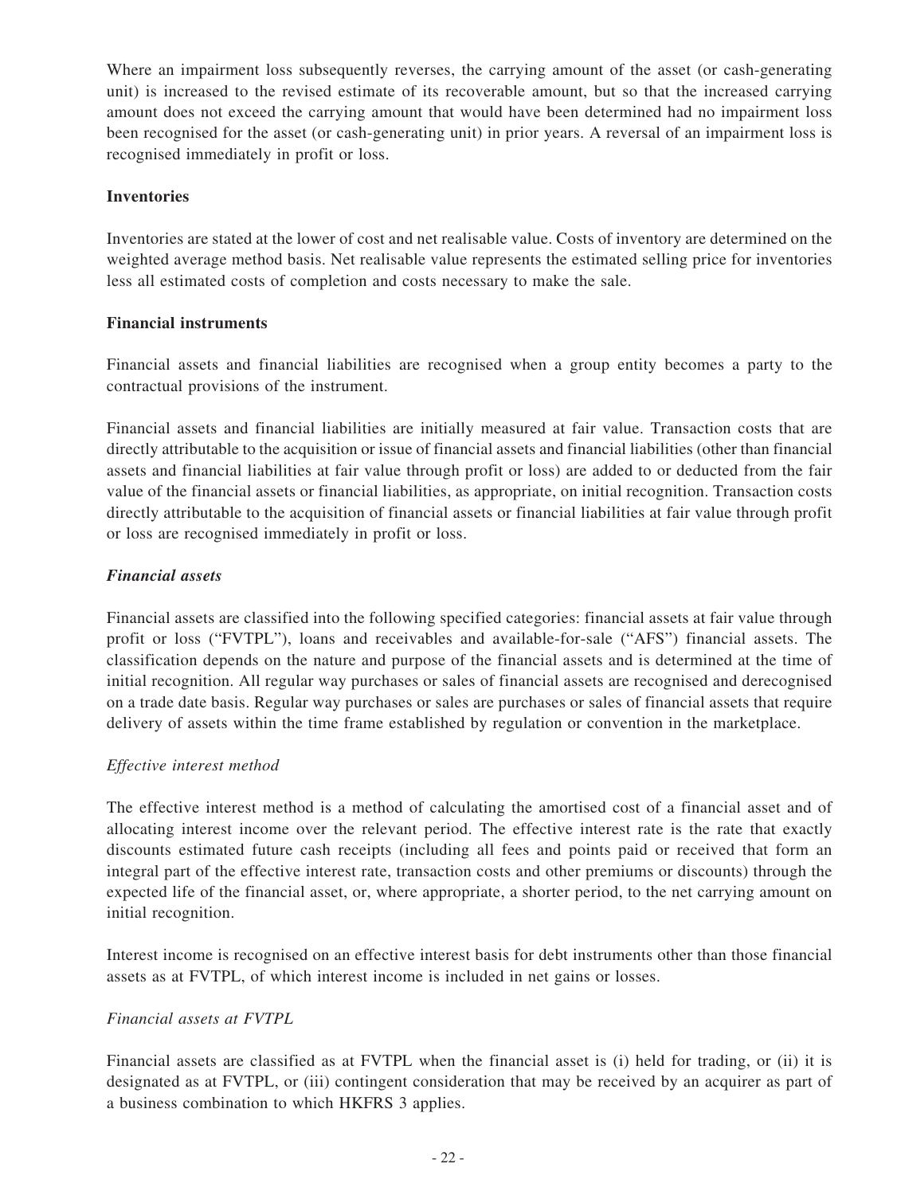Where an impairment loss subsequently reverses, the carrying amount of the asset (or cash-generating unit) is increased to the revised estimate of its recoverable amount, but so that the increased carrying amount does not exceed the carrying amount that would have been determined had no impairment loss been recognised for the asset (or cash-generating unit) in prior years. A reversal of an impairment loss is recognised immediately in profit or loss.

**Inventories**

Inventories are stated at the lower of cost and net realisable value. Costs of inventory are determined on the weighted average method basis. Net realisable value represents the estimated selling price for inventories less all estimated costs of completion and costs necessary to make the sale.

**Financial instruments**

Financial assets and financial liabilities are recognised when a group entity becomes a party to the contractual provisions of the instrument.

Financial assets and financial liabilities are initially measured at fair value. Transaction costs that are directly attributable to the acquisition or issue of financial assets and financial liabilities (other than financial assets and financial liabilities at fair value through profit or loss) are added to or deducted from the fair value of the financial assets or financial liabilities, as appropriate, on initial recognition. Transaction costs directly attributable to the acquisition of financial assets or financial liabilities at fair value through profit or loss are recognised immediately in profit or loss.

***Financial assets***

Financial assets are classified into the following specified categories: financial assets at fair value through profit or loss ("FVTPL"), loans and receivables and available-for-sale ("AFS") financial assets. The classification depends on the nature and purpose of the financial assets and is determined at the time of initial recognition. All regular way purchases or sales of financial assets are recognised and derecognised on a trade date basis. Regular way purchases or sales are purchases or sales of financial assets that require delivery of assets within the time frame established by regulation or convention in the marketplace.

*Effective interest method*

The effective interest method is a method of calculating the amortised cost of a financial asset and of allocating interest income over the relevant period. The effective interest rate is the rate that exactly discounts estimated future cash receipts (including all fees and points paid or received that form an integral part of the effective interest rate, transaction costs and other premiums or discounts) through the expected life of the financial asset, or, where appropriate, a shorter period, to the net carrying amount on initial recognition.

Interest income is recognised on an effective interest basis for debt instruments other than those financial assets as at FVTPL, of which interest income is included in net gains or losses.

*Financial assets at FVTPL*

Financial assets are classified as at FVTPL when the financial asset is (i) held for trading, or (ii) it is designated as at FVTPL, or (iii) contingent consideration that may be received by an acquirer as part of a business combination to which HKFRS 3 applies.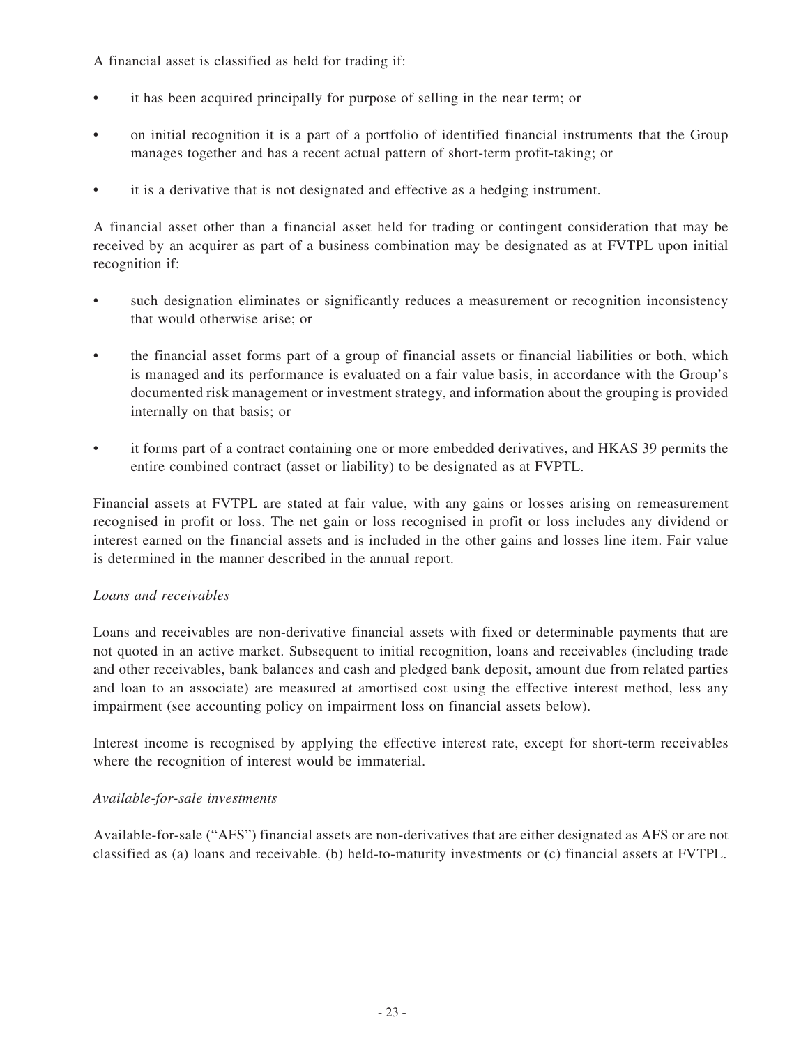A financial asset is classified as held for trading if:

- it has been acquired principally for purpose of selling in the near term; or
- on initial recognition it is a part of a portfolio of identified financial instruments that the Group manages together and has a recent actual pattern of short-term profit-taking; or
- it is a derivative that is not designated and effective as a hedging instrument.

A financial asset other than a financial asset held for trading or contingent consideration that may be received by an acquirer as part of a business combination may be designated as at FVTPL upon initial recognition if:

- such designation eliminates or significantly reduces a measurement or recognition inconsistency that would otherwise arise; or
- the financial asset forms part of a group of financial assets or financial liabilities or both, which is managed and its performance is evaluated on a fair value basis, in accordance with the Group's documented risk management or investment strategy, and information about the grouping is provided internally on that basis; or
- it forms part of a contract containing one or more embedded derivatives, and HKAS 39 permits the entire combined contract (asset or liability) to be designated as at FVPTL.

Financial assets at FVTPL are stated at fair value, with any gains or losses arising on remeasurement recognised in profit or loss. The net gain or loss recognised in profit or loss includes any dividend or interest earned on the financial assets and is included in the other gains and losses line item. Fair value is determined in the manner described in the annual report.

*Loans and receivables*

Loans and receivables are non-derivative financial assets with fixed or determinable payments that are not quoted in an active market. Subsequent to initial recognition, loans and receivables (including trade and other receivables, bank balances and cash and pledged bank deposit, amount due from related parties and loan to an associate) are measured at amortised cost using the effective interest method, less any impairment (see accounting policy on impairment loss on financial assets below).

Interest income is recognised by applying the effective interest rate, except for short-term receivables where the recognition of interest would be immaterial.

*Available-for-sale investments*

Available-for-sale ("AFS") financial assets are non-derivatives that are either designated as AFS or are not classified as (a) loans and receivable. (b) held-to-maturity investments or (c) financial assets at FVTPL.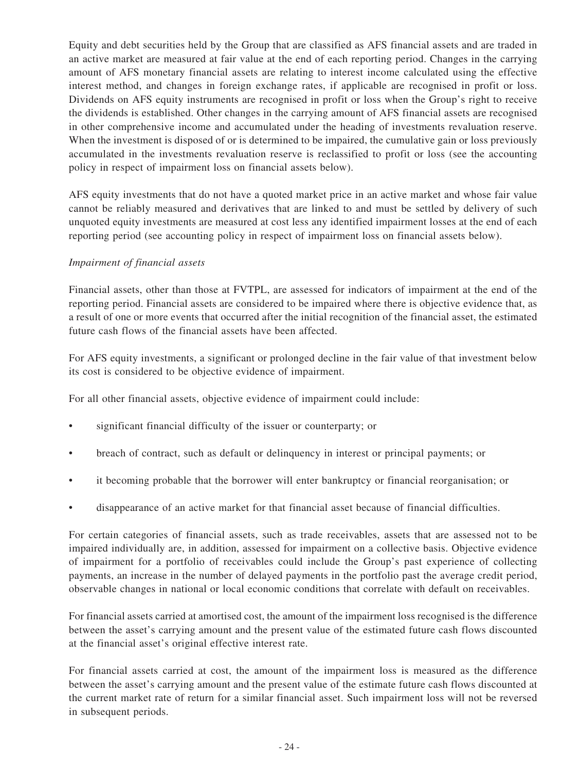Equity and debt securities held by the Group that are classified as AFS financial assets and are traded in an active market are measured at fair value at the end of each reporting period. Changes in the carrying amount of AFS monetary financial assets are relating to interest income calculated using the effective interest method, and changes in foreign exchange rates, if applicable are recognised in profit or loss. Dividends on AFS equity instruments are recognised in profit or loss when the Group's right to receive the dividends is established. Other changes in the carrying amount of AFS financial assets are recognised in other comprehensive income and accumulated under the heading of investments revaluation reserve. When the investment is disposed of or is determined to be impaired, the cumulative gain or loss previously accumulated in the investments revaluation reserve is reclassified to profit or loss (see the accounting policy in respect of impairment loss on financial assets below).

AFS equity investments that do not have a quoted market price in an active market and whose fair value cannot be reliably measured and derivatives that are linked to and must be settled by delivery of such unquoted equity investments are measured at cost less any identified impairment losses at the end of each reporting period (see accounting policy in respect of impairment loss on financial assets below).

*Impairment of financial assets*

Financial assets, other than those at FVTPL, are assessed for indicators of impairment at the end of the reporting period. Financial assets are considered to be impaired where there is objective evidence that, as a result of one or more events that occurred after the initial recognition of the financial asset, the estimated future cash flows of the financial assets have been affected.

For AFS equity investments, a significant or prolonged decline in the fair value of that investment below its cost is considered to be objective evidence of impairment.

For all other financial assets, objective evidence of impairment could include:

- significant financial difficulty of the issuer or counterparty; or
- breach of contract, such as default or delinquency in interest or principal payments; or
- it becoming probable that the borrower will enter bankruptcy or financial reorganisation; or
- disappearance of an active market for that financial asset because of financial difficulties.

For certain categories of financial assets, such as trade receivables, assets that are assessed not to be impaired individually are, in addition, assessed for impairment on a collective basis. Objective evidence of impairment for a portfolio of receivables could include the Group's past experience of collecting payments, an increase in the number of delayed payments in the portfolio past the average credit period, observable changes in national or local economic conditions that correlate with default on receivables.

For financial assets carried at amortised cost, the amount of the impairment loss recognised is the difference between the asset's carrying amount and the present value of the estimated future cash flows discounted at the financial asset's original effective interest rate.

For financial assets carried at cost, the amount of the impairment loss is measured as the difference between the asset's carrying amount and the present value of the estimate future cash flows discounted at the current market rate of return for a similar financial asset. Such impairment loss will not be reversed in subsequent periods.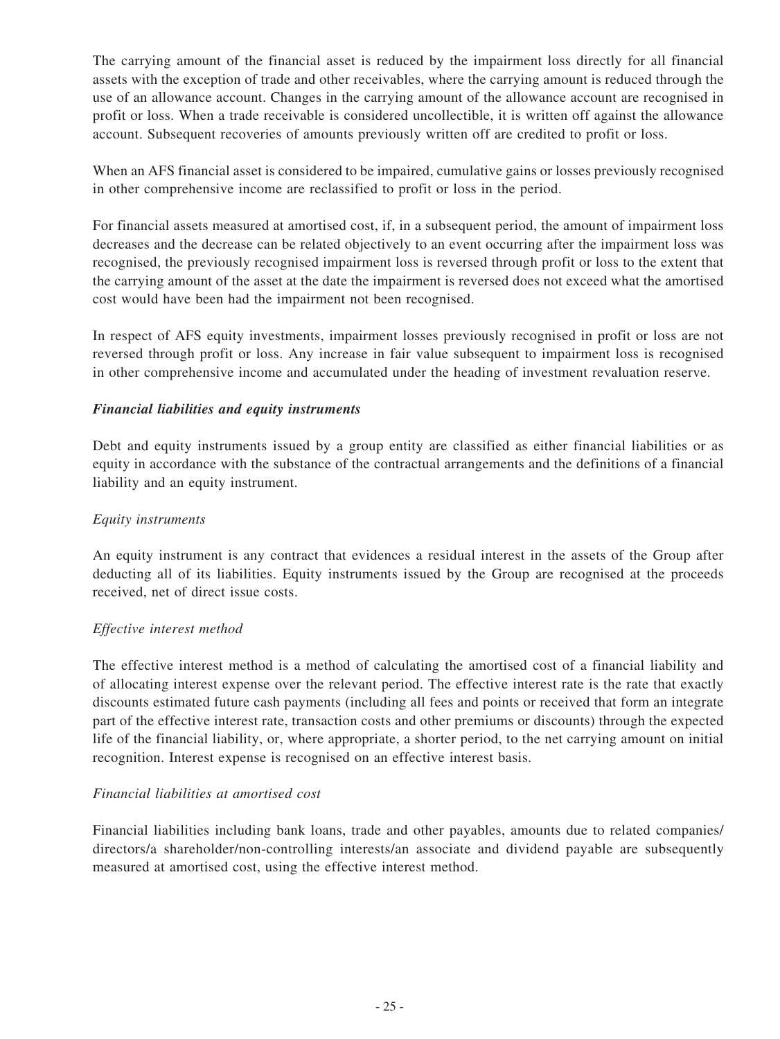The carrying amount of the financial asset is reduced by the impairment loss directly for all financial assets with the exception of trade and other receivables, where the carrying amount is reduced through the use of an allowance account. Changes in the carrying amount of the allowance account are recognised in profit or loss. When a trade receivable is considered uncollectible, it is written off against the allowance account. Subsequent recoveries of amounts previously written off are credited to profit or loss.

When an AFS financial asset is considered to be impaired, cumulative gains or losses previously recognised in other comprehensive income are reclassified to profit or loss in the period.

For financial assets measured at amortised cost, if, in a subsequent period, the amount of impairment loss decreases and the decrease can be related objectively to an event occurring after the impairment loss was recognised, the previously recognised impairment loss is reversed through profit or loss to the extent that the carrying amount of the asset at the date the impairment is reversed does not exceed what the amortised cost would have been had the impairment not been recognised.

In respect of AFS equity investments, impairment losses previously recognised in profit or loss are not reversed through profit or loss. Any increase in fair value subsequent to impairment loss is recognised in other comprehensive income and accumulated under the heading of investment revaluation reserve.

***Financial liabilities and equity instruments***

Debt and equity instruments issued by a group entity are classified as either financial liabilities or as equity in accordance with the substance of the contractual arrangements and the definitions of a financial liability and an equity instrument.

*Equity instruments*

An equity instrument is any contract that evidences a residual interest in the assets of the Group after deducting all of its liabilities. Equity instruments issued by the Group are recognised at the proceeds received, net of direct issue costs.

*Effective interest method*

The effective interest method is a method of calculating the amortised cost of a financial liability and of allocating interest expense over the relevant period. The effective interest rate is the rate that exactly discounts estimated future cash payments (including all fees and points or received that form an integrate part of the effective interest rate, transaction costs and other premiums or discounts) through the expected life of the financial liability, or, where appropriate, a shorter period, to the net carrying amount on initial recognition. Interest expense is recognised on an effective interest basis.

*Financial liabilities at amortised cost*

Financial liabilities including bank loans, trade and other payables, amounts due to related companies/directors/a shareholder/non-controlling interests/an associate and dividend payable are subsequently measured at amortised cost, using the effective interest method.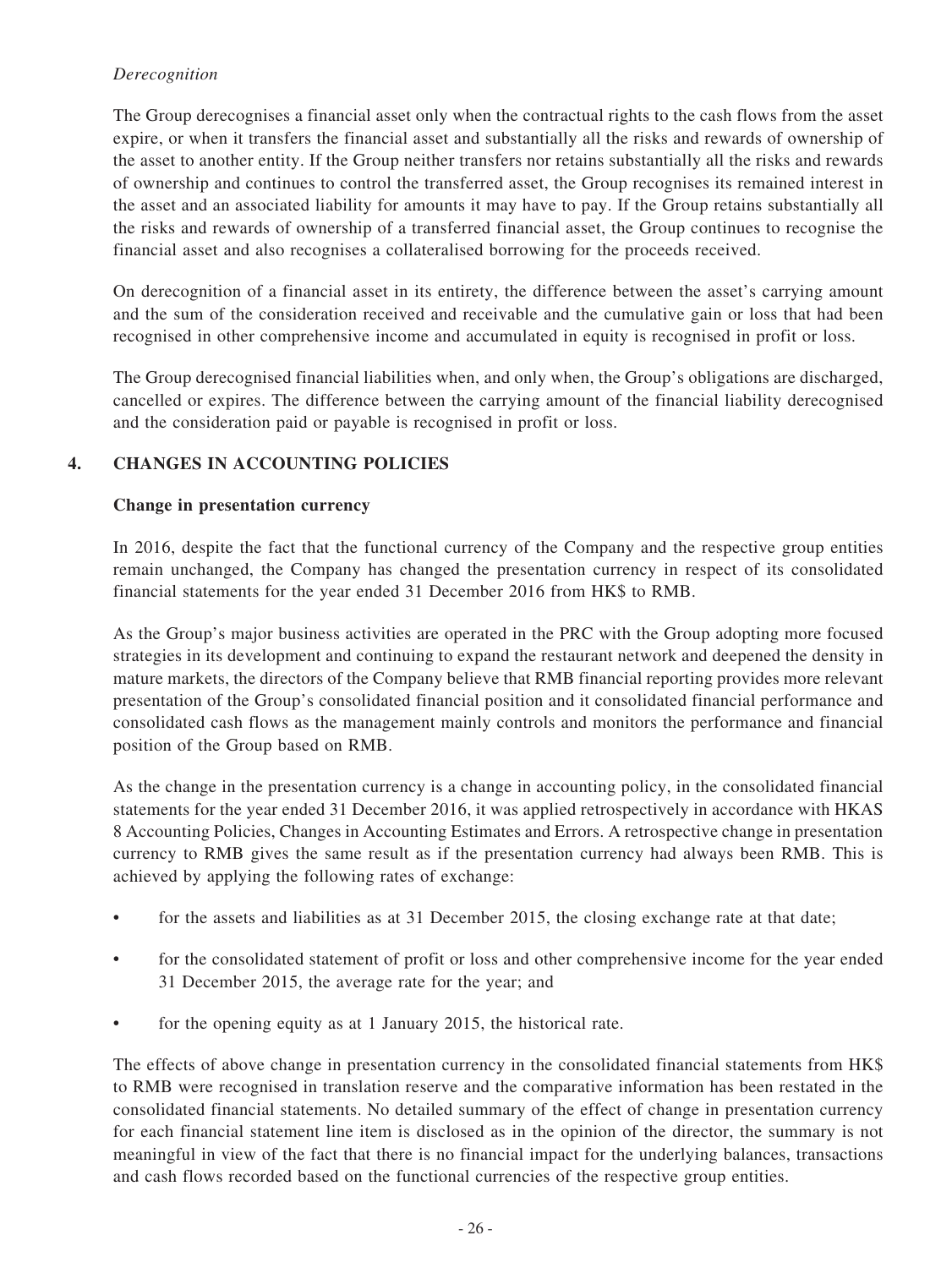*Derecognition*

The Group derecognises a financial asset only when the contractual rights to the cash flows from the asset expire, or when it transfers the financial asset and substantially all the risks and rewards of ownership of the asset to another entity. If the Group neither transfers nor retains substantially all the risks and rewards of ownership and continues to control the transferred asset, the Group recognises its remained interest in the asset and an associated liability for amounts it may have to pay. If the Group retains substantially all the risks and rewards of ownership of a transferred financial asset, the Group continues to recognise the financial asset and also recognises a collateralised borrowing for the proceeds received.

On derecognition of a financial asset in its entirety, the difference between the asset's carrying amount and the sum of the consideration received and receivable and the cumulative gain or loss that had been recognised in other comprehensive income and accumulated in equity is recognised in profit or loss.

The Group derecognised financial liabilities when, and only when, the Group's obligations are discharged, cancelled or expires. The difference between the carrying amount of the financial liability derecognised and the consideration paid or payable is recognised in profit or loss.

## 4. CHANGES IN ACCOUNTING POLICIES

**Change in presentation currency**

In 2016, despite the fact that the functional currency of the Company and the respective group entities remain unchanged, the Company has changed the presentation currency in respect of its consolidated financial statements for the year ended 31 December 2016 from HK$ to RMB.

As the Group's major business activities are operated in the PRC with the Group adopting more focused strategies in its development and continuing to expand the restaurant network and deepened the density in mature markets, the directors of the Company believe that RMB financial reporting provides more relevant presentation of the Group's consolidated financial position and it consolidated financial performance and consolidated cash flows as the management mainly controls and monitors the performance and financial position of the Group based on RMB.

As the change in the presentation currency is a change in accounting policy, in the consolidated financial statements for the year ended 31 December 2016, it was applied retrospectively in accordance with HKAS 8 Accounting Policies, Changes in Accounting Estimates and Errors. A retrospective change in presentation currency to RMB gives the same result as if the presentation currency had always been RMB. This is achieved by applying the following rates of exchange:

- for the assets and liabilities as at 31 December 2015, the closing exchange rate at that date;
- for the consolidated statement of profit or loss and other comprehensive income for the year ended 31 December 2015, the average rate for the year; and
- for the opening equity as at 1 January 2015, the historical rate.

The effects of above change in presentation currency in the consolidated financial statements from HK$ to RMB were recognised in translation reserve and the comparative information has been restated in the consolidated financial statements. No detailed summary of the effect of change in presentation currency for each financial statement line item is disclosed as in the opinion of the director, the summary is not meaningful in view of the fact that there is no financial impact for the underlying balances, transactions and cash flows recorded based on the functional currencies of the respective group entities.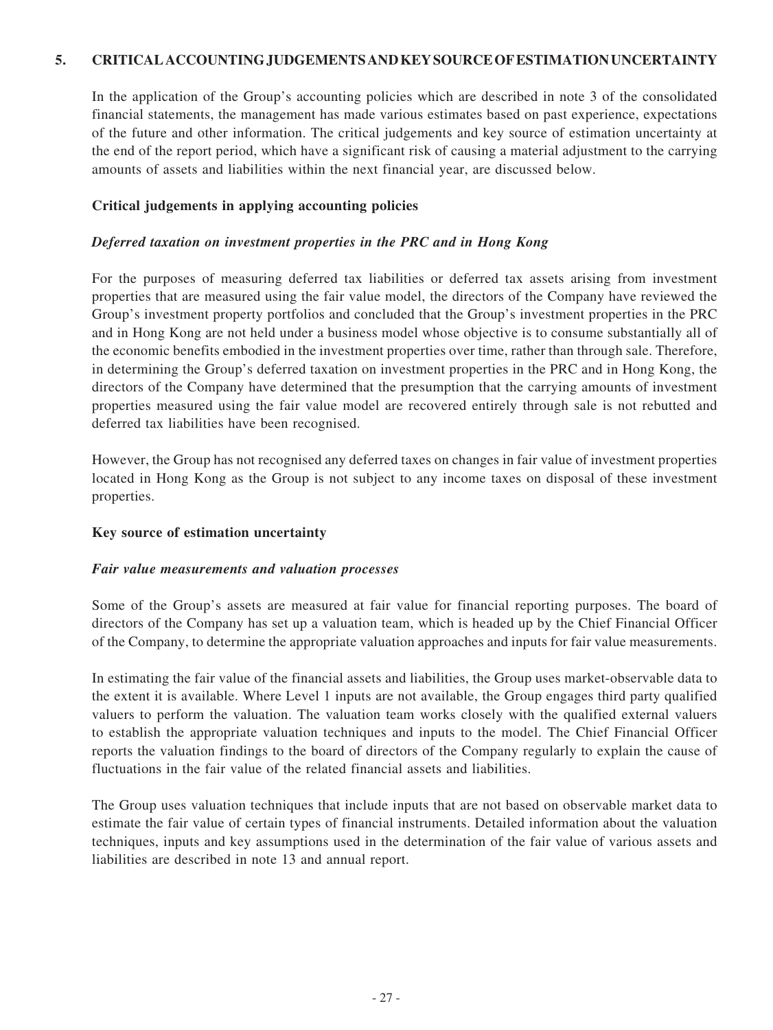## 5. CRITICAL ACCOUNTING JUDGEMENTS AND KEY SOURCE OF ESTIMATION UNCERTAINTY

In the application of the Group's accounting policies which are described in note 3 of the consolidated financial statements, the management has made various estimates based on past experience, expectations of the future and other information. The critical judgements and key source of estimation uncertainty at the end of the report period, which have a significant risk of causing a material adjustment to the carrying amounts of assets and liabilities within the next financial year, are discussed below.

### Critical judgements in applying accounting policies

***Deferred taxation on investment properties in the PRC and in Hong Kong***

For the purposes of measuring deferred tax liabilities or deferred tax assets arising from investment properties that are measured using the fair value model, the directors of the Company have reviewed the Group's investment property portfolios and concluded that the Group's investment properties in the PRC and in Hong Kong are not held under a business model whose objective is to consume substantially all of the economic benefits embodied in the investment properties over time, rather than through sale. Therefore, in determining the Group's deferred taxation on investment properties in the PRC and in Hong Kong, the directors of the Company have determined that the presumption that the carrying amounts of investment properties measured using the fair value model are recovered entirely through sale is not rebutted and deferred tax liabilities have been recognised.

However, the Group has not recognised any deferred taxes on changes in fair value of investment properties located in Hong Kong as the Group is not subject to any income taxes on disposal of these investment properties.

### Key source of estimation uncertainty

***Fair value measurements and valuation processes***

Some of the Group's assets are measured at fair value for financial reporting purposes. The board of directors of the Company has set up a valuation team, which is headed up by the Chief Financial Officer of the Company, to determine the appropriate valuation approaches and inputs for fair value measurements.

In estimating the fair value of the financial assets and liabilities, the Group uses market-observable data to the extent it is available. Where Level 1 inputs are not available, the Group engages third party qualified valuers to perform the valuation. The valuation team works closely with the qualified external valuers to establish the appropriate valuation techniques and inputs to the model. The Chief Financial Officer reports the valuation findings to the board of directors of the Company regularly to explain the cause of fluctuations in the fair value of the related financial assets and liabilities.

The Group uses valuation techniques that include inputs that are not based on observable market data to estimate the fair value of certain types of financial instruments. Detailed information about the valuation techniques, inputs and key assumptions used in the determination of the fair value of various assets and liabilities are described in note 13 and annual report.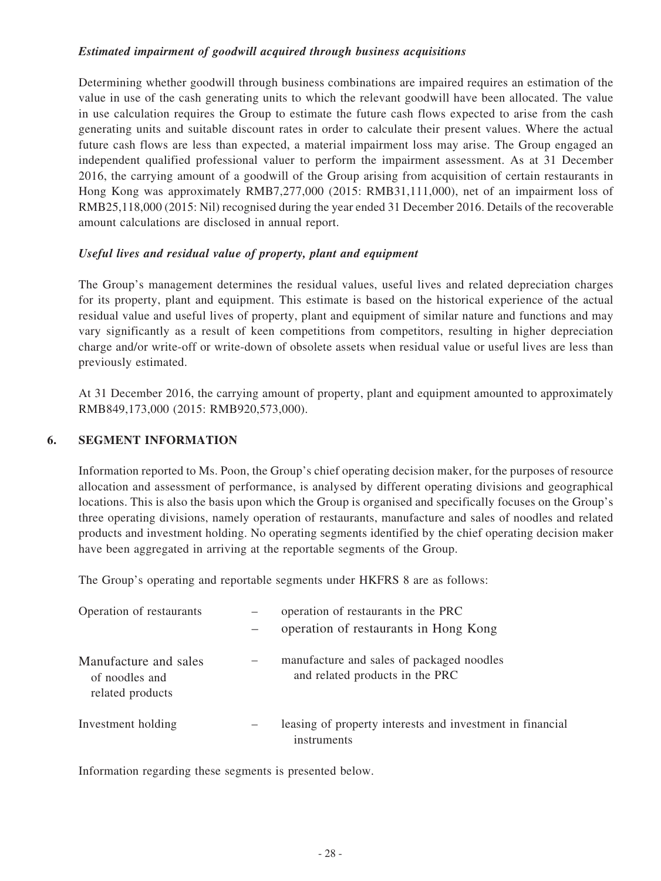***Estimated impairment of goodwill acquired through business acquisitions***

Determining whether goodwill through business combinations are impaired requires an estimation of the value in use of the cash generating units to which the relevant goodwill have been allocated. The value in use calculation requires the Group to estimate the future cash flows expected to arise from the cash generating units and suitable discount rates in order to calculate their present values. Where the actual future cash flows are less than expected, a material impairment loss may arise. The Group engaged an independent qualified professional valuer to perform the impairment assessment. As at 31 December 2016, the carrying amount of a goodwill of the Group arising from acquisition of certain restaurants in Hong Kong was approximately RMB7,277,000 (2015: RMB31,111,000), net of an impairment loss of RMB25,118,000 (2015: Nil) recognised during the year ended 31 December 2016. Details of the recoverable amount calculations are disclosed in annual report.

***Useful lives and residual value of property, plant and equipment***

The Group's management determines the residual values, useful lives and related depreciation charges for its property, plant and equipment. This estimate is based on the historical experience of the actual residual value and useful lives of property, plant and equipment of similar nature and functions and may vary significantly as a result of keen competitions from competitors, resulting in higher depreciation charge and/or write-off or write-down of obsolete assets when residual value or useful lives are less than previously estimated.

At 31 December 2016, the carrying amount of property, plant and equipment amounted to approximately RMB849,173,000 (2015: RMB920,573,000).

## 6. SEGMENT INFORMATION

Information reported to Ms. Poon, the Group's chief operating decision maker, for the purposes of resource allocation and assessment of performance, is analysed by different operating divisions and geographical locations. This is also the basis upon which the Group is organised and specifically focuses on the Group's three operating divisions, namely operation of restaurants, manufacture and sales of noodles and related products and investment holding. No operating segments identified by the chief operating decision maker have been aggregated in arriving at the reportable segments of the Group.

The Group's operating and reportable segments under HKFRS 8 are as follows:

| | | |
|---|---|---|
| Operation of restaurants | – | operation of restaurants in the PRC |
| | – | operation of restaurants in Hong Kong |
| Manufacture and sales of noodles and related products | – | manufacture and sales of packaged noodles and related products in the PRC |
| Investment holding | – | leasing of property interests and investment in financial instruments |

Information regarding these segments is presented below.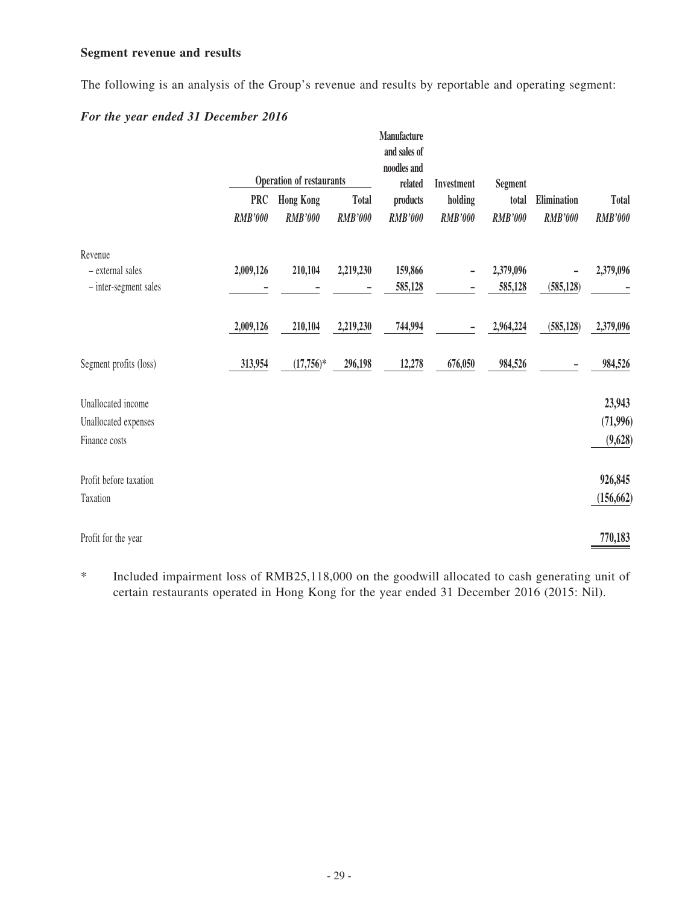**Segment revenue and results**

The following is an analysis of the Group's revenue and results by reportable and operating segment:

***For the year ended 31 December 2016***

| | Operation of restaurants | | | Manufacture and sales of noodles and related products | Investment holding | Segment total | Elimination | Total |
|---|---|---|---|---|---|---|---|---|
| | PRC | Hong Kong | Total | | | | | |
| | *RMB'000* | *RMB'000* | *RMB'000* | *RMB'000* | *RMB'000* | *RMB'000* | *RMB'000* | *RMB'000* |
| Revenue | | | | | | | | |
| – external sales | 2,009,126 | 210,104 | 2,219,230 | 159,866 | – | 2,379,096 | – | 2,379,096 |
| – inter-segment sales | – | – | – | 585,128 | – | 585,128 | (585,128) | – |
| | 2,009,126 | 210,104 | 2,219,230 | 744,994 | – | 2,964,224 | (585,128) | 2,379,096 |
| Segment profits (loss) | 313,954 | (17,756)* | 296,198 | 12,278 | 676,050 | 984,526 | – | 984,526 |
| Unallocated income | | | | | | | | 23,943 |
| Unallocated expenses | | | | | | | | (71,996) |
| Finance costs | | | | | | | | (9,628) |
| Profit before taxation | | | | | | | | 926,845 |
| Taxation | | | | | | | | (156,662) |
| Profit for the year | | | | | | | | 770,183 |

\* Included impairment loss of RMB25,118,000 on the goodwill allocated to cash generating unit of certain restaurants operated in Hong Kong for the year ended 31 December 2016 (2015: Nil).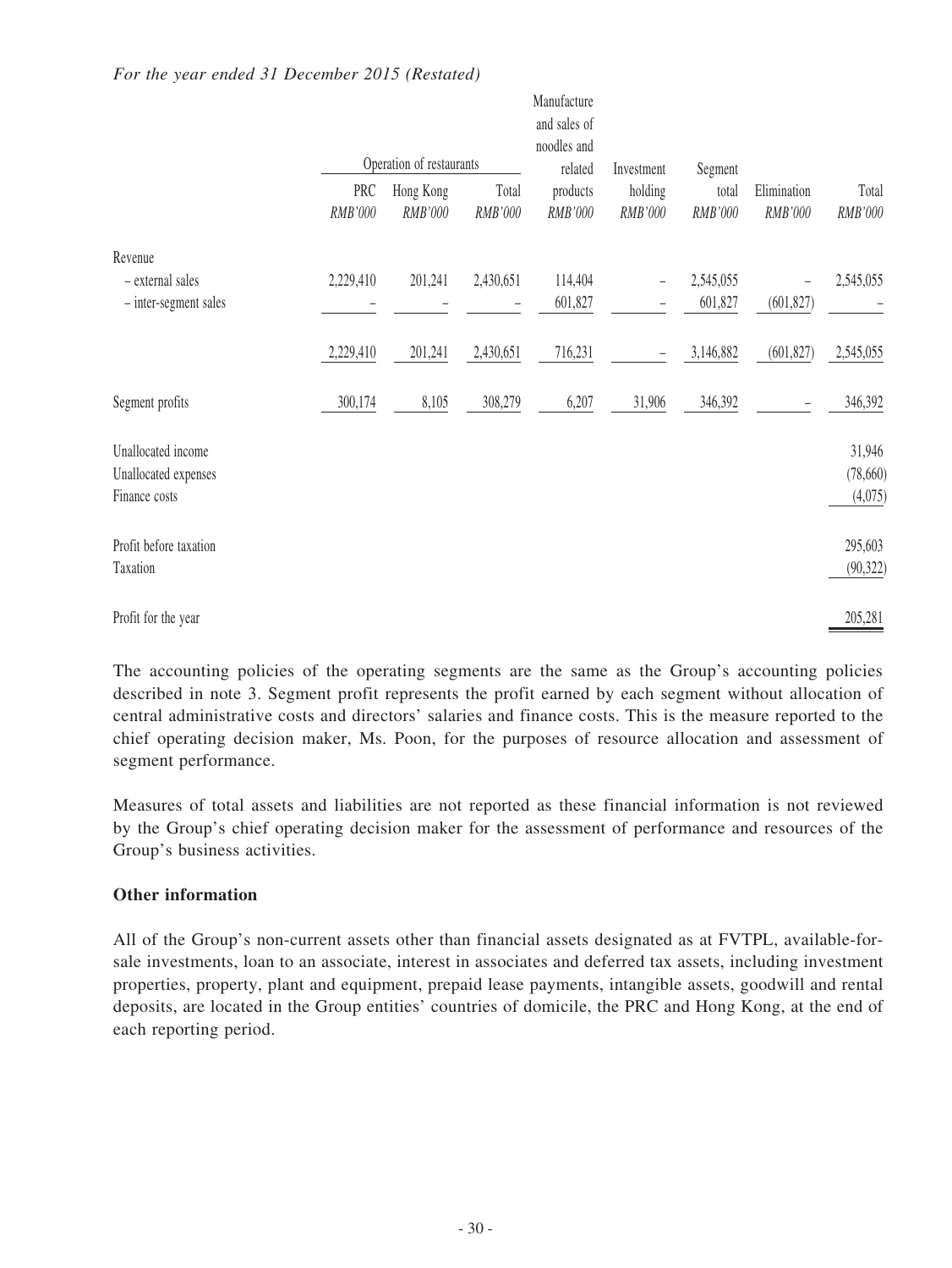*For the year ended 31 December 2015 (Restated)*

| | Operation of restaurants | | | Manufacture and sales of noodles and related products | Investment holding | Segment total | Elimination | Total |
|---|---|---|---|---|---|---|---|---|
| | PRC | Hong Kong | Total | | | | | |
| | *RMB'000* | *RMB'000* | *RMB'000* | *RMB'000* | *RMB'000* | *RMB'000* | *RMB'000* | *RMB'000* |
| Revenue | | | | | | | | |
| – external sales | 2,229,410 | 201,241 | 2,430,651 | 114,404 | – | 2,545,055 | – | 2,545,055 |
| – inter-segment sales | – | – | – | 601,827 | – | 601,827 | (601,827) | – |
| | 2,229,410 | 201,241 | 2,430,651 | 716,231 | – | 3,146,882 | (601,827) | 2,545,055 |
| Segment profits | 300,174 | 8,105 | 308,279 | 6,207 | 31,906 | 346,392 | – | 346,392 |
| Unallocated income | | | | | | | | 31,946 |
| Unallocated expenses | | | | | | | | (78,660) |
| Finance costs | | | | | | | | (4,075) |
| Profit before taxation | | | | | | | | 295,603 |
| Taxation | | | | | | | | (90,322) |
| Profit for the year | | | | | | | | 205,281 |

The accounting policies of the operating segments are the same as the Group's accounting policies described in note 3. Segment profit represents the profit earned by each segment without allocation of central administrative costs and directors' salaries and finance costs. This is the measure reported to the chief operating decision maker, Ms. Poon, for the purposes of resource allocation and assessment of segment performance.

Measures of total assets and liabilities are not reported as these financial information is not reviewed by the Group's chief operating decision maker for the assessment of performance and resources of the Group's business activities.

**Other information**

All of the Group's non-current assets other than financial assets designated as at FVTPL, available-for-sale investments, loan to an associate, interest in associates and deferred tax assets, including investment properties, property, plant and equipment, prepaid lease payments, intangible assets, goodwill and rental deposits, are located in the Group entities' countries of domicile, the PRC and Hong Kong, at the end of each reporting period.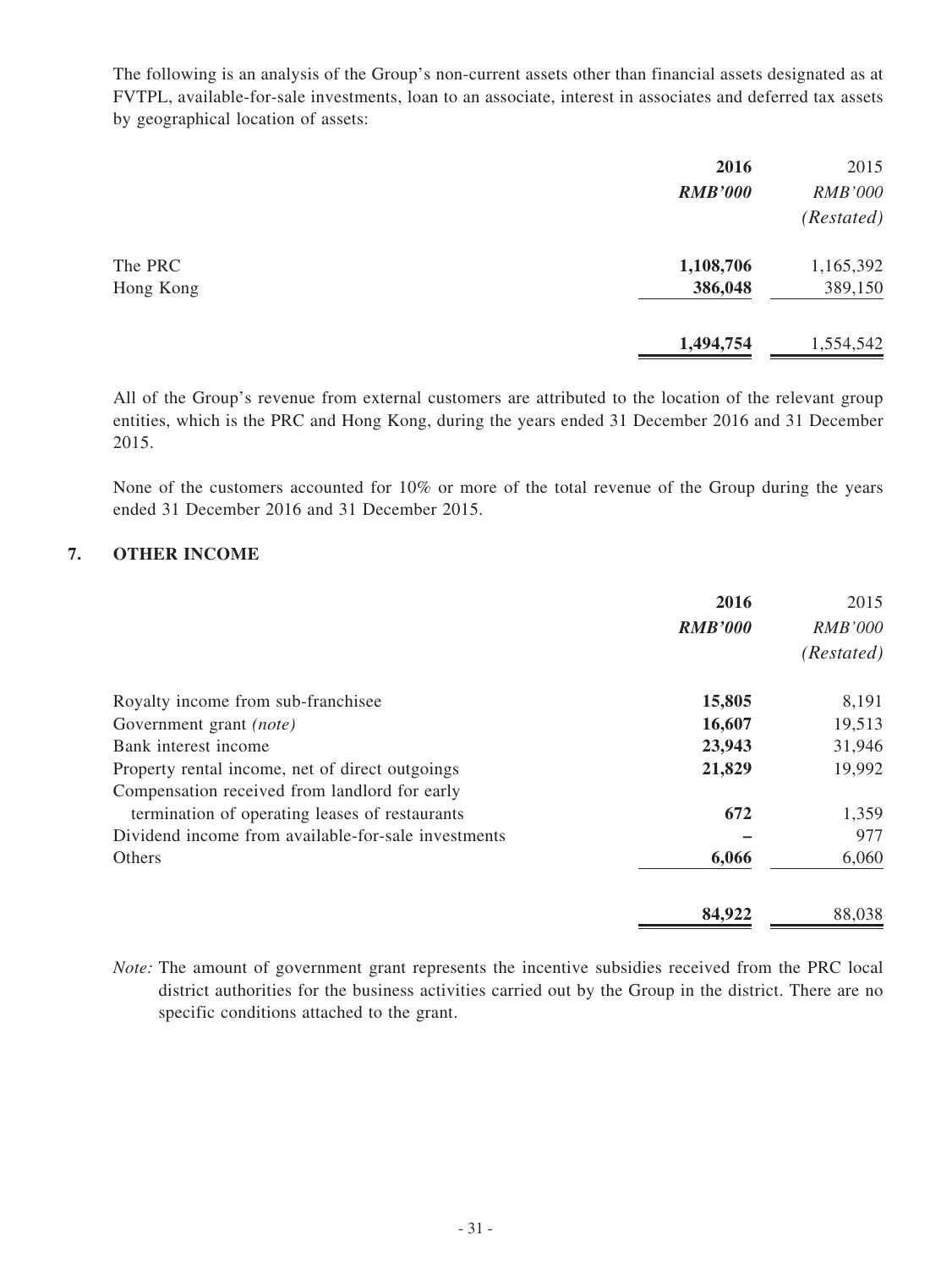The following is an analysis of the Group's non-current assets other than financial assets designated as at FVTPL, available-for-sale investments, loan to an associate, interest in associates and deferred tax assets by geographical location of assets:

| | **2016** | 2015 |
|---|---|---|
| | ***RMB'000*** | *RMB'000* |
| | | *(Restated)* |
| The PRC | **1,108,706** | 1,165,392 |
| Hong Kong | **386,048** | 389,150 |
| | **1,494,754** | 1,554,542 |

All of the Group's revenue from external customers are attributed to the location of the relevant group entities, which is the PRC and Hong Kong, during the years ended 31 December 2016 and 31 December 2015.

None of the customers accounted for 10% or more of the total revenue of the Group during the years ended 31 December 2016 and 31 December 2015.

## 7. OTHER INCOME

| | **2016** | 2015 |
|---|---|---|
| | ***RMB'000*** | *RMB'000* |
| | | *(Restated)* |
| Royalty income from sub-franchisee | **15,805** | 8,191 |
| Government grant *(note)* | **16,607** | 19,513 |
| Bank interest income | **23,943** | 31,946 |
| Property rental income, net of direct outgoings | **21,829** | 19,992 |
| Compensation received from landlord for early termination of operating leases of restaurants | **672** | 1,359 |
| Dividend income from available-for-sale investments | **–** | 977 |
| Others | **6,066** | 6,060 |
| | **84,922** | 88,038 |

*Note:* The amount of government grant represents the incentive subsidies received from the PRC local district authorities for the business activities carried out by the Group in the district. There are no specific conditions attached to the grant.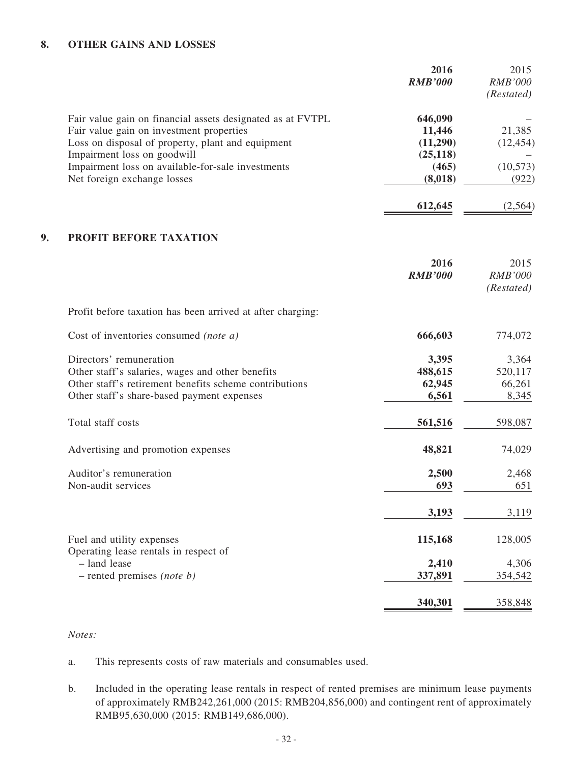## 8. OTHER GAINS AND LOSSES

| | **2016** | 2015 |
|---|---|---|
| | ***RMB'000*** | *RMB'000* |
| | | *(Restated)* |
| Fair value gain on financial assets designated as at FVTPL | **646,090** | – |
| Fair value gain on investment properties | **11,446** | 21,385 |
| Loss on disposal of property, plant and equipment | **(11,290)** | (12,454) |
| Impairment loss on goodwill | **(25,118)** | – |
| Impairment loss on available-for-sale investments | **(465)** | (10,573) |
| Net foreign exchange losses | **(8,018)** | (922) |
| | **612,645** | (2,564) |

## 9. PROFIT BEFORE TAXATION

| | **2016** | 2015 |
|---|---|---|
| | ***RMB'000*** | *RMB'000* |
| | | *(Restated)* |
| Profit before taxation has been arrived at after charging: | | |
| Cost of inventories consumed *(note a)* | **666,603** | 774,072 |
| Directors' remuneration | **3,395** | 3,364 |
| Other staff's salaries, wages and other benefits | **488,615** | 520,117 |
| Other staff's retirement benefits scheme contributions | **62,945** | 66,261 |
| Other staff's share-based payment expenses | **6,561** | 8,345 |
| Total staff costs | **561,516** | 598,087 |
| Advertising and promotion expenses | **48,821** | 74,029 |
| Auditor's remuneration | **2,500** | 2,468 |
| Non-audit services | **693** | 651 |
| | **3,193** | 3,119 |
| Fuel and utility expenses | **115,168** | 128,005 |
| Operating lease rentals in respect of | | |
| – land lease | **2,410** | 4,306 |
| – rented premises *(note b)* | **337,891** | 354,542 |
| | **340,301** | 358,848 |

*Notes:*

a. This represents costs of raw materials and consumables used.

b. Included in the operating lease rentals in respect of rented premises are minimum lease payments of approximately RMB242,261,000 (2015: RMB204,856,000) and contingent rent of approximately RMB95,630,000 (2015: RMB149,686,000).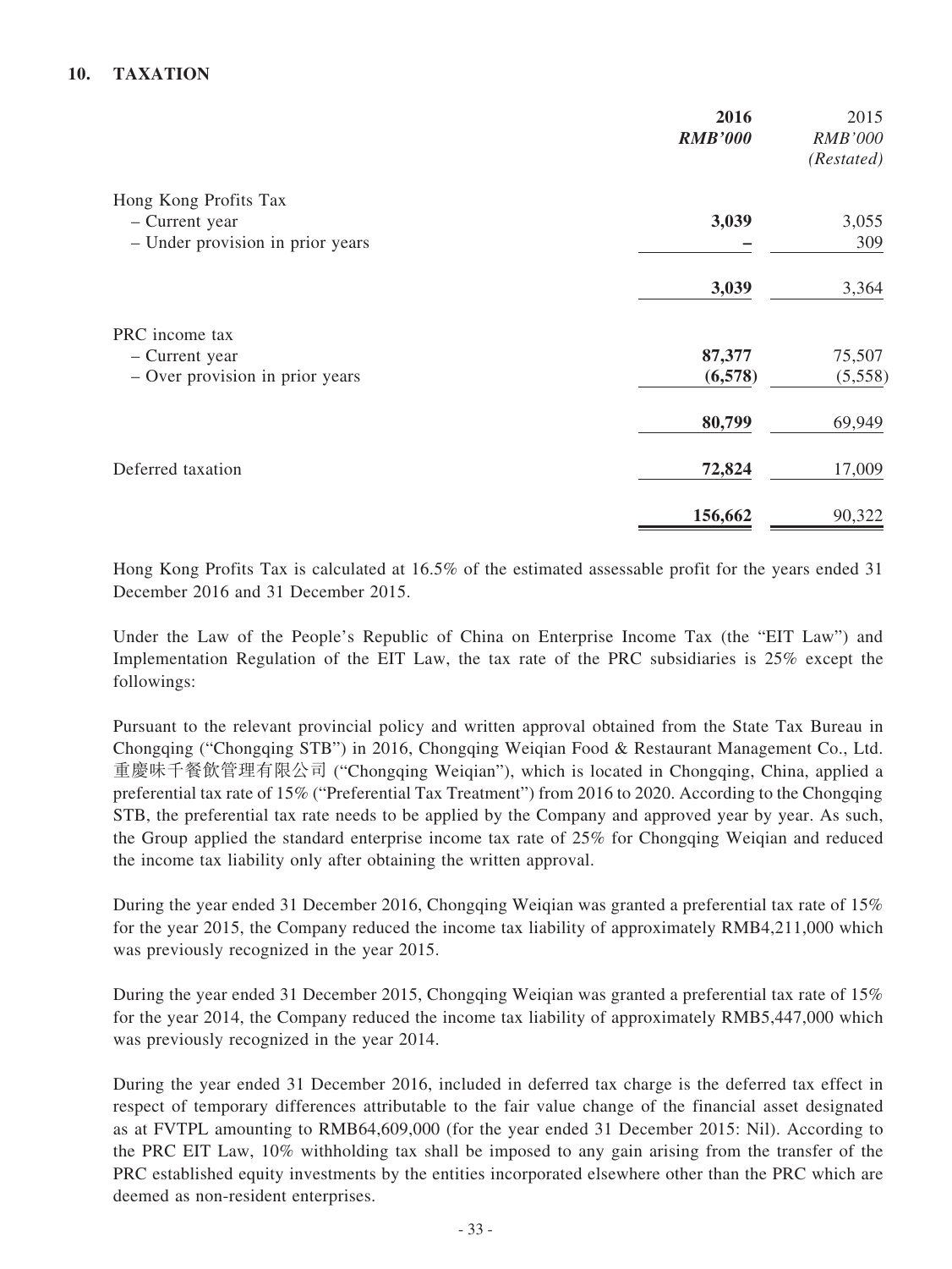## 10. TAXATION

| | 2016<br>*RMB'000* | 2015<br>*RMB'000*<br>*(Restated)* |
|---|---|---|
| Hong Kong Profits Tax | | |
| – Current year | **3,039** | 3,055 |
| – Under provision in prior years | **–** | 309 |
| | **3,039** | 3,364 |
| PRC income tax | | |
| – Current year | **87,377** | 75,507 |
| – Over provision in prior years | **(6,578)** | (5,558) |
| | **80,799** | 69,949 |
| Deferred taxation | **72,824** | 17,009 |
| | **156,662** | 90,322 |

Hong Kong Profits Tax is calculated at 16.5% of the estimated assessable profit for the years ended 31 December 2016 and 31 December 2015.

Under the Law of the People's Republic of China on Enterprise Income Tax (the "EIT Law") and Implementation Regulation of the EIT Law, the tax rate of the PRC subsidiaries is 25% except the followings:

Pursuant to the relevant provincial policy and written approval obtained from the State Tax Bureau in Chongqing ("Chongqing STB") in 2016, Chongqing Weiqian Food & Restaurant Management Co., Ltd. 重慶味千餐飲管理有限公司 ("Chongqing Weiqian"), which is located in Chongqing, China, applied a preferential tax rate of 15% ("Preferential Tax Treatment") from 2016 to 2020. According to the Chongqing STB, the preferential tax rate needs to be applied by the Company and approved year by year. As such, the Group applied the standard enterprise income tax rate of 25% for Chongqing Weiqian and reduced the income tax liability only after obtaining the written approval.

During the year ended 31 December 2016, Chongqing Weiqian was granted a preferential tax rate of 15% for the year 2015, the Company reduced the income tax liability of approximately RMB4,211,000 which was previously recognized in the year 2015.

During the year ended 31 December 2015, Chongqing Weiqian was granted a preferential tax rate of 15% for the year 2014, the Company reduced the income tax liability of approximately RMB5,447,000 which was previously recognized in the year 2014.

During the year ended 31 December 2016, included in deferred tax charge is the deferred tax effect in respect of temporary differences attributable to the fair value change of the financial asset designated as at FVTPL amounting to RMB64,609,000 (for the year ended 31 December 2015: Nil). According to the PRC EIT Law, 10% withholding tax shall be imposed to any gain arising from the transfer of the PRC established equity investments by the entities incorporated elsewhere other than the PRC which are deemed as non-resident enterprises.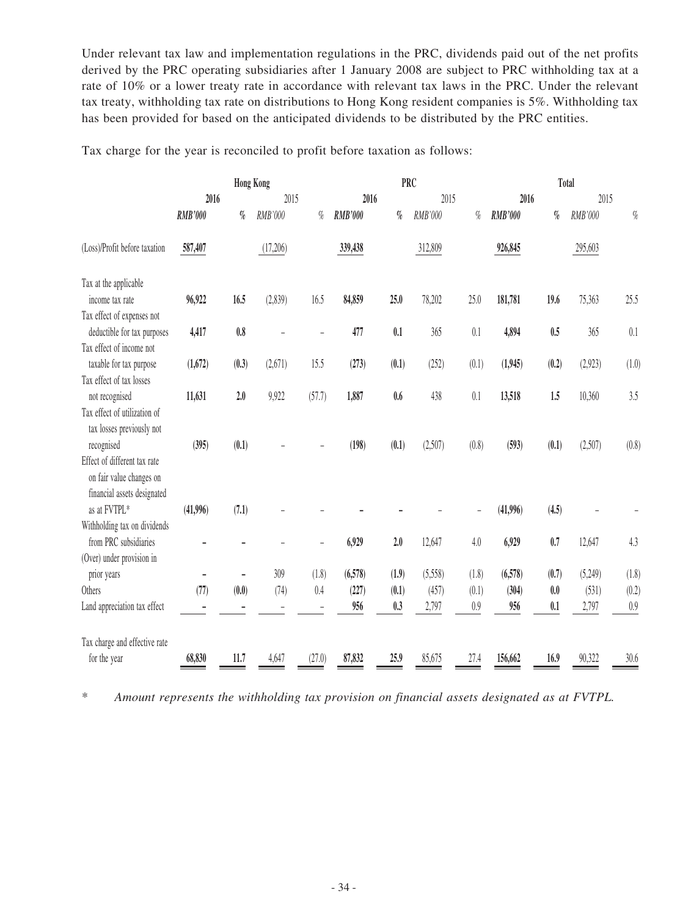Under relevant tax law and implementation regulations in the PRC, dividends paid out of the net profits derived by the PRC operating subsidiaries after 1 January 2008 are subject to PRC withholding tax at a rate of 10% or a lower treaty rate in accordance with relevant tax laws in the PRC. Under the relevant tax treaty, withholding tax rate on distributions to Hong Kong resident companies is 5%. Withholding tax has been provided for based on the anticipated dividends to be distributed by the PRC entities.

Tax charge for the year is reconciled to profit before taxation as follows:

| | Hong Kong | | | | PRC | | | | Total | | | |
|---|---|---|---|---|---|---|---|---|---|---|---|---|
| | **2016** | | 2015 | | **2016** | | 2015 | | **2016** | | 2015 | |
| | ***RMB'000*** | ***%*** | *RMB'000* | *%* | ***RMB'000*** | ***%*** | *RMB'000* | *%* | ***RMB'000*** | ***%*** | *RMB'000* | *%* |
| (Loss)/Profit before taxation | **587,407** | | (17,206) | | **339,438** | | 312,809 | | **926,845** | | 295,603 | |
| Tax at the applicable income tax rate | **96,922** | **16.5** | (2,839) | 16.5 | **84,859** | **25.0** | 78,202 | 25.0 | **181,781** | **19.6** | 75,363 | 25.5 |
| Tax effect of expenses not deductible for tax purposes | **4,417** | **0.8** | – | – | **477** | **0.1** | 365 | 0.1 | **4,894** | **0.5** | 365 | 0.1 |
| Tax effect of income not taxable for tax purpose | **(1,672)** | **(0.3)** | (2,671) | 15.5 | **(273)** | **(0.1)** | (252) | (0.1) | **(1,945)** | **(0.2)** | (2,923) | (1.0) |
| Tax effect of tax losses not recognised | **11,631** | **2.0** | 9,922 | (57.7) | **1,887** | **0.6** | 438 | 0.1 | **13,518** | **1.5** | 10,360 | 3.5 |
| Tax effect of utilization of tax losses previously not recognised | **(395)** | **(0.1)** | – | – | **(198)** | **(0.1)** | (2,507) | (0.8) | **(593)** | **(0.1)** | (2,507) | (0.8) |
| Effect of different tax rate on fair value changes on financial assets designated as at FVTPL* | **(41,996)** | **(7.1)** | – | – | **–** | **–** | – | – | **(41,996)** | **(4.5)** | – | – |
| Withholding tax on dividends from PRC subsidiaries | **–** | **–** | – | – | **6,929** | **2.0** | 12,647 | 4.0 | **6,929** | **0.7** | 12,647 | 4.3 |
| (Over) under provision in prior years | **–** | **–** | 309 | (1.8) | **(6,578)** | **(1.9)** | (5,558) | (1.8) | **(6,578)** | **(0.7)** | (5,249) | (1.8) |
| Others | **(77)** | **(0.0)** | (74) | 0.4 | **(227)** | **(0.1)** | (457) | (0.1) | **(304)** | **0.0** | (531) | (0.2) |
| Land appreciation tax effect | **–** | **–** | – | – | **956** | **0.3** | 2,797 | 0.9 | **956** | **0.1** | 2,797 | 0.9 |
| Tax charge and effective rate for the year | **68,830** | **11.7** | 4,647 | (27.0) | **87,832** | **25.9** | 85,675 | 27.4 | **156,662** | **16.9** | 90,322 | 30.6 |

\* *Amount represents the withholding tax provision on financial assets designated as at FVTPL.*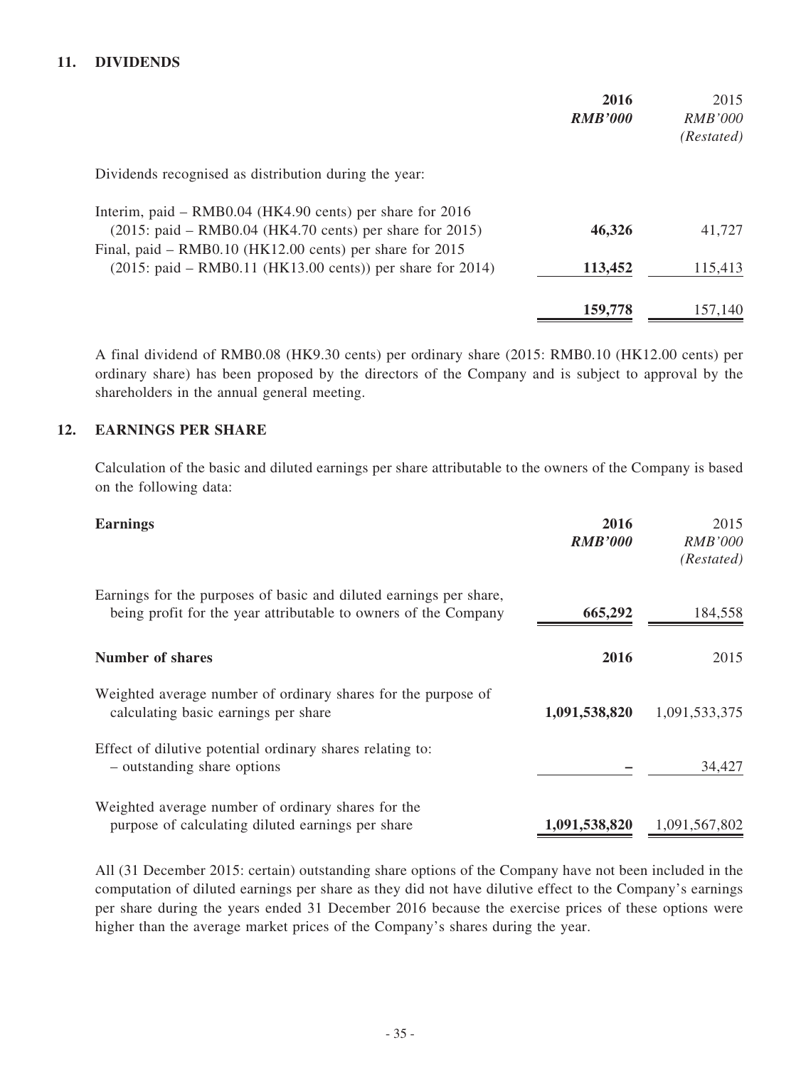## 11. DIVIDENDS

| | 2016<br>*RMB'000* | 2015<br>*RMB'000*<br>*(Restated)* |
|---|---|---|
| Dividends recognised as distribution during the year: | | |
| Interim, paid – RMB0.04 (HK4.90 cents) per share for 2016 (2015: paid – RMB0.04 (HK4.70 cents) per share for 2015) | **46,326** | 41,727 |
| Final, paid – RMB0.10 (HK12.00 cents) per share for 2015 (2015: paid – RMB0.11 (HK13.00 cents)) per share for 2014) | **113,452** | 115,413 |
| | **159,778** | 157,140 |

A final dividend of RMB0.08 (HK9.30 cents) per ordinary share (2015: RMB0.10 (HK12.00 cents) per ordinary share) has been proposed by the directors of the Company and is subject to approval by the shareholders in the annual general meeting.

## 12. EARNINGS PER SHARE

Calculation of the basic and diluted earnings per share attributable to the owners of the Company is based on the following data:

| **Earnings** | 2016<br>*RMB'000* | 2015<br>*RMB'000*<br>*(Restated)* |
|---|---|---|
| Earnings for the purposes of basic and diluted earnings per share, being profit for the year attributable to owners of the Company | **665,292** | 184,558 |

| **Number of shares** | 2016 | 2015 |
|---|---|---|
| Weighted average number of ordinary shares for the purpose of calculating basic earnings per share | **1,091,538,820** | 1,091,533,375 |
| Effect of dilutive potential ordinary shares relating to:<br>– outstanding share options | **–** | 34,427 |
| Weighted average number of ordinary shares for the purpose of calculating diluted earnings per share | **1,091,538,820** | 1,091,567,802 |

All (31 December 2015: certain) outstanding share options of the Company have not been included in the computation of diluted earnings per share as they did not have dilutive effect to the Company's earnings per share during the years ended 31 December 2016 because the exercise prices of these options were higher than the average market prices of the Company's shares during the year.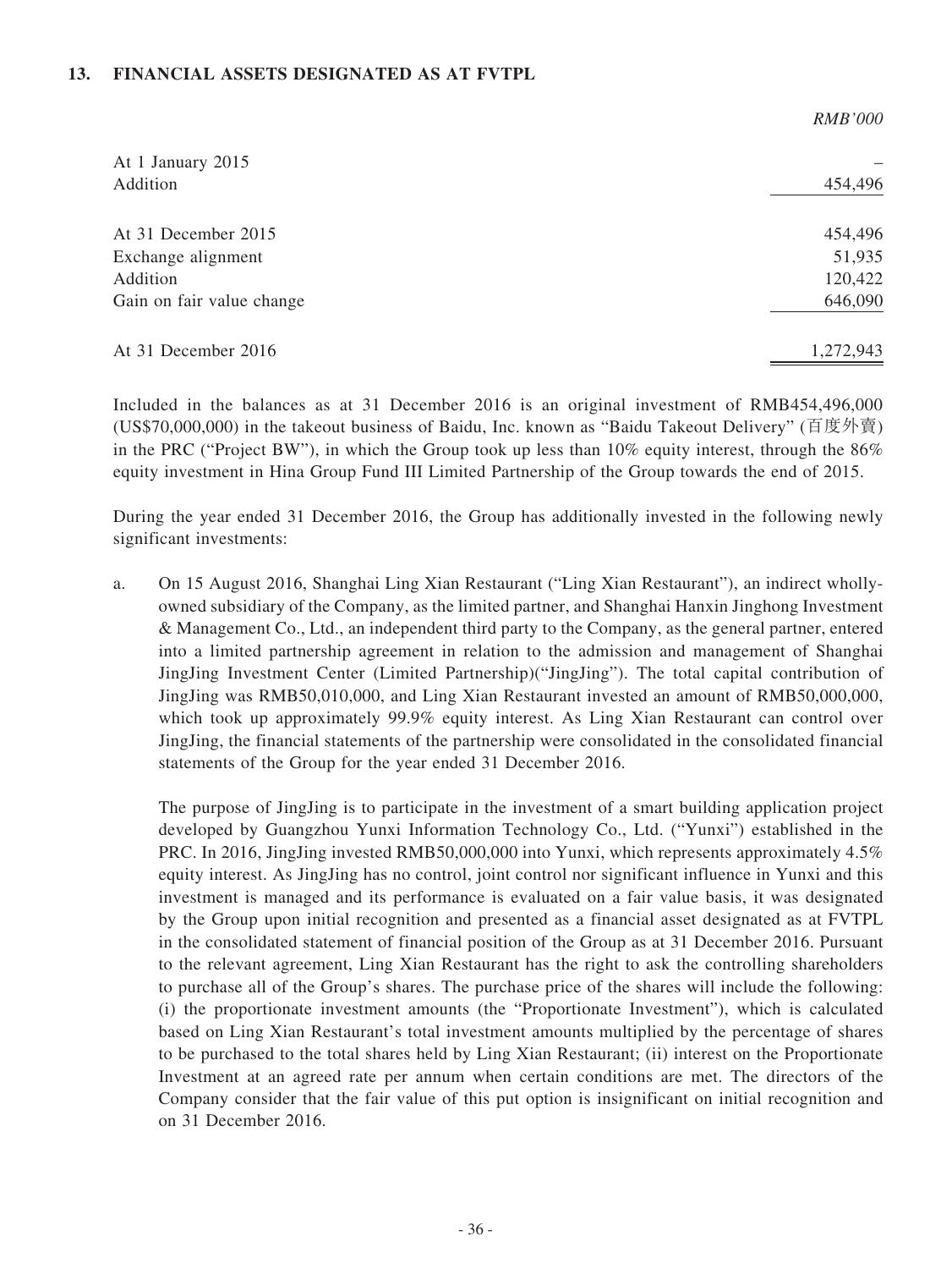## 13. FINANCIAL ASSETS DESIGNATED AS AT FVTPL

| | *RMB'000* |
|---|---|
| At 1 January 2015 | – |
| Addition | 454,496 |
| At 31 December 2015 | 454,496 |
| Exchange alignment | 51,935 |
| Addition | 120,422 |
| Gain on fair value change | 646,090 |
| At 31 December 2016 | 1,272,943 |

Included in the balances as at 31 December 2016 is an original investment of RMB454,496,000 (US$70,000,000) in the takeout business of Baidu, Inc. known as "Baidu Takeout Delivery" (百度外賣) in the PRC ("Project BW"), in which the Group took up less than 10% equity interest, through the 86% equity investment in Hina Group Fund III Limited Partnership of the Group towards the end of 2015.

During the year ended 31 December 2016, the Group has additionally invested in the following newly significant investments:

a. On 15 August 2016, Shanghai Ling Xian Restaurant ("Ling Xian Restaurant"), an indirect wholly-owned subsidiary of the Company, as the limited partner, and Shanghai Hanxin Jinghong Investment & Management Co., Ltd., an independent third party to the Company, as the general partner, entered into a limited partnership agreement in relation to the admission and management of Shanghai JingJing Investment Center (Limited Partnership)("JingJing"). The total capital contribution of JingJing was RMB50,010,000, and Ling Xian Restaurant invested an amount of RMB50,000,000, which took up approximately 99.9% equity interest. As Ling Xian Restaurant can control over JingJing, the financial statements of the partnership were consolidated in the consolidated financial statements of the Group for the year ended 31 December 2016.

   The purpose of JingJing is to participate in the investment of a smart building application project developed by Guangzhou Yunxi Information Technology Co., Ltd. ("Yunxi") established in the PRC. In 2016, JingJing invested RMB50,000,000 into Yunxi, which represents approximately 4.5% equity interest. As JingJing has no control, joint control nor significant influence in Yunxi and this investment is managed and its performance is evaluated on a fair value basis, it was designated by the Group upon initial recognition and presented as a financial asset designated as at FVTPL in the consolidated statement of financial position of the Group as at 31 December 2016. Pursuant to the relevant agreement, Ling Xian Restaurant has the right to ask the controlling shareholders to purchase all of the Group's shares. The purchase price of the shares will include the following: (i) the proportionate investment amounts (the "Proportionate Investment"), which is calculated based on Ling Xian Restaurant's total investment amounts multiplied by the percentage of shares to be purchased to the total shares held by Ling Xian Restaurant; (ii) interest on the Proportionate Investment at an agreed rate per annum when certain conditions are met. The directors of the Company consider that the fair value of this put option is insignificant on initial recognition and on 31 December 2016.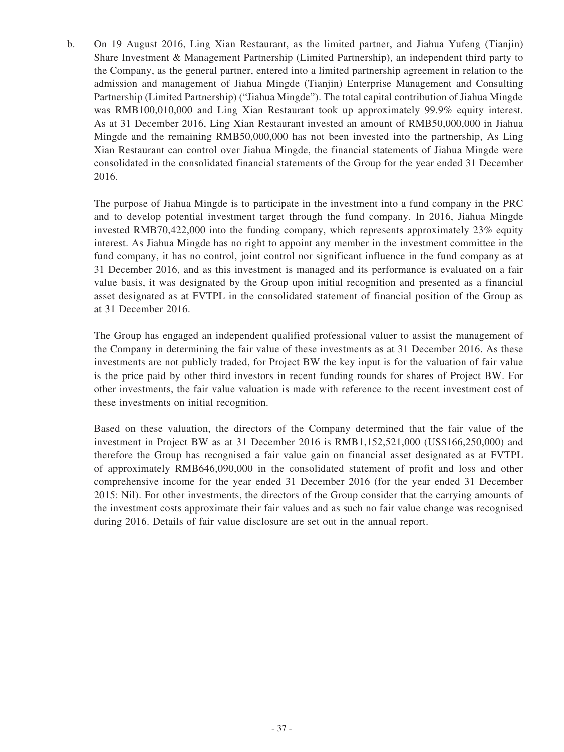b. On 19 August 2016, Ling Xian Restaurant, as the limited partner, and Jiahua Yufeng (Tianjin) Share Investment & Management Partnership (Limited Partnership), an independent third party to the Company, as the general partner, entered into a limited partnership agreement in relation to the admission and management of Jiahua Mingde (Tianjin) Enterprise Management and Consulting Partnership (Limited Partnership) ("Jiahua Mingde"). The total capital contribution of Jiahua Mingde was RMB100,010,000 and Ling Xian Restaurant took up approximately 99.9% equity interest. As at 31 December 2016, Ling Xian Restaurant invested an amount of RMB50,000,000 in Jiahua Mingde and the remaining RMB50,000,000 has not been invested into the partnership, As Ling Xian Restaurant can control over Jiahua Mingde, the financial statements of Jiahua Mingde were consolidated in the consolidated financial statements of the Group for the year ended 31 December 2016.

   The purpose of Jiahua Mingde is to participate in the investment into a fund company in the PRC and to develop potential investment target through the fund company. In 2016, Jiahua Mingde invested RMB70,422,000 into the funding company, which represents approximately 23% equity interest. As Jiahua Mingde has no right to appoint any member in the investment committee in the fund company, it has no control, joint control nor significant influence in the fund company as at 31 December 2016, and as this investment is managed and its performance is evaluated on a fair value basis, it was designated by the Group upon initial recognition and presented as a financial asset designated as at FVTPL in the consolidated statement of financial position of the Group as at 31 December 2016.

   The Group has engaged an independent qualified professional valuer to assist the management of the Company in determining the fair value of these investments as at 31 December 2016. As these investments are not publicly traded, for Project BW the key input is for the valuation of fair value is the price paid by other third investors in recent funding rounds for shares of Project BW. For other investments, the fair value valuation is made with reference to the recent investment cost of these investments on initial recognition.

   Based on these valuation, the directors of the Company determined that the fair value of the investment in Project BW as at 31 December 2016 is RMB1,152,521,000 (US$166,250,000) and therefore the Group has recognised a fair value gain on financial asset designated as at FVTPL of approximately RMB646,090,000 in the consolidated statement of profit and loss and other comprehensive income for the year ended 31 December 2016 (for the year ended 31 December 2015: Nil). For other investments, the directors of the Group consider that the carrying amounts of the investment costs approximate their fair values and as such no fair value change was recognised during 2016. Details of fair value disclosure are set out in the annual report.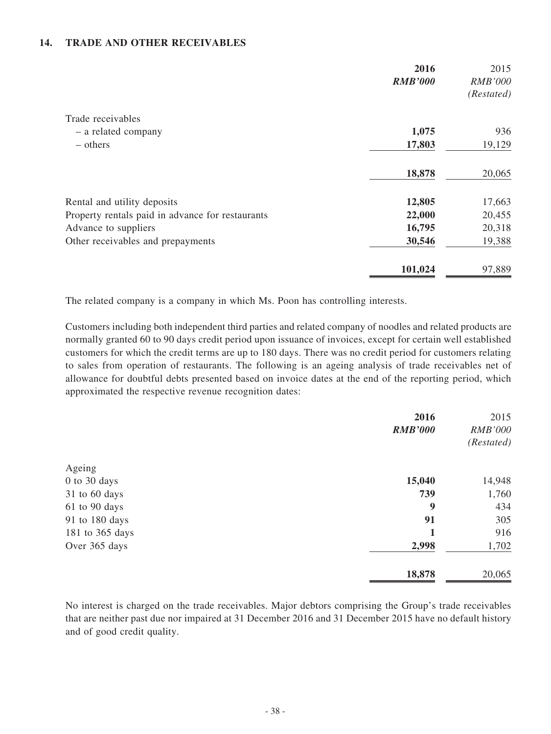### 14. TRADE AND OTHER RECEIVABLES

| | 2016 | 2015 |
|---|---|---|
| | ***RMB'000*** | *RMB'000* |
| | | *(Restated)* |
| Trade receivables | | |
| – a related company | **1,075** | 936 |
| – others | **17,803** | 19,129 |
| | **18,878** | 20,065 |
| Rental and utility deposits | **12,805** | 17,663 |
| Property rentals paid in advance for restaurants | **22,000** | 20,455 |
| Advance to suppliers | **16,795** | 20,318 |
| Other receivables and prepayments | **30,546** | 19,388 |
| | **101,024** | 97,889 |

The related company is a company in which Ms. Poon has controlling interests.

Customers including both independent third parties and related company of noodles and related products are normally granted 60 to 90 days credit period upon issuance of invoices, except for certain well established customers for which the credit terms are up to 180 days. There was no credit period for customers relating to sales from operation of restaurants. The following is an ageing analysis of trade receivables net of allowance for doubtful debts presented based on invoice dates at the end of the reporting period, which approximated the respective revenue recognition dates:

| | 2016 | 2015 |
|---|---|---|
| | ***RMB'000*** | *RMB'000* |
| | | *(Restated)* |
| Ageing | | |
| 0 to 30 days | **15,040** | 14,948 |
| 31 to 60 days | **739** | 1,760 |
| 61 to 90 days | **9** | 434 |
| 91 to 180 days | **91** | 305 |
| 181 to 365 days | **1** | 916 |
| Over 365 days | **2,998** | 1,702 |
| | **18,878** | 20,065 |

No interest is charged on the trade receivables. Major debtors comprising the Group's trade receivables that are neither past due nor impaired at 31 December 2016 and 31 December 2015 have no default history and of good credit quality.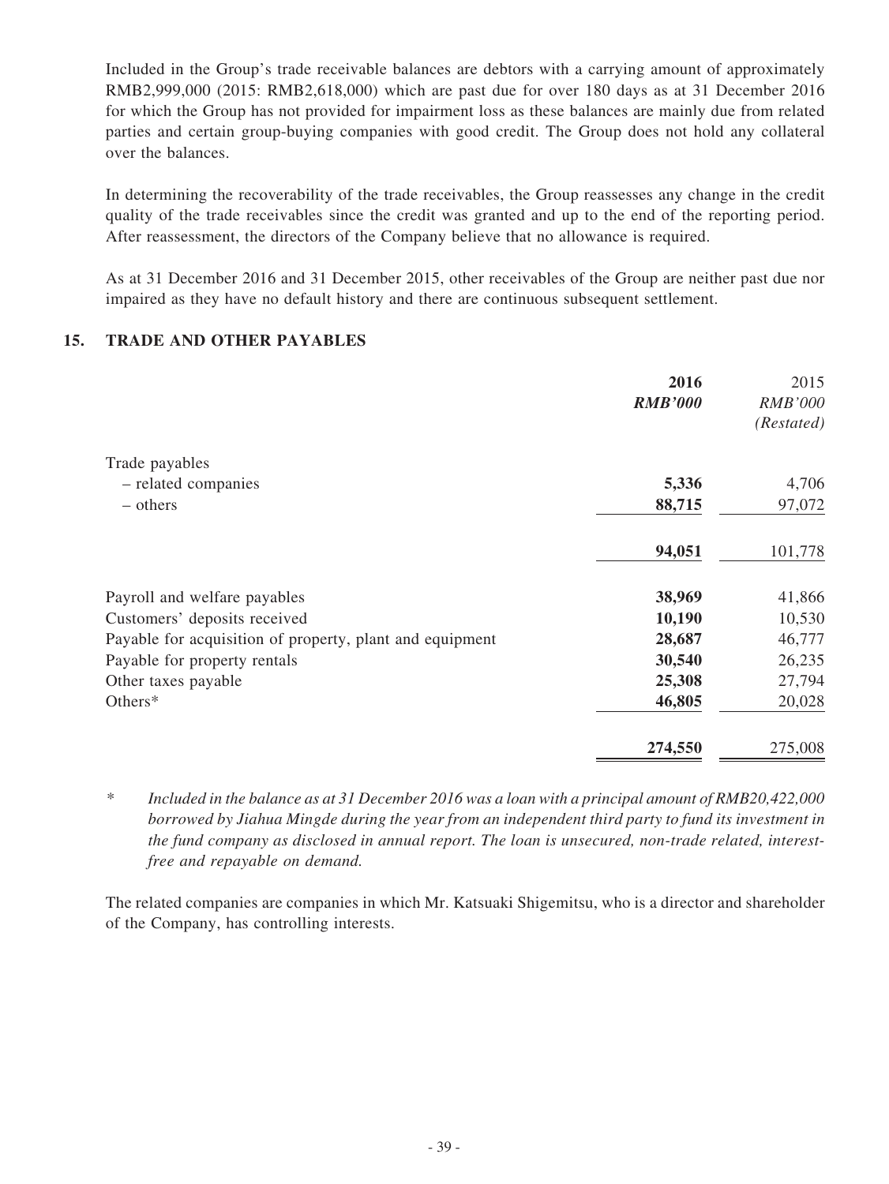Included in the Group's trade receivable balances are debtors with a carrying amount of approximately RMB2,999,000 (2015: RMB2,618,000) which are past due for over 180 days as at 31 December 2016 for which the Group has not provided for impairment loss as these balances are mainly due from related parties and certain group-buying companies with good credit. The Group does not hold any collateral over the balances.

In determining the recoverability of the trade receivables, the Group reassesses any change in the credit quality of the trade receivables since the credit was granted and up to the end of the reporting period. After reassessment, the directors of the Company believe that no allowance is required.

As at 31 December 2016 and 31 December 2015, other receivables of the Group are neither past due nor impaired as they have no default history and there are continuous subsequent settlement.

## 15. TRADE AND OTHER PAYABLES

| | **2016** | 2015 |
|---|---|---|
| | ***RMB'000*** | *RMB'000* |
| | | *(Restated)* |
| Trade payables | | |
| – related companies | **5,336** | 4,706 |
| – others | **88,715** | 97,072 |
| | **94,051** | 101,778 |
| Payroll and welfare payables | **38,969** | 41,866 |
| Customers' deposits received | **10,190** | 10,530 |
| Payable for acquisition of property, plant and equipment | **28,687** | 46,777 |
| Payable for property rentals | **30,540** | 26,235 |
| Other taxes payable | **25,308** | 27,794 |
| Others* | **46,805** | 20,028 |
| | **274,550** | 275,008 |

\* *Included in the balance as at 31 December 2016 was a loan with a principal amount of RMB20,422,000 borrowed by Jiahua Mingde during the year from an independent third party to fund its investment in the fund company as disclosed in annual report. The loan is unsecured, non-trade related, interest-free and repayable on demand.*

The related companies are companies in which Mr. Katsuaki Shigemitsu, who is a director and shareholder of the Company, has controlling interests.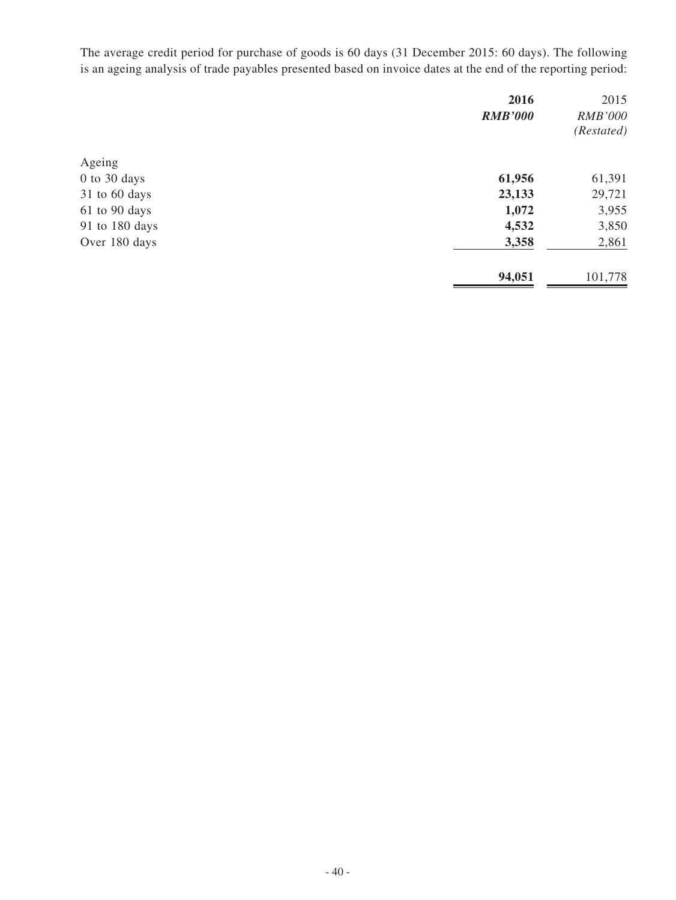The average credit period for purchase of goods is 60 days (31 December 2015: 60 days). The following is an ageing analysis of trade payables presented based on invoice dates at the end of the reporting period:

| | **2016** | 2015 |
|---|---|---|
| | ***RMB'000*** | *RMB'000* |
| | | *(Restated)* |
| Ageing | | |
| 0 to 30 days | **61,956** | 61,391 |
| 31 to 60 days | **23,133** | 29,721 |
| 61 to 90 days | **1,072** | 3,955 |
| 91 to 180 days | **4,532** | 3,850 |
| Over 180 days | **3,358** | 2,861 |
| | **94,051** | 101,778 |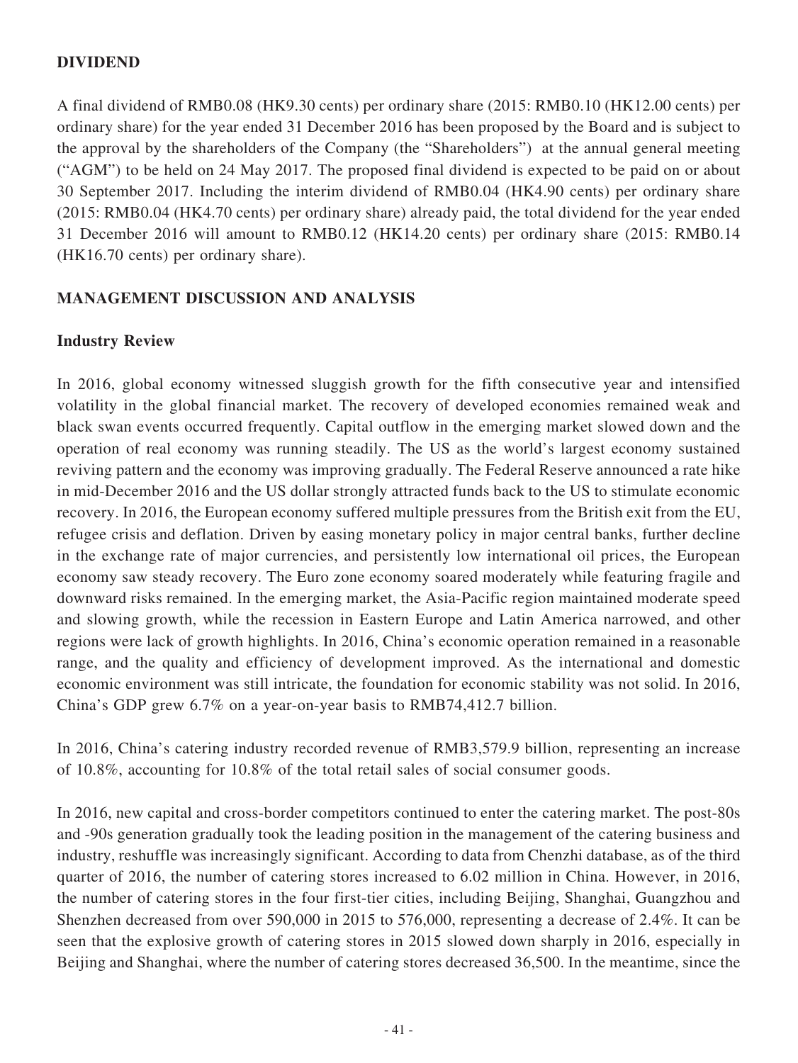## DIVIDEND

A final dividend of RMB0.08 (HK9.30 cents) per ordinary share (2015: RMB0.10 (HK12.00 cents) per ordinary share) for the year ended 31 December 2016 has been proposed by the Board and is subject to the approval by the shareholders of the Company (the "Shareholders") at the annual general meeting ("AGM") to be held on 24 May 2017. The proposed final dividend is expected to be paid on or about 30 September 2017. Including the interim dividend of RMB0.04 (HK4.90 cents) per ordinary share (2015: RMB0.04 (HK4.70 cents) per ordinary share) already paid, the total dividend for the year ended 31 December 2016 will amount to RMB0.12 (HK14.20 cents) per ordinary share (2015: RMB0.14 (HK16.70 cents) per ordinary share).

## MANAGEMENT DISCUSSION AND ANALYSIS

### Industry Review

In 2016, global economy witnessed sluggish growth for the fifth consecutive year and intensified volatility in the global financial market. The recovery of developed economies remained weak and black swan events occurred frequently. Capital outflow in the emerging market slowed down and the operation of real economy was running steadily. The US as the world's largest economy sustained reviving pattern and the economy was improving gradually. The Federal Reserve announced a rate hike in mid-December 2016 and the US dollar strongly attracted funds back to the US to stimulate economic recovery. In 2016, the European economy suffered multiple pressures from the British exit from the EU, refugee crisis and deflation. Driven by easing monetary policy in major central banks, further decline in the exchange rate of major currencies, and persistently low international oil prices, the European economy saw steady recovery. The Euro zone economy soared moderately while featuring fragile and downward risks remained. In the emerging market, the Asia-Pacific region maintained moderate speed and slowing growth, while the recession in Eastern Europe and Latin America narrowed, and other regions were lack of growth highlights. In 2016, China's economic operation remained in a reasonable range, and the quality and efficiency of development improved. As the international and domestic economic environment was still intricate, the foundation for economic stability was not solid. In 2016, China's GDP grew 6.7% on a year-on-year basis to RMB74,412.7 billion.

In 2016, China's catering industry recorded revenue of RMB3,579.9 billion, representing an increase of 10.8%, accounting for 10.8% of the total retail sales of social consumer goods.

In 2016, new capital and cross-border competitors continued to enter the catering market. The post-80s and -90s generation gradually took the leading position in the management of the catering business and industry, reshuffle was increasingly significant. According to data from Chenzhi database, as of the third quarter of 2016, the number of catering stores increased to 6.02 million in China. However, in 2016, the number of catering stores in the four first-tier cities, including Beijing, Shanghai, Guangzhou and Shenzhen decreased from over 590,000 in 2015 to 576,000, representing a decrease of 2.4%. It can be seen that the explosive growth of catering stores in 2015 slowed down sharply in 2016, especially in Beijing and Shanghai, where the number of catering stores decreased 36,500. In the meantime, since the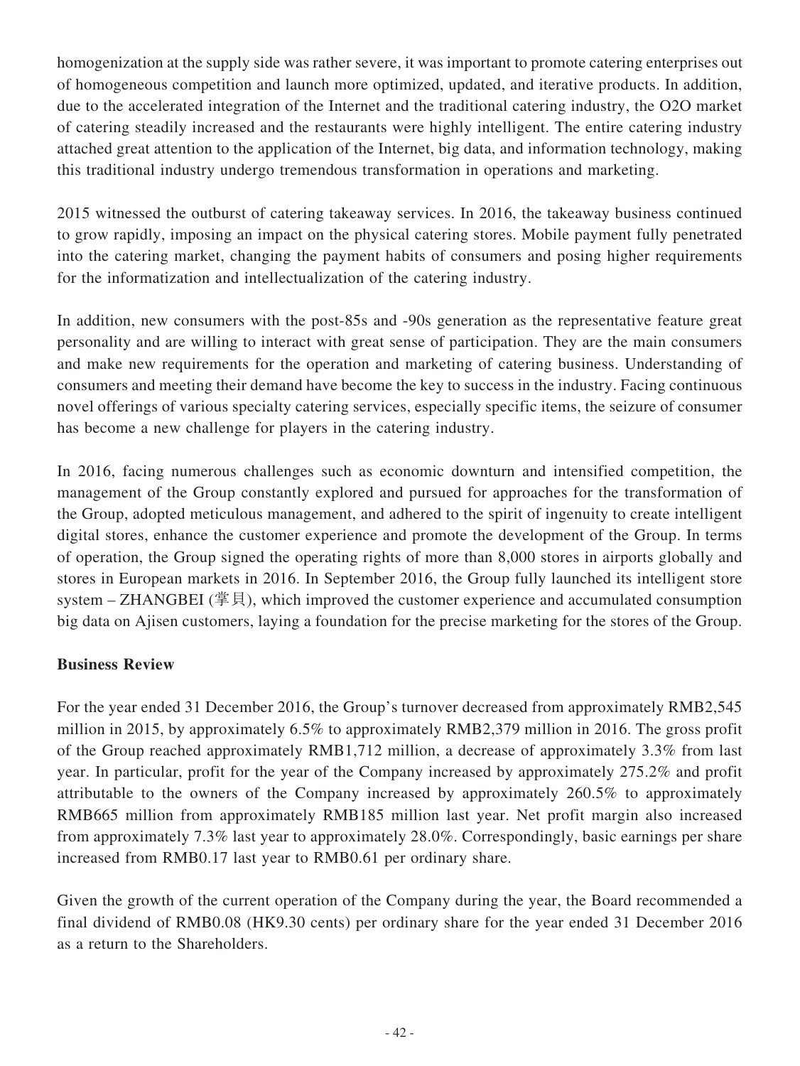homogenization at the supply side was rather severe, it was important to promote catering enterprises out of homogeneous competition and launch more optimized, updated, and iterative products. In addition, due to the accelerated integration of the Internet and the traditional catering industry, the O2O market of catering steadily increased and the restaurants were highly intelligent. The entire catering industry attached great attention to the application of the Internet, big data, and information technology, making this traditional industry undergo tremendous transformation in operations and marketing.

2015 witnessed the outburst of catering takeaway services. In 2016, the takeaway business continued to grow rapidly, imposing an impact on the physical catering stores. Mobile payment fully penetrated into the catering market, changing the payment habits of consumers and posing higher requirements for the informatization and intellectualization of the catering industry.

In addition, new consumers with the post-85s and -90s generation as the representative feature great personality and are willing to interact with great sense of participation. They are the main consumers and make new requirements for the operation and marketing of catering business. Understanding of consumers and meeting their demand have become the key to success in the industry. Facing continuous novel offerings of various specialty catering services, especially specific items, the seizure of consumer has become a new challenge for players in the catering industry.

In 2016, facing numerous challenges such as economic downturn and intensified competition, the management of the Group constantly explored and pursued for approaches for the transformation of the Group, adopted meticulous management, and adhered to the spirit of ingenuity to create intelligent digital stores, enhance the customer experience and promote the development of the Group. In terms of operation, the Group signed the operating rights of more than 8,000 stores in airports globally and stores in European markets in 2016. In September 2016, the Group fully launched its intelligent store system – ZHANGBEI (掌貝), which improved the customer experience and accumulated consumption big data on Ajisen customers, laying a foundation for the precise marketing for the stores of the Group.

**Business Review**

For the year ended 31 December 2016, the Group's turnover decreased from approximately RMB2,545 million in 2015, by approximately 6.5% to approximately RMB2,379 million in 2016. The gross profit of the Group reached approximately RMB1,712 million, a decrease of approximately 3.3% from last year. In particular, profit for the year of the Company increased by approximately 275.2% and profit attributable to the owners of the Company increased by approximately 260.5% to approximately RMB665 million from approximately RMB185 million last year. Net profit margin also increased from approximately 7.3% last year to approximately 28.0%. Correspondingly, basic earnings per share increased from RMB0.17 last year to RMB0.61 per ordinary share.

Given the growth of the current operation of the Company during the year, the Board recommended a final dividend of RMB0.08 (HK9.30 cents) per ordinary share for the year ended 31 December 2016 as a return to the Shareholders.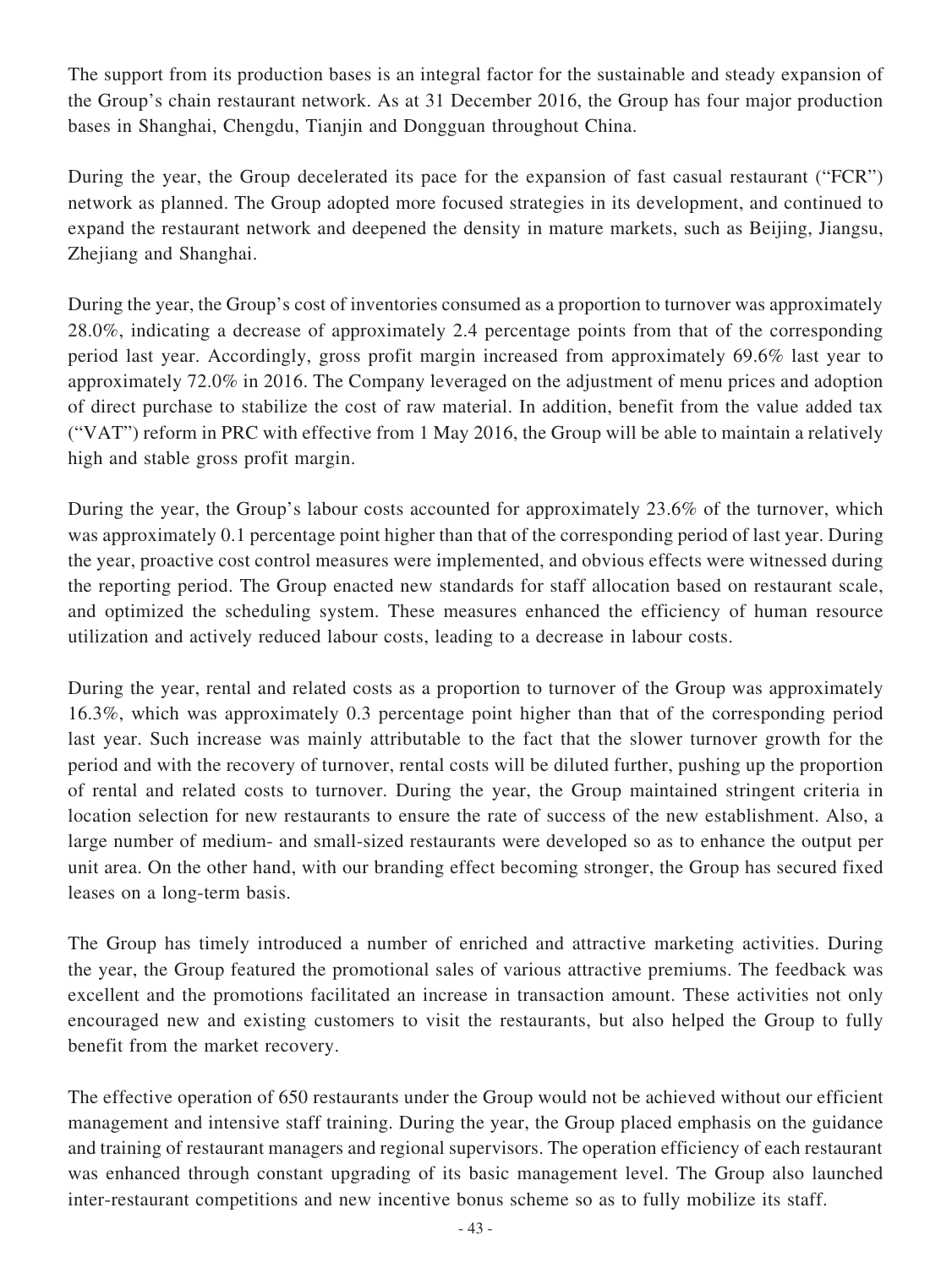The support from its production bases is an integral factor for the sustainable and steady expansion of the Group's chain restaurant network. As at 31 December 2016, the Group has four major production bases in Shanghai, Chengdu, Tianjin and Dongguan throughout China.

During the year, the Group decelerated its pace for the expansion of fast casual restaurant ("FCR") network as planned. The Group adopted more focused strategies in its development, and continued to expand the restaurant network and deepened the density in mature markets, such as Beijing, Jiangsu, Zhejiang and Shanghai.

During the year, the Group's cost of inventories consumed as a proportion to turnover was approximately 28.0%, indicating a decrease of approximately 2.4 percentage points from that of the corresponding period last year. Accordingly, gross profit margin increased from approximately 69.6% last year to approximately 72.0% in 2016. The Company leveraged on the adjustment of menu prices and adoption of direct purchase to stabilize the cost of raw material. In addition, benefit from the value added tax ("VAT") reform in PRC with effective from 1 May 2016, the Group will be able to maintain a relatively high and stable gross profit margin.

During the year, the Group's labour costs accounted for approximately 23.6% of the turnover, which was approximately 0.1 percentage point higher than that of the corresponding period of last year. During the year, proactive cost control measures were implemented, and obvious effects were witnessed during the reporting period. The Group enacted new standards for staff allocation based on restaurant scale, and optimized the scheduling system. These measures enhanced the efficiency of human resource utilization and actively reduced labour costs, leading to a decrease in labour costs.

During the year, rental and related costs as a proportion to turnover of the Group was approximately 16.3%, which was approximately 0.3 percentage point higher than that of the corresponding period last year. Such increase was mainly attributable to the fact that the slower turnover growth for the period and with the recovery of turnover, rental costs will be diluted further, pushing up the proportion of rental and related costs to turnover. During the year, the Group maintained stringent criteria in location selection for new restaurants to ensure the rate of success of the new establishment. Also, a large number of medium- and small-sized restaurants were developed so as to enhance the output per unit area. On the other hand, with our branding effect becoming stronger, the Group has secured fixed leases on a long-term basis.

The Group has timely introduced a number of enriched and attractive marketing activities. During the year, the Group featured the promotional sales of various attractive premiums. The feedback was excellent and the promotions facilitated an increase in transaction amount. These activities not only encouraged new and existing customers to visit the restaurants, but also helped the Group to fully benefit from the market recovery.

The effective operation of 650 restaurants under the Group would not be achieved without our efficient management and intensive staff training. During the year, the Group placed emphasis on the guidance and training of restaurant managers and regional supervisors. The operation efficiency of each restaurant was enhanced through constant upgrading of its basic management level. The Group also launched inter-restaurant competitions and new incentive bonus scheme so as to fully mobilize its staff.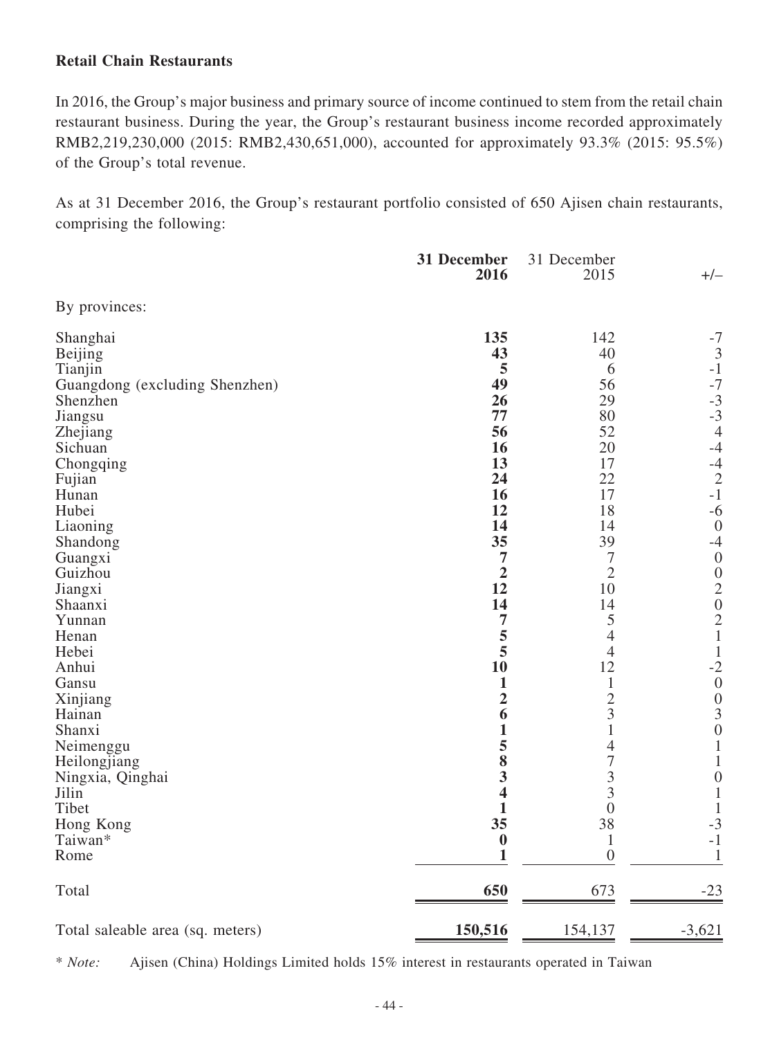**Retail Chain Restaurants**

In 2016, the Group's major business and primary source of income continued to stem from the retail chain restaurant business. During the year, the Group's restaurant business income recorded approximately RMB2,219,230,000 (2015: RMB2,430,651,000), accounted for approximately 93.3% (2015: 95.5%) of the Group's total revenue.

As at 31 December 2016, the Group's restaurant portfolio consisted of 650 Ajisen chain restaurants, comprising the following:

| | **31 December 2016** | 31 December 2015 | +/– |
|---|---|---|---|
| By provinces: | | | |
| Shanghai | **135** | 142 | -7 |
| Beijing | **43** | 40 | 3 |
| Tianjin | **5** | 6 | -1 |
| Guangdong (excluding Shenzhen) | **49** | 56 | -7 |
| Shenzhen | **26** | 29 | -3 |
| Jiangsu | **77** | 80 | -3 |
| Zhejiang | **56** | 52 | 4 |
| Sichuan | **16** | 20 | -4 |
| Chongqing | **13** | 17 | -4 |
| Fujian | **24** | 22 | 2 |
| Hunan | **16** | 17 | -1 |
| Hubei | **12** | 18 | -6 |
| Liaoning | **14** | 14 | 0 |
| Shandong | **35** | 39 | -4 |
| Guangxi | **7** | 7 | 0 |
| Guizhou | **2** | 2 | 0 |
| Jiangxi | **12** | 10 | 2 |
| Shaanxi | **14** | 14 | 0 |
| Yunnan | **7** | 5 | 2 |
| Henan | **5** | 4 | 1 |
| Hebei | **5** | 4 | 1 |
| Anhui | **10** | 12 | -2 |
| Gansu | **1** | 1 | 0 |
| Xinjiang | **2** | 2 | 0 |
| Hainan | **6** | 3 | 3 |
| Shanxi | **1** | 1 | 0 |
| Neimenggu | **5** | 4 | 1 |
| Heilongjiang | **8** | 7 | 1 |
| Ningxia, Qinghai | **3** | 3 | 0 |
| Jilin | **4** | 3 | 1 |
| Tibet | **1** | 0 | 1 |
| Hong Kong | **35** | 38 | -3 |
| Taiwan* | **0** | 1 | -1 |
| Rome | **1** | 0 | 1 |
| Total | **650** | 673 | -23 |
| Total saleable area (sq. meters) | **150,516** | 154,137 | -3,621 |

* *Note:* Ajisen (China) Holdings Limited holds 15% interest in restaurants operated in Taiwan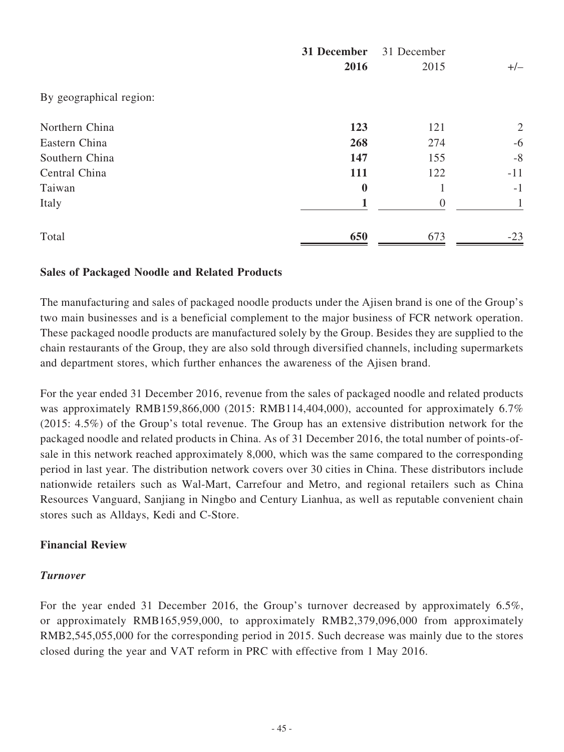| | **31 December 2016** | 31 December 2015 | +/– |
|---|---|---|---|
| By geographical region: | | | |
| Northern China | **123** | 121 | 2 |
| Eastern China | **268** | 274 | -6 |
| Southern China | **147** | 155 | -8 |
| Central China | **111** | 122 | -11 |
| Taiwan | **0** | 1 | -1 |
| Italy | **1** | 0 | 1 |
| Total | **650** | 673 | -23 |

**Sales of Packaged Noodle and Related Products**

The manufacturing and sales of packaged noodle products under the Ajisen brand is one of the Group's two main businesses and is a beneficial complement to the major business of FCR network operation. These packaged noodle products are manufactured solely by the Group. Besides they are supplied to the chain restaurants of the Group, they are also sold through diversified channels, including supermarkets and department stores, which further enhances the awareness of the Ajisen brand.

For the year ended 31 December 2016, revenue from the sales of packaged noodle and related products was approximately RMB159,866,000 (2015: RMB114,404,000), accounted for approximately 6.7% (2015: 4.5%) of the Group's total revenue. The Group has an extensive distribution network for the packaged noodle and related products in China. As of 31 December 2016, the total number of points-of-sale in this network reached approximately 8,000, which was the same compared to the corresponding period in last year. The distribution network covers over 30 cities in China. These distributors include nationwide retailers such as Wal-Mart, Carrefour and Metro, and regional retailers such as China Resources Vanguard, Sanjiang in Ningbo and Century Lianhua, as well as reputable convenient chain stores such as Alldays, Kedi and C-Store.

**Financial Review**

***Turnover***

For the year ended 31 December 2016, the Group's turnover decreased by approximately 6.5%, or approximately RMB165,959,000, to approximately RMB2,379,096,000 from approximately RMB2,545,055,000 for the corresponding period in 2015. Such decrease was mainly due to the stores closed during the year and VAT reform in PRC with effective from 1 May 2016.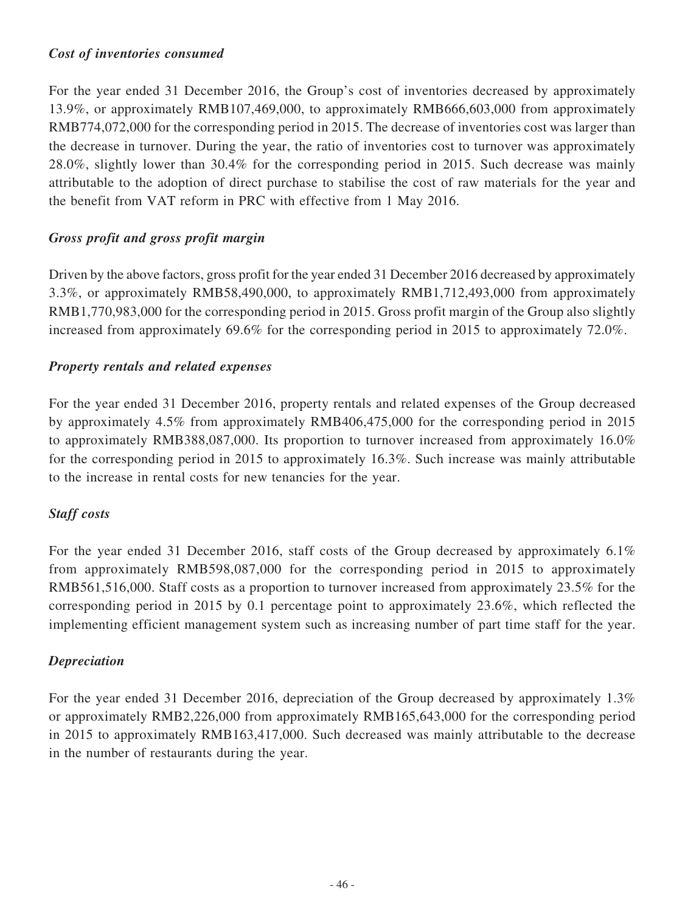***Cost of inventories consumed***

For the year ended 31 December 2016, the Group's cost of inventories decreased by approximately 13.9%, or approximately RMB107,469,000, to approximately RMB666,603,000 from approximately RMB774,072,000 for the corresponding period in 2015. The decrease of inventories cost was larger than the decrease in turnover. During the year, the ratio of inventories cost to turnover was approximately 28.0%, slightly lower than 30.4% for the corresponding period in 2015. Such decrease was mainly attributable to the adoption of direct purchase to stabilise the cost of raw materials for the year and the benefit from VAT reform in PRC with effective from 1 May 2016.

***Gross profit and gross profit margin***

Driven by the above factors, gross profit for the year ended 31 December 2016 decreased by approximately 3.3%, or approximately RMB58,490,000, to approximately RMB1,712,493,000 from approximately RMB1,770,983,000 for the corresponding period in 2015. Gross profit margin of the Group also slightly increased from approximately 69.6% for the corresponding period in 2015 to approximately 72.0%.

***Property rentals and related expenses***

For the year ended 31 December 2016, property rentals and related expenses of the Group decreased by approximately 4.5% from approximately RMB406,475,000 for the corresponding period in 2015 to approximately RMB388,087,000. Its proportion to turnover increased from approximately 16.0% for the corresponding period in 2015 to approximately 16.3%. Such increase was mainly attributable to the increase in rental costs for new tenancies for the year.

***Staff costs***

For the year ended 31 December 2016, staff costs of the Group decreased by approximately 6.1% from approximately RMB598,087,000 for the corresponding period in 2015 to approximately RMB561,516,000. Staff costs as a proportion to turnover increased from approximately 23.5% for the corresponding period in 2015 by 0.1 percentage point to approximately 23.6%, which reflected the implementing efficient management system such as increasing number of part time staff for the year.

***Depreciation***

For the year ended 31 December 2016, depreciation of the Group decreased by approximately 1.3% or approximately RMB2,226,000 from approximately RMB165,643,000 for the corresponding period in 2015 to approximately RMB163,417,000. Such decreased was mainly attributable to the decrease in the number of restaurants during the year.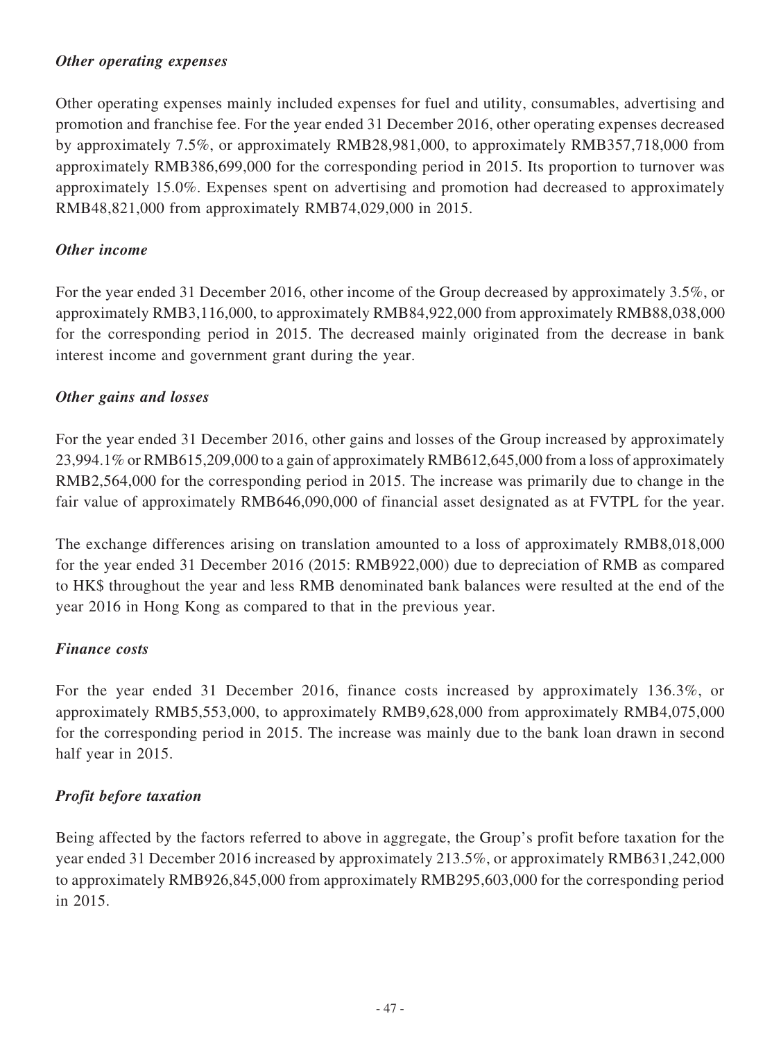### *Other operating expenses*

Other operating expenses mainly included expenses for fuel and utility, consumables, advertising and promotion and franchise fee. For the year ended 31 December 2016, other operating expenses decreased by approximately 7.5%, or approximately RMB28,981,000, to approximately RMB357,718,000 from approximately RMB386,699,000 for the corresponding period in 2015. Its proportion to turnover was approximately 15.0%. Expenses spent on advertising and promotion had decreased to approximately RMB48,821,000 from approximately RMB74,029,000 in 2015.

### *Other income*

For the year ended 31 December 2016, other income of the Group decreased by approximately 3.5%, or approximately RMB3,116,000, to approximately RMB84,922,000 from approximately RMB88,038,000 for the corresponding period in 2015. The decreased mainly originated from the decrease in bank interest income and government grant during the year.

### *Other gains and losses*

For the year ended 31 December 2016, other gains and losses of the Group increased by approximately 23,994.1% or RMB615,209,000 to a gain of approximately RMB612,645,000 from a loss of approximately RMB2,564,000 for the corresponding period in 2015. The increase was primarily due to change in the fair value of approximately RMB646,090,000 of financial asset designated as at FVTPL for the year.

The exchange differences arising on translation amounted to a loss of approximately RMB8,018,000 for the year ended 31 December 2016 (2015: RMB922,000) due to depreciation of RMB as compared to HK$ throughout the year and less RMB denominated bank balances were resulted at the end of the year 2016 in Hong Kong as compared to that in the previous year.

### *Finance costs*

For the year ended 31 December 2016, finance costs increased by approximately 136.3%, or approximately RMB5,553,000, to approximately RMB9,628,000 from approximately RMB4,075,000 for the corresponding period in 2015. The increase was mainly due to the bank loan drawn in second half year in 2015.

### *Profit before taxation*

Being affected by the factors referred to above in aggregate, the Group's profit before taxation for the year ended 31 December 2016 increased by approximately 213.5%, or approximately RMB631,242,000 to approximately RMB926,845,000 from approximately RMB295,603,000 for the corresponding period in 2015.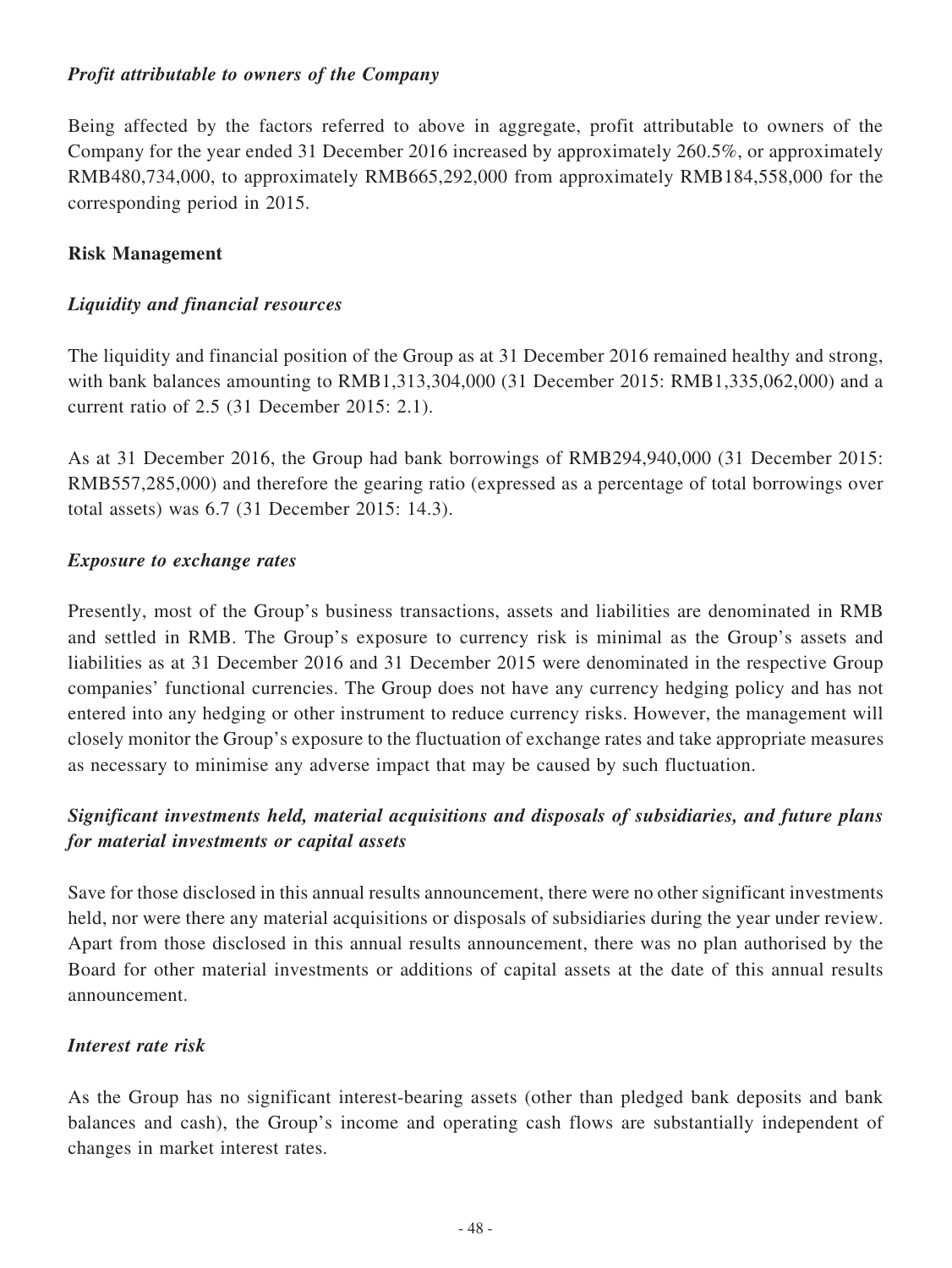*Profit attributable to owners of the Company*

Being affected by the factors referred to above in aggregate, profit attributable to owners of the Company for the year ended 31 December 2016 increased by approximately 260.5%, or approximately RMB480,734,000, to approximately RMB665,292,000 from approximately RMB184,558,000 for the corresponding period in 2015.

**Risk Management**

*Liquidity and financial resources*

The liquidity and financial position of the Group as at 31 December 2016 remained healthy and strong, with bank balances amounting to RMB1,313,304,000 (31 December 2015: RMB1,335,062,000) and a current ratio of 2.5 (31 December 2015: 2.1).

As at 31 December 2016, the Group had bank borrowings of RMB294,940,000 (31 December 2015: RMB557,285,000) and therefore the gearing ratio (expressed as a percentage of total borrowings over total assets) was 6.7 (31 December 2015: 14.3).

*Exposure to exchange rates*

Presently, most of the Group's business transactions, assets and liabilities are denominated in RMB and settled in RMB. The Group's exposure to currency risk is minimal as the Group's assets and liabilities as at 31 December 2016 and 31 December 2015 were denominated in the respective Group companies' functional currencies. The Group does not have any currency hedging policy and has not entered into any hedging or other instrument to reduce currency risks. However, the management will closely monitor the Group's exposure to the fluctuation of exchange rates and take appropriate measures as necessary to minimise any adverse impact that may be caused by such fluctuation.

*Significant investments held, material acquisitions and disposals of subsidiaries, and future plans for material investments or capital assets*

Save for those disclosed in this annual results announcement, there were no other significant investments held, nor were there any material acquisitions or disposals of subsidiaries during the year under review. Apart from those disclosed in this annual results announcement, there was no plan authorised by the Board for other material investments or additions of capital assets at the date of this annual results announcement.

*Interest rate risk*

As the Group has no significant interest-bearing assets (other than pledged bank deposits and bank balances and cash), the Group's income and operating cash flows are substantially independent of changes in market interest rates.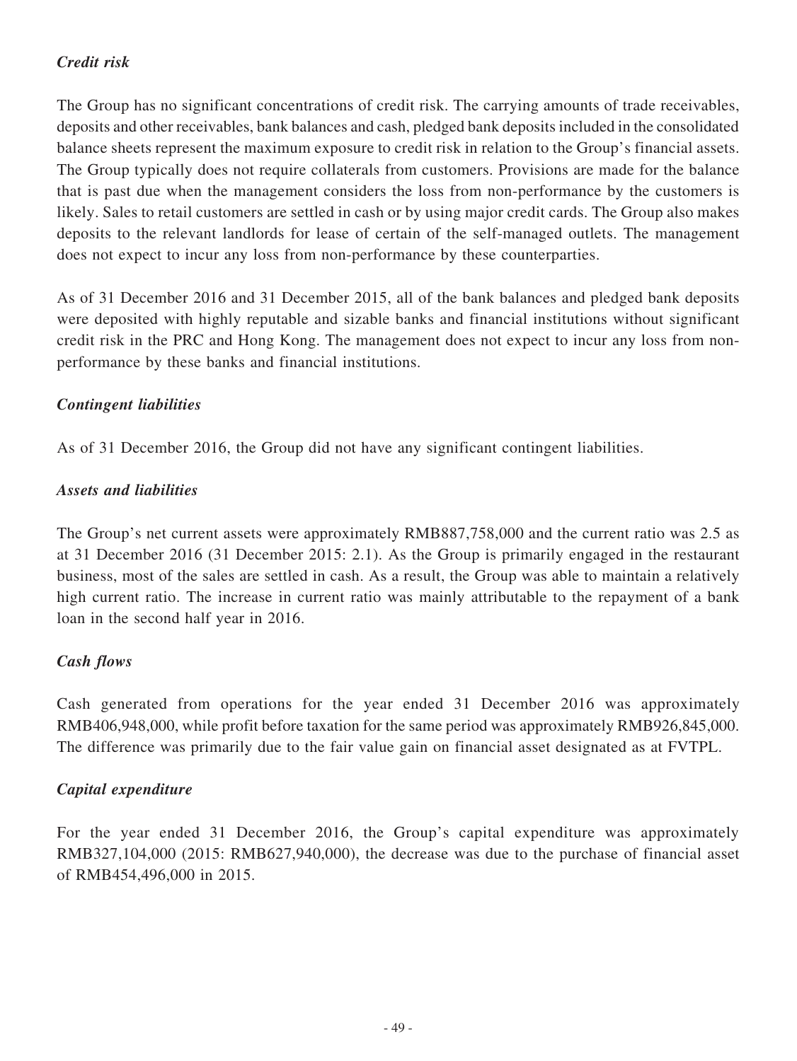### *Credit risk*

The Group has no significant concentrations of credit risk. The carrying amounts of trade receivables, deposits and other receivables, bank balances and cash, pledged bank deposits included in the consolidated balance sheets represent the maximum exposure to credit risk in relation to the Group's financial assets. The Group typically does not require collaterals from customers. Provisions are made for the balance that is past due when the management considers the loss from non-performance by the customers is likely. Sales to retail customers are settled in cash or by using major credit cards. The Group also makes deposits to the relevant landlords for lease of certain of the self-managed outlets. The management does not expect to incur any loss from non-performance by these counterparties.

As of 31 December 2016 and 31 December 2015, all of the bank balances and pledged bank deposits were deposited with highly reputable and sizable banks and financial institutions without significant credit risk in the PRC and Hong Kong. The management does not expect to incur any loss from non-performance by these banks and financial institutions.

### *Contingent liabilities*

As of 31 December 2016, the Group did not have any significant contingent liabilities.

### *Assets and liabilities*

The Group's net current assets were approximately RMB887,758,000 and the current ratio was 2.5 as at 31 December 2016 (31 December 2015: 2.1). As the Group is primarily engaged in the restaurant business, most of the sales are settled in cash. As a result, the Group was able to maintain a relatively high current ratio. The increase in current ratio was mainly attributable to the repayment of a bank loan in the second half year in 2016.

### *Cash flows*

Cash generated from operations for the year ended 31 December 2016 was approximately RMB406,948,000, while profit before taxation for the same period was approximately RMB926,845,000. The difference was primarily due to the fair value gain on financial asset designated as at FVTPL.

### *Capital expenditure*

For the year ended 31 December 2016, the Group's capital expenditure was approximately RMB327,104,000 (2015: RMB627,940,000), the decrease was due to the purchase of financial asset of RMB454,496,000 in 2015.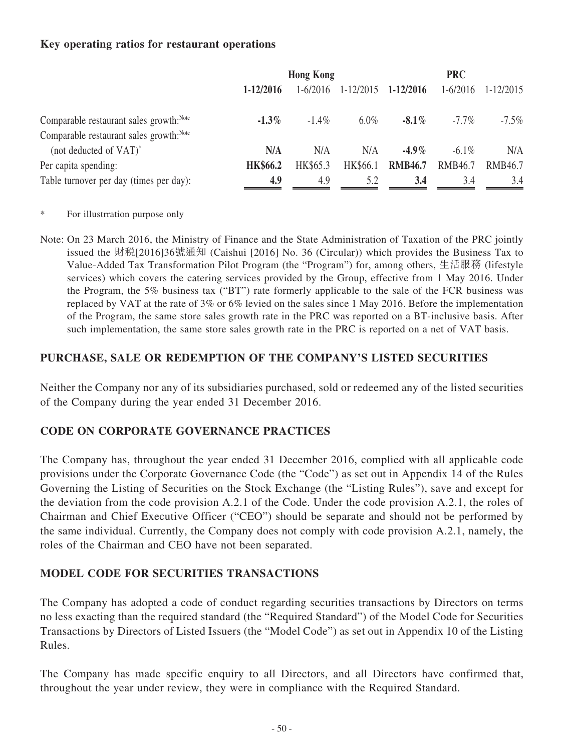**Key operating ratios for restaurant operations**

| | Hong Kong | | | PRC | | |
|---|---|---|---|---|---|---|
| | **1-12/2016** | 1-6/2016 | 1-12/2015 | **1-12/2016** | 1-6/2016 | 1-12/2015 |
| Comparable restaurant sales growth:[Note] | **-1.3%** | -1.4% | 6.0% | **-8.1%** | -7.7% | -7.5% |
| Comparable restaurant sales growth:[Note] (not deducted of VAT)* | **N/A** | N/A | N/A | **-4.9%** | -6.1% | N/A |
| Per capita spending: | **HK$66.2** | HK$65.3 | HK$66.1 | **RMB46.7** | RMB46.7 | RMB46.7 |
| Table turnover per day (times per day): | **4.9** | 4.9 | 5.2 | **3.4** | 3.4 | 3.4 |

\* For illustrration purpose only

Note: On 23 March 2016, the Ministry of Finance and the State Administration of Taxation of the PRC jointly issued the 財稅[2016]36號通知 (Caishui [2016] No. 36 (Circular)) which provides the Business Tax to Value-Added Tax Transformation Pilot Program (the "Program") for, among others, 生活服務 (lifestyle services) which covers the catering services provided by the Group, effective from 1 May 2016. Under the Program, the 5% business tax ("BT") rate formerly applicable to the sale of the FCR business was replaced by VAT at the rate of 3% or 6% levied on the sales since 1 May 2016. Before the implementation of the Program, the same store sales growth rate in the PRC was reported on a BT-inclusive basis. After such implementation, the same store sales growth rate in the PRC is reported on a net of VAT basis.

## PURCHASE, SALE OR REDEMPTION OF THE COMPANY'S LISTED SECURITIES

Neither the Company nor any of its subsidiaries purchased, sold or redeemed any of the listed securities of the Company during the year ended 31 December 2016.

## CODE ON CORPORATE GOVERNANCE PRACTICES

The Company has, throughout the year ended 31 December 2016, complied with all applicable code provisions under the Corporate Governance Code (the "Code") as set out in Appendix 14 of the Rules Governing the Listing of Securities on the Stock Exchange (the "Listing Rules"), save and except for the deviation from the code provision A.2.1 of the Code. Under the code provision A.2.1, the roles of Chairman and Chief Executive Officer ("CEO") should be separate and should not be performed by the same individual. Currently, the Company does not comply with code provision A.2.1, namely, the roles of the Chairman and CEO have not been separated.

## MODEL CODE FOR SECURITIES TRANSACTIONS

The Company has adopted a code of conduct regarding securities transactions by Directors on terms no less exacting than the required standard (the "Required Standard") of the Model Code for Securities Transactions by Directors of Listed Issuers (the "Model Code") as set out in Appendix 10 of the Listing Rules.

The Company has made specific enquiry to all Directors, and all Directors have confirmed that, throughout the year under review, they were in compliance with the Required Standard.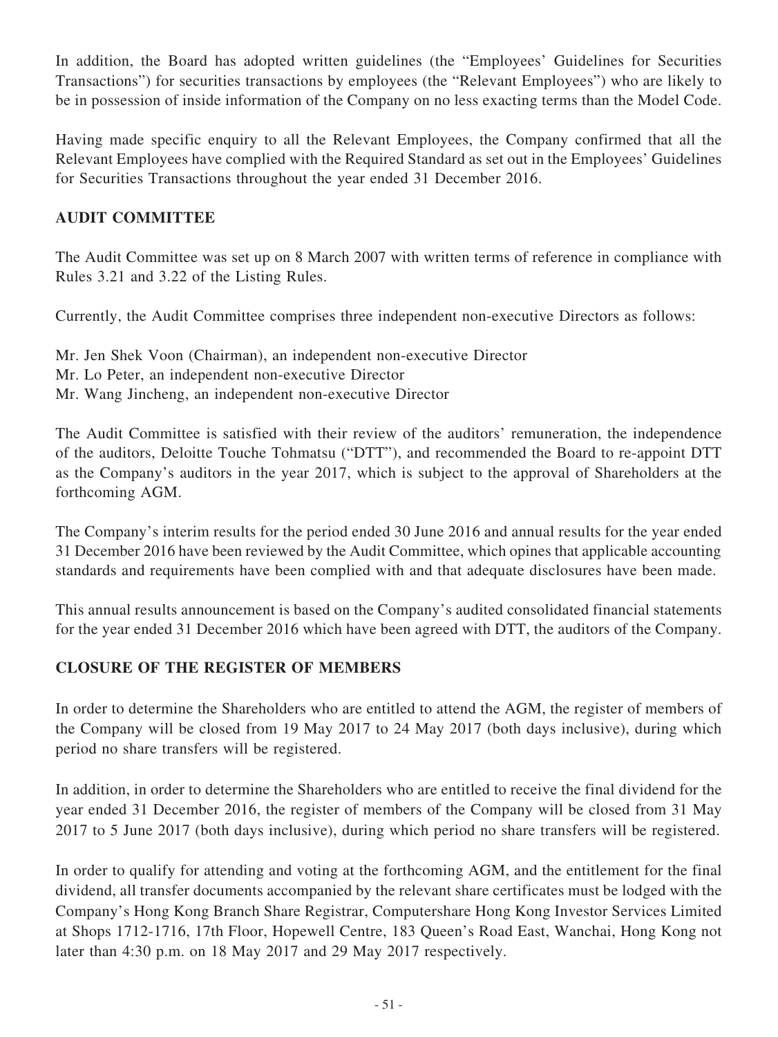In addition, the Board has adopted written guidelines (the "Employees' Guidelines for Securities Transactions") for securities transactions by employees (the "Relevant Employees") who are likely to be in possession of inside information of the Company on no less exacting terms than the Model Code.

Having made specific enquiry to all the Relevant Employees, the Company confirmed that all the Relevant Employees have complied with the Required Standard as set out in the Employees' Guidelines for Securities Transactions throughout the year ended 31 December 2016.

## AUDIT COMMITTEE

The Audit Committee was set up on 8 March 2007 with written terms of reference in compliance with Rules 3.21 and 3.22 of the Listing Rules.

Currently, the Audit Committee comprises three independent non-executive Directors as follows:

Mr. Jen Shek Voon (Chairman), an independent non-executive Director
Mr. Lo Peter, an independent non-executive Director
Mr. Wang Jincheng, an independent non-executive Director

The Audit Committee is satisfied with their review of the auditors' remuneration, the independence of the auditors, Deloitte Touche Tohmatsu ("DTT"), and recommended the Board to re-appoint DTT as the Company's auditors in the year 2017, which is subject to the approval of Shareholders at the forthcoming AGM.

The Company's interim results for the period ended 30 June 2016 and annual results for the year ended 31 December 2016 have been reviewed by the Audit Committee, which opines that applicable accounting standards and requirements have been complied with and that adequate disclosures have been made.

This annual results announcement is based on the Company's audited consolidated financial statements for the year ended 31 December 2016 which have been agreed with DTT, the auditors of the Company.

## CLOSURE OF THE REGISTER OF MEMBERS

In order to determine the Shareholders who are entitled to attend the AGM, the register of members of the Company will be closed from 19 May 2017 to 24 May 2017 (both days inclusive), during which period no share transfers will be registered.

In addition, in order to determine the Shareholders who are entitled to receive the final dividend for the year ended 31 December 2016, the register of members of the Company will be closed from 31 May 2017 to 5 June 2017 (both days inclusive), during which period no share transfers will be registered.

In order to qualify for attending and voting at the forthcoming AGM, and the entitlement for the final dividend, all transfer documents accompanied by the relevant share certificates must be lodged with the Company's Hong Kong Branch Share Registrar, Computershare Hong Kong Investor Services Limited at Shops 1712-1716, 17th Floor, Hopewell Centre, 183 Queen's Road East, Wanchai, Hong Kong not later than 4:30 p.m. on 18 May 2017 and 29 May 2017 respectively.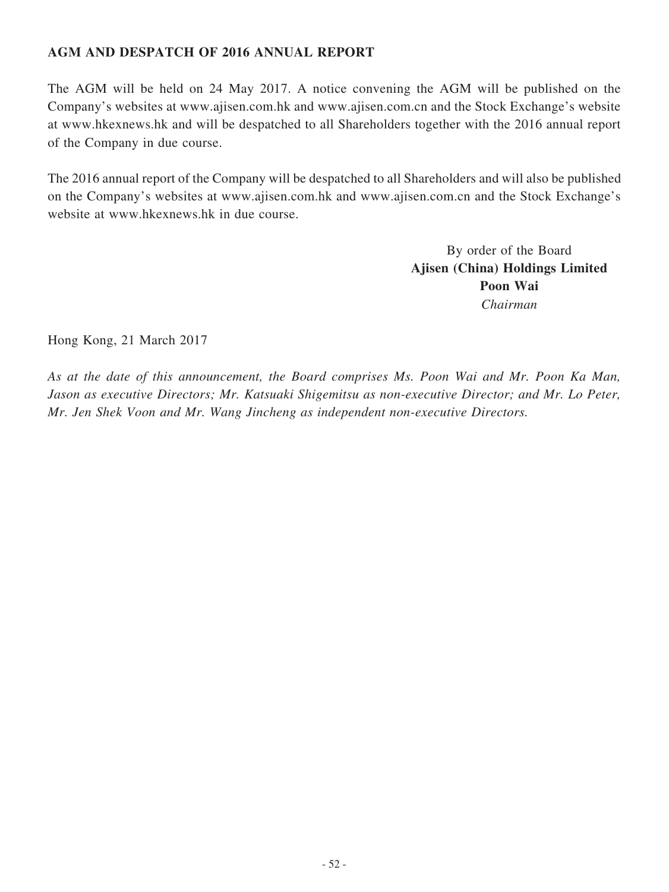## AGM AND DESPATCH OF 2016 ANNUAL REPORT

The AGM will be held on 24 May 2017. A notice convening the AGM will be published on the Company's websites at www.ajisen.com.hk and www.ajisen.com.cn and the Stock Exchange's website at www.hkexnews.hk and will be despatched to all Shareholders together with the 2016 annual report of the Company in due course.

The 2016 annual report of the Company will be despatched to all Shareholders and will also be published on the Company's websites at www.ajisen.com.hk and www.ajisen.com.cn and the Stock Exchange's website at www.hkexnews.hk in due course.

By order of the Board
**Ajisen (China) Holdings Limited**
**Poon Wai**
*Chairman*

Hong Kong, 21 March 2017

*As at the date of this announcement, the Board comprises Ms. Poon Wai and Mr. Poon Ka Man, Jason as executive Directors; Mr. Katsuaki Shigemitsu as non-executive Director; and Mr. Lo Peter, Mr. Jen Shek Voon and Mr. Wang Jincheng as independent non-executive Directors.*